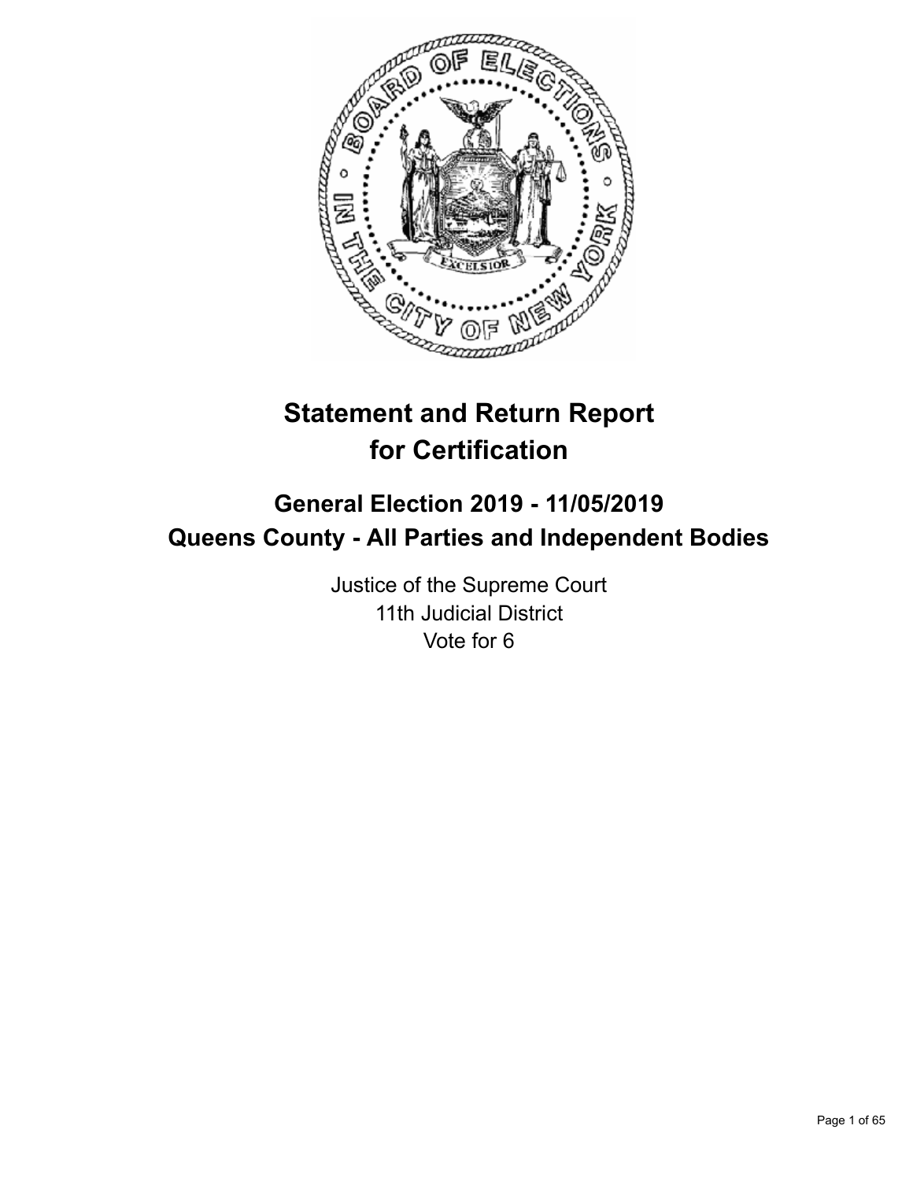# Statement and Return Report for Certification

## General Election 2019 - 11/05/2019
## Queens County - All Parties and Independent Bodies

Justice of the Supreme Court
11th Judicial District
Vote for 6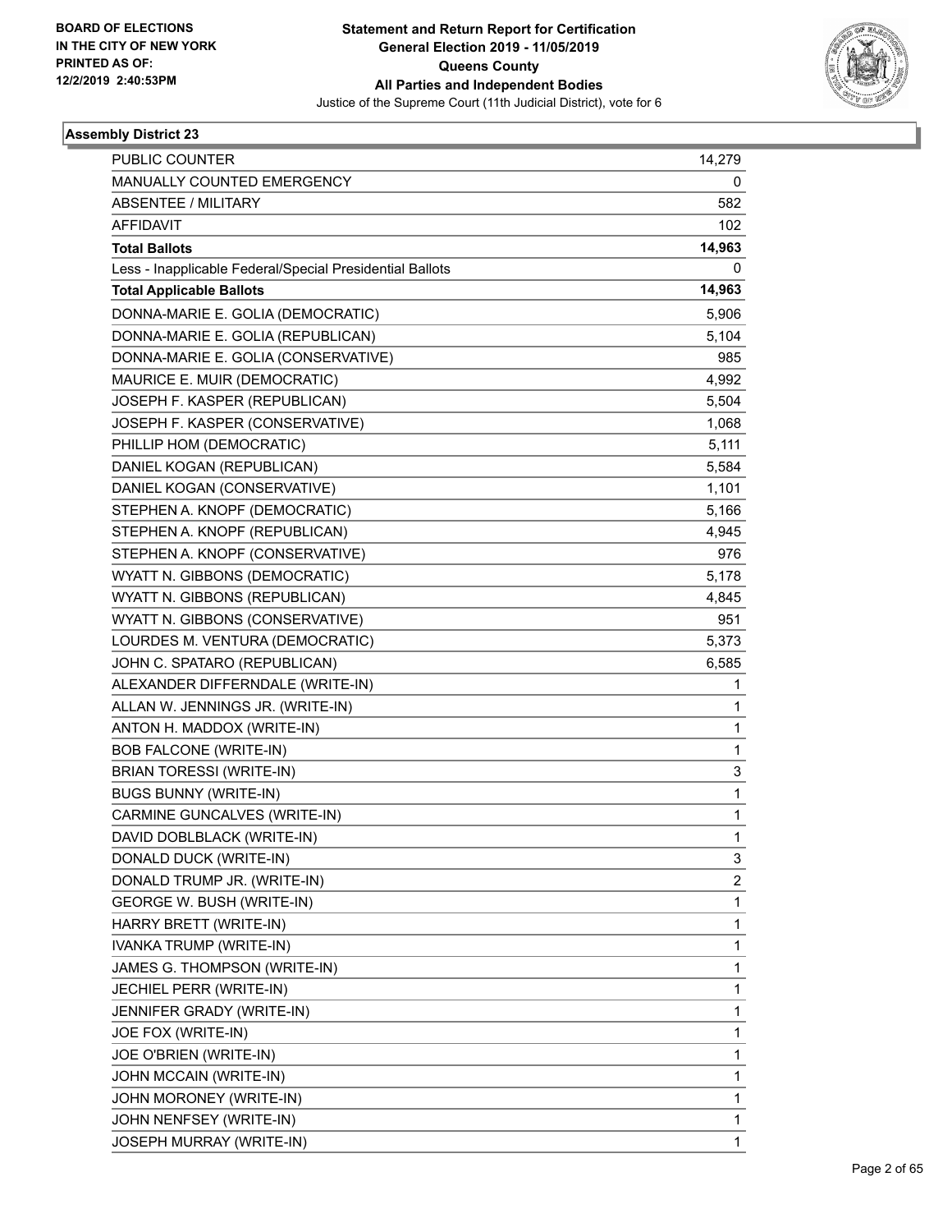BOARD OF ELECTIONS
IN THE CITY OF NEW YORK
PRINTED AS OF:
12/2/2019 2:40:53PM

**Statement and Return Report for Certification**
**General Election 2019 - 11/05/2019**
**Queens County**
**All Parties and Independent Bodies**
Justice of the Supreme Court (11th Judicial District), vote for 6

### Assembly District 23

| | |
|---|---|
| PUBLIC COUNTER | 14,279 |
| MANUALLY COUNTED EMERGENCY | 0 |
| ABSENTEE / MILITARY | 582 |
| AFFIDAVIT | 102 |
| **Total Ballots** | **14,963** |
| Less - Inapplicable Federal/Special Presidential Ballots | 0 |
| **Total Applicable Ballots** | **14,963** |
| DONNA-MARIE E. GOLIA (DEMOCRATIC) | 5,906 |
| DONNA-MARIE E. GOLIA (REPUBLICAN) | 5,104 |
| DONNA-MARIE E. GOLIA (CONSERVATIVE) | 985 |
| MAURICE E. MUIR (DEMOCRATIC) | 4,992 |
| JOSEPH F. KASPER (REPUBLICAN) | 5,504 |
| JOSEPH F. KASPER (CONSERVATIVE) | 1,068 |
| PHILLIP HOM (DEMOCRATIC) | 5,111 |
| DANIEL KOGAN (REPUBLICAN) | 5,584 |
| DANIEL KOGAN (CONSERVATIVE) | 1,101 |
| STEPHEN A. KNOPF (DEMOCRATIC) | 5,166 |
| STEPHEN A. KNOPF (REPUBLICAN) | 4,945 |
| STEPHEN A. KNOPF (CONSERVATIVE) | 976 |
| WYATT N. GIBBONS (DEMOCRATIC) | 5,178 |
| WYATT N. GIBBONS (REPUBLICAN) | 4,845 |
| WYATT N. GIBBONS (CONSERVATIVE) | 951 |
| LOURDES M. VENTURA (DEMOCRATIC) | 5,373 |
| JOHN C. SPATARO (REPUBLICAN) | 6,585 |
| ALEXANDER DIFFERNDALE (WRITE-IN) | 1 |
| ALLAN W. JENNINGS JR. (WRITE-IN) | 1 |
| ANTON H. MADDOX (WRITE-IN) | 1 |
| BOB FALCONE (WRITE-IN) | 1 |
| BRIAN TORESSI (WRITE-IN) | 3 |
| BUGS BUNNY (WRITE-IN) | 1 |
| CARMINE GUNCALVES (WRITE-IN) | 1 |
| DAVID DOBLBLACK (WRITE-IN) | 1 |
| DONALD DUCK (WRITE-IN) | 3 |
| DONALD TRUMP JR. (WRITE-IN) | 2 |
| GEORGE W. BUSH (WRITE-IN) | 1 |
| HARRY BRETT (WRITE-IN) | 1 |
| IVANKA TRUMP (WRITE-IN) | 1 |
| JAMES G. THOMPSON (WRITE-IN) | 1 |
| JECHIEL PERR (WRITE-IN) | 1 |
| JENNIFER GRADY (WRITE-IN) | 1 |
| JOE FOX (WRITE-IN) | 1 |
| JOE O'BRIEN (WRITE-IN) | 1 |
| JOHN MCCAIN (WRITE-IN) | 1 |
| JOHN MORONEY (WRITE-IN) | 1 |
| JOHN NENFSEY (WRITE-IN) | 1 |
| JOSEPH MURRAY (WRITE-IN) | 1 |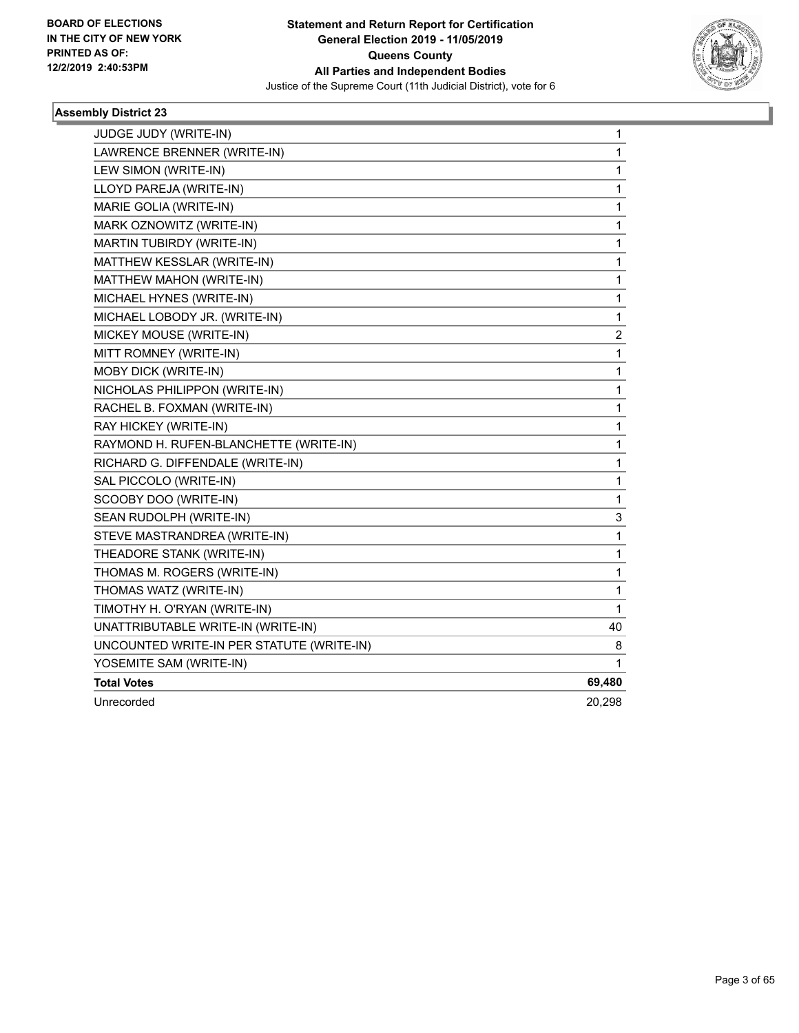**BOARD OF ELECTIONS IN THE CITY OF NEW YORK PRINTED AS OF: 12/2/2019 2:40:53PM**

**Statement and Return Report for Certification General Election 2019 - 11/05/2019 Queens County All Parties and Independent Bodies**

Justice of the Supreme Court (11th Judicial District), vote for 6

### Assembly District 23

| | |
|---|---|
| JUDGE JUDY (WRITE-IN) | 1 |
| LAWRENCE BRENNER (WRITE-IN) | 1 |
| LEW SIMON (WRITE-IN) | 1 |
| LLOYD PAREJA (WRITE-IN) | 1 |
| MARIE GOLIA (WRITE-IN) | 1 |
| MARK OZNOWITZ (WRITE-IN) | 1 |
| MARTIN TUBIRDY (WRITE-IN) | 1 |
| MATTHEW KESSLAR (WRITE-IN) | 1 |
| MATTHEW MAHON (WRITE-IN) | 1 |
| MICHAEL HYNES (WRITE-IN) | 1 |
| MICHAEL LOBODY JR. (WRITE-IN) | 1 |
| MICKEY MOUSE (WRITE-IN) | 2 |
| MITT ROMNEY (WRITE-IN) | 1 |
| MOBY DICK (WRITE-IN) | 1 |
| NICHOLAS PHILIPPON (WRITE-IN) | 1 |
| RACHEL B. FOXMAN (WRITE-IN) | 1 |
| RAY HICKEY (WRITE-IN) | 1 |
| RAYMOND H. RUFEN-BLANCHETTE (WRITE-IN) | 1 |
| RICHARD G. DIFFENDALE (WRITE-IN) | 1 |
| SAL PICCOLO (WRITE-IN) | 1 |
| SCOOBY DOO (WRITE-IN) | 1 |
| SEAN RUDOLPH (WRITE-IN) | 3 |
| STEVE MASTRANDREA (WRITE-IN) | 1 |
| THEADORE STANK (WRITE-IN) | 1 |
| THOMAS M. ROGERS (WRITE-IN) | 1 |
| THOMAS WATZ (WRITE-IN) | 1 |
| TIMOTHY H. O'RYAN (WRITE-IN) | 1 |
| UNATTRIBUTABLE WRITE-IN (WRITE-IN) | 40 |
| UNCOUNTED WRITE-IN PER STATUTE (WRITE-IN) | 8 |
| YOSEMITE SAM (WRITE-IN) | 1 |
| **Total Votes** | **69,480** |
| Unrecorded | 20,298 |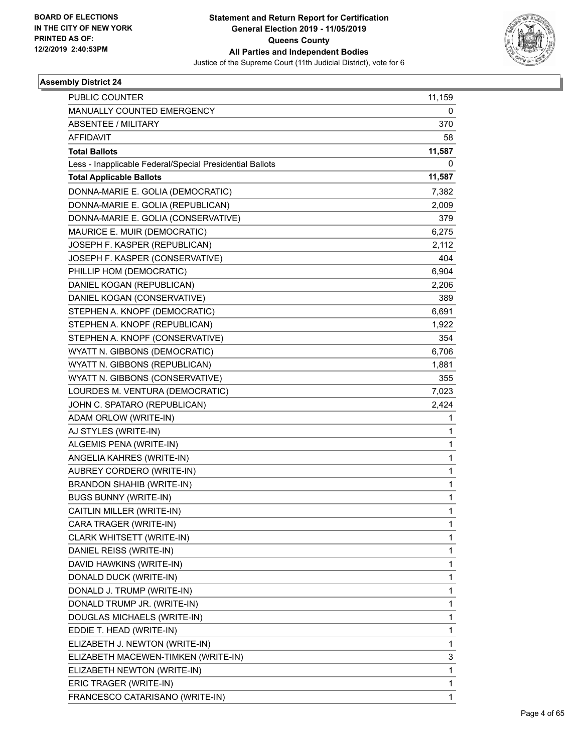BOARD OF ELECTIONS
IN THE CITY OF NEW YORK
PRINTED AS OF:
12/2/2019 2:40:53PM

**Statement and Return Report for Certification**
**General Election 2019 - 11/05/2019**
**Queens County**
**All Parties and Independent Bodies**
Justice of the Supreme Court (11th Judicial District), vote for 6

### Assembly District 24

| | |
|---|---|
| PUBLIC COUNTER | 11,159 |
| MANUALLY COUNTED EMERGENCY | 0 |
| ABSENTEE / MILITARY | 370 |
| AFFIDAVIT | 58 |
| **Total Ballots** | **11,587** |
| Less - Inapplicable Federal/Special Presidential Ballots | 0 |
| **Total Applicable Ballots** | **11,587** |
| DONNA-MARIE E. GOLIA (DEMOCRATIC) | 7,382 |
| DONNA-MARIE E. GOLIA (REPUBLICAN) | 2,009 |
| DONNA-MARIE E. GOLIA (CONSERVATIVE) | 379 |
| MAURICE E. MUIR (DEMOCRATIC) | 6,275 |
| JOSEPH F. KASPER (REPUBLICAN) | 2,112 |
| JOSEPH F. KASPER (CONSERVATIVE) | 404 |
| PHILLIP HOM (DEMOCRATIC) | 6,904 |
| DANIEL KOGAN (REPUBLICAN) | 2,206 |
| DANIEL KOGAN (CONSERVATIVE) | 389 |
| STEPHEN A. KNOPF (DEMOCRATIC) | 6,691 |
| STEPHEN A. KNOPF (REPUBLICAN) | 1,922 |
| STEPHEN A. KNOPF (CONSERVATIVE) | 354 |
| WYATT N. GIBBONS (DEMOCRATIC) | 6,706 |
| WYATT N. GIBBONS (REPUBLICAN) | 1,881 |
| WYATT N. GIBBONS (CONSERVATIVE) | 355 |
| LOURDES M. VENTURA (DEMOCRATIC) | 7,023 |
| JOHN C. SPATARO (REPUBLICAN) | 2,424 |
| ADAM ORLOW (WRITE-IN) | 1 |
| AJ STYLES (WRITE-IN) | 1 |
| ALGEMIS PENA (WRITE-IN) | 1 |
| ANGELIA KAHRES (WRITE-IN) | 1 |
| AUBREY CORDERO (WRITE-IN) | 1 |
| BRANDON SHAHIB (WRITE-IN) | 1 |
| BUGS BUNNY (WRITE-IN) | 1 |
| CAITLIN MILLER (WRITE-IN) | 1 |
| CARA TRAGER (WRITE-IN) | 1 |
| CLARK WHITSETT (WRITE-IN) | 1 |
| DANIEL REISS (WRITE-IN) | 1 |
| DAVID HAWKINS (WRITE-IN) | 1 |
| DONALD DUCK (WRITE-IN) | 1 |
| DONALD J. TRUMP (WRITE-IN) | 1 |
| DONALD TRUMP JR. (WRITE-IN) | 1 |
| DOUGLAS MICHAELS (WRITE-IN) | 1 |
| EDDIE T. HEAD (WRITE-IN) | 1 |
| ELIZABETH J. NEWTON (WRITE-IN) | 1 |
| ELIZABETH MACEWEN-TIMKEN (WRITE-IN) | 3 |
| ELIZABETH NEWTON (WRITE-IN) | 1 |
| ERIC TRAGER (WRITE-IN) | 1 |
| FRANCESCO CATARISANO (WRITE-IN) | 1 |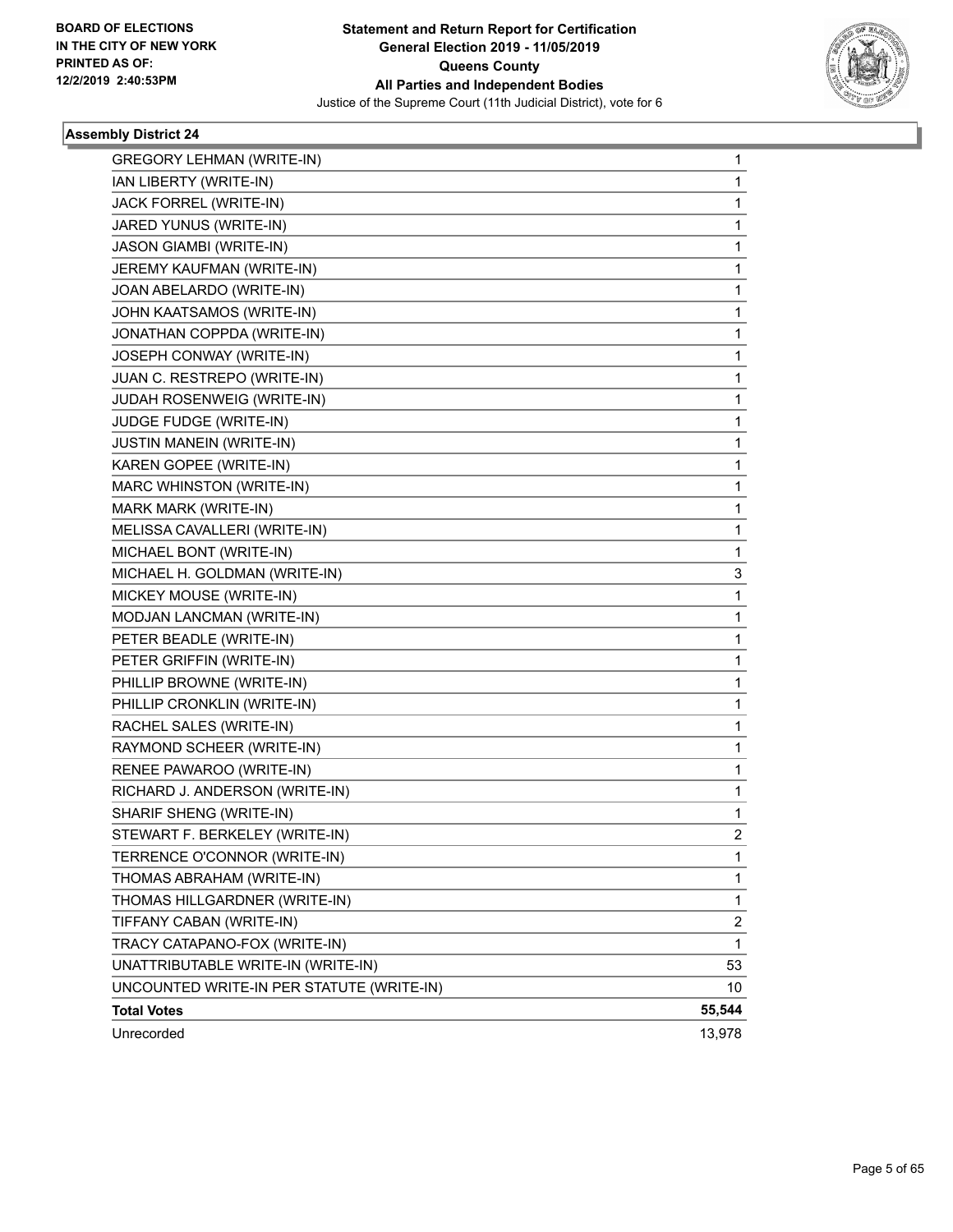### Assembly District 24

| | |
|---|---|
| GREGORY LEHMAN (WRITE-IN) | 1 |
| IAN LIBERTY (WRITE-IN) | 1 |
| JACK FORREL (WRITE-IN) | 1 |
| JARED YUNUS (WRITE-IN) | 1 |
| JASON GIAMBI (WRITE-IN) | 1 |
| JEREMY KAUFMAN (WRITE-IN) | 1 |
| JOAN ABELARDO (WRITE-IN) | 1 |
| JOHN KAATSAMOS (WRITE-IN) | 1 |
| JONATHAN COPPDA (WRITE-IN) | 1 |
| JOSEPH CONWAY (WRITE-IN) | 1 |
| JUAN C. RESTREPO (WRITE-IN) | 1 |
| JUDAH ROSENWEIG (WRITE-IN) | 1 |
| JUDGE FUDGE (WRITE-IN) | 1 |
| JUSTIN MANEIN (WRITE-IN) | 1 |
| KAREN GOPEE (WRITE-IN) | 1 |
| MARC WHINSTON (WRITE-IN) | 1 |
| MARK MARK (WRITE-IN) | 1 |
| MELISSA CAVALLERI (WRITE-IN) | 1 |
| MICHAEL BONT (WRITE-IN) | 1 |
| MICHAEL H. GOLDMAN (WRITE-IN) | 3 |
| MICKEY MOUSE (WRITE-IN) | 1 |
| MODJAN LANCMAN (WRITE-IN) | 1 |
| PETER BEADLE (WRITE-IN) | 1 |
| PETER GRIFFIN (WRITE-IN) | 1 |
| PHILLIP BROWNE (WRITE-IN) | 1 |
| PHILLIP CRONKLIN (WRITE-IN) | 1 |
| RACHEL SALES (WRITE-IN) | 1 |
| RAYMOND SCHEER (WRITE-IN) | 1 |
| RENEE PAWAROO (WRITE-IN) | 1 |
| RICHARD J. ANDERSON (WRITE-IN) | 1 |
| SHARIF SHENG (WRITE-IN) | 1 |
| STEWART F. BERKELEY (WRITE-IN) | 2 |
| TERRENCE O'CONNOR (WRITE-IN) | 1 |
| THOMAS ABRAHAM (WRITE-IN) | 1 |
| THOMAS HILLGARDNER (WRITE-IN) | 1 |
| TIFFANY CABAN (WRITE-IN) | 2 |
| TRACY CATAPANO-FOX (WRITE-IN) | 1 |
| UNATTRIBUTABLE WRITE-IN (WRITE-IN) | 53 |
| UNCOUNTED WRITE-IN PER STATUTE (WRITE-IN) | 10 |
| **Total Votes** | **55,544** |
| Unrecorded | 13,978 |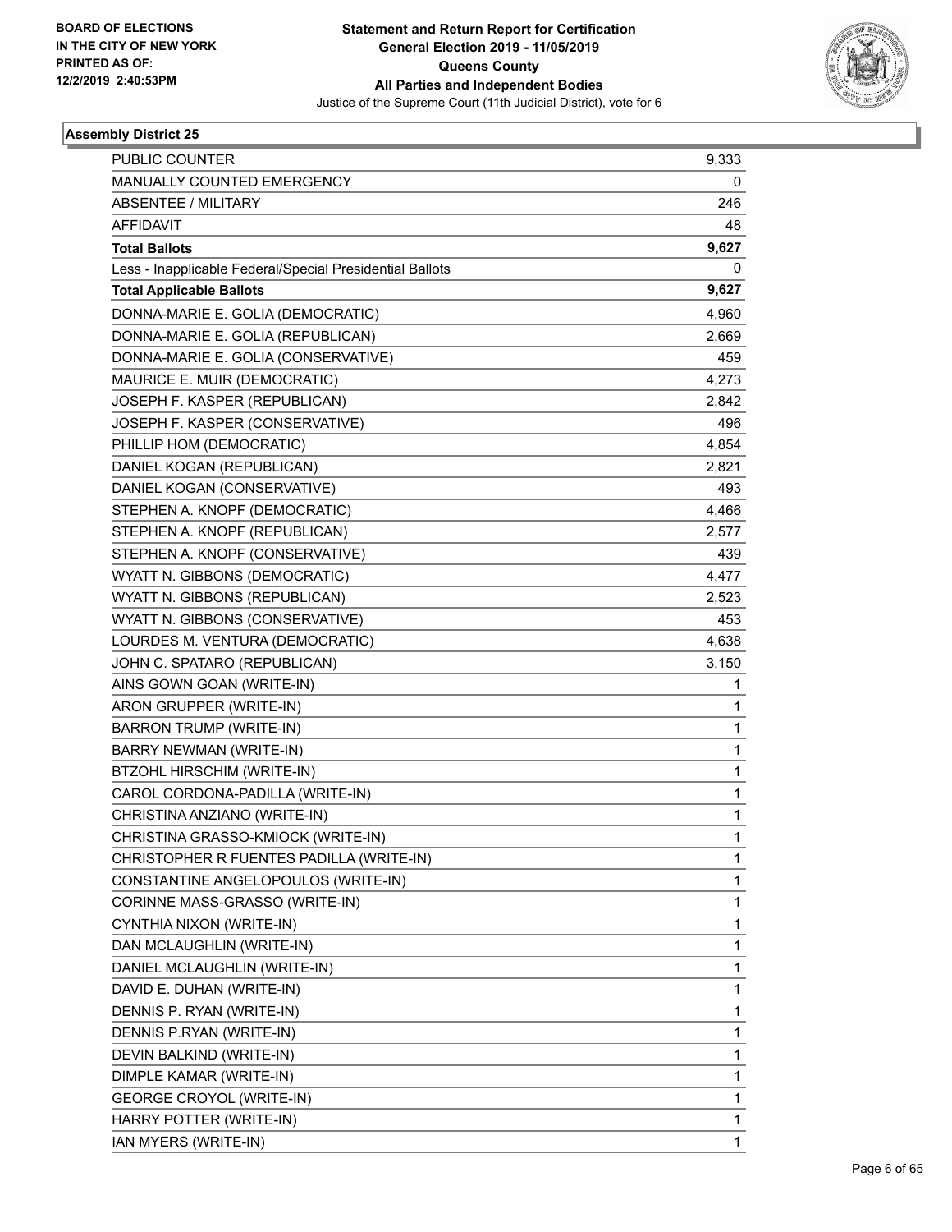**BOARD OF ELECTIONS IN THE CITY OF NEW YORK PRINTED AS OF: 12/2/2019 2:40:53PM**

# Statement and Return Report for Certification General Election 2019 - 11/05/2019 Queens County All Parties and Independent Bodies

Justice of the Supreme Court (11th Judicial District), vote for 6

## Assembly District 25

| | |
|---|---|
| PUBLIC COUNTER | 9,333 |
| MANUALLY COUNTED EMERGENCY | 0 |
| ABSENTEE / MILITARY | 246 |
| AFFIDAVIT | 48 |
| **Total Ballots** | **9,627** |
| Less - Inapplicable Federal/Special Presidential Ballots | 0 |
| **Total Applicable Ballots** | **9,627** |
| DONNA-MARIE E. GOLIA (DEMOCRATIC) | 4,960 |
| DONNA-MARIE E. GOLIA (REPUBLICAN) | 2,669 |
| DONNA-MARIE E. GOLIA (CONSERVATIVE) | 459 |
| MAURICE E. MUIR (DEMOCRATIC) | 4,273 |
| JOSEPH F. KASPER (REPUBLICAN) | 2,842 |
| JOSEPH F. KASPER (CONSERVATIVE) | 496 |
| PHILLIP HOM (DEMOCRATIC) | 4,854 |
| DANIEL KOGAN (REPUBLICAN) | 2,821 |
| DANIEL KOGAN (CONSERVATIVE) | 493 |
| STEPHEN A. KNOPF (DEMOCRATIC) | 4,466 |
| STEPHEN A. KNOPF (REPUBLICAN) | 2,577 |
| STEPHEN A. KNOPF (CONSERVATIVE) | 439 |
| WYATT N. GIBBONS (DEMOCRATIC) | 4,477 |
| WYATT N. GIBBONS (REPUBLICAN) | 2,523 |
| WYATT N. GIBBONS (CONSERVATIVE) | 453 |
| LOURDES M. VENTURA (DEMOCRATIC) | 4,638 |
| JOHN C. SPATARO (REPUBLICAN) | 3,150 |
| AINS GOWN GOAN (WRITE-IN) | 1 |
| ARON GRUPPER (WRITE-IN) | 1 |
| BARRON TRUMP (WRITE-IN) | 1 |
| BARRY NEWMAN (WRITE-IN) | 1 |
| BTZOHL HIRSCHIM (WRITE-IN) | 1 |
| CAROL CORDONA-PADILLA (WRITE-IN) | 1 |
| CHRISTINA ANZIANO (WRITE-IN) | 1 |
| CHRISTINA GRASSO-KMIOCK (WRITE-IN) | 1 |
| CHRISTOPHER R FUENTES PADILLA (WRITE-IN) | 1 |
| CONSTANTINE ANGELOPOULOS (WRITE-IN) | 1 |
| CORINNE MASS-GRASSO (WRITE-IN) | 1 |
| CYNTHIA NIXON (WRITE-IN) | 1 |
| DAN MCLAUGHLIN (WRITE-IN) | 1 |
| DANIEL MCLAUGHLIN (WRITE-IN) | 1 |
| DAVID E. DUHAN (WRITE-IN) | 1 |
| DENNIS P. RYAN (WRITE-IN) | 1 |
| DENNIS P.RYAN (WRITE-IN) | 1 |
| DEVIN BALKIND (WRITE-IN) | 1 |
| DIMPLE KAMAR (WRITE-IN) | 1 |
| GEORGE CROYOL (WRITE-IN) | 1 |
| HARRY POTTER (WRITE-IN) | 1 |
| IAN MYERS (WRITE-IN) | 1 |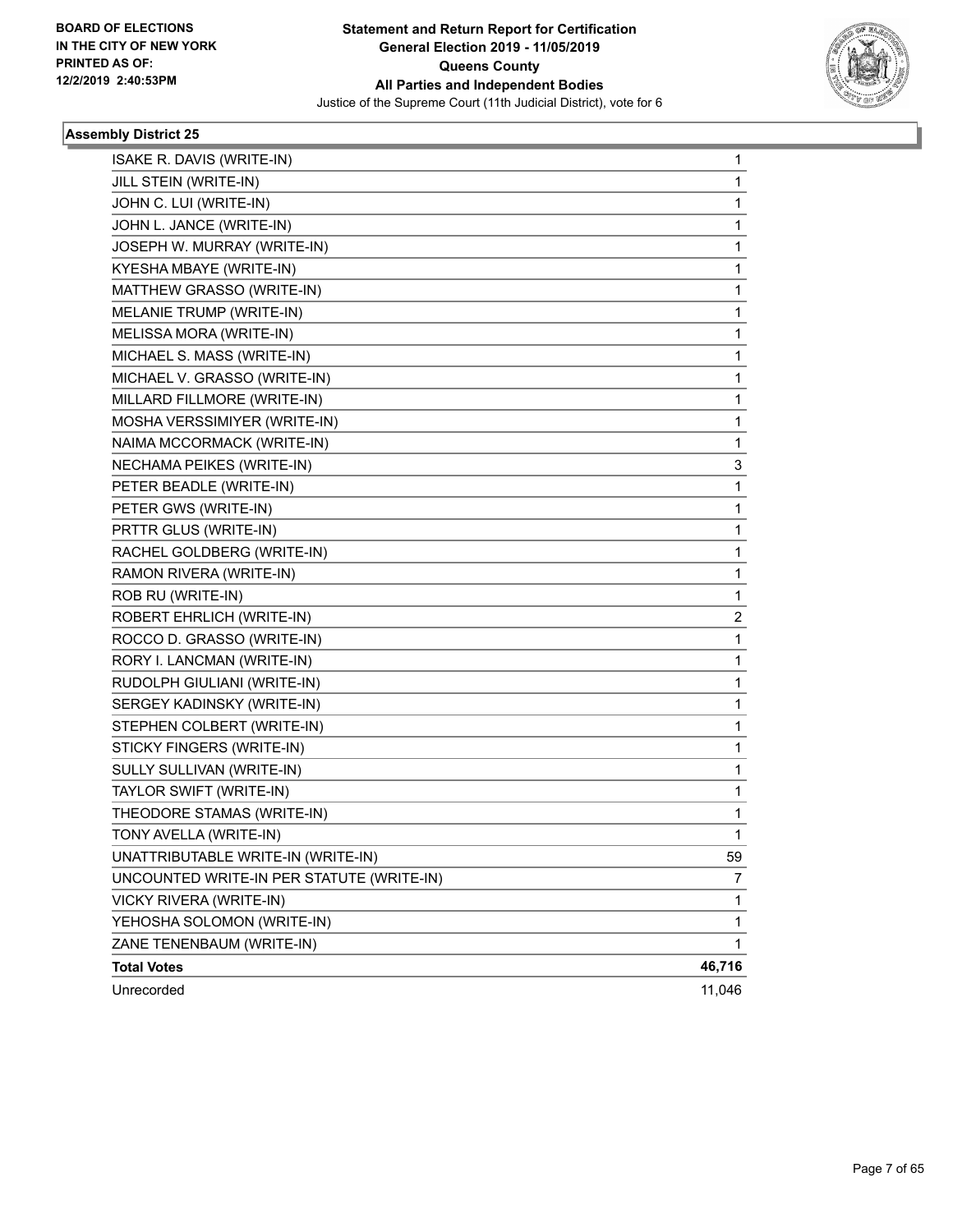**BOARD OF ELECTIONS IN THE CITY OF NEW YORK PRINTED AS OF: 12/2/2019 2:40:53PM**

**Statement and Return Report for Certification General Election 2019 - 11/05/2019 Queens County All Parties and Independent Bodies**
Justice of the Supreme Court (11th Judicial District), vote for 6

### Assembly District 25

| | |
|---|---|
| ISAKE R. DAVIS (WRITE-IN) | 1 |
| JILL STEIN (WRITE-IN) | 1 |
| JOHN C. LUI (WRITE-IN) | 1 |
| JOHN L. JANCE (WRITE-IN) | 1 |
| JOSEPH W. MURRAY (WRITE-IN) | 1 |
| KYESHA MBAYE (WRITE-IN) | 1 |
| MATTHEW GRASSO (WRITE-IN) | 1 |
| MELANIE TRUMP (WRITE-IN) | 1 |
| MELISSA MORA (WRITE-IN) | 1 |
| MICHAEL S. MASS (WRITE-IN) | 1 |
| MICHAEL V. GRASSO (WRITE-IN) | 1 |
| MILLARD FILLMORE (WRITE-IN) | 1 |
| MOSHA VERSSIMIYER (WRITE-IN) | 1 |
| NAIMA MCCORMACK (WRITE-IN) | 1 |
| NECHAMA PEIKES (WRITE-IN) | 3 |
| PETER BEADLE (WRITE-IN) | 1 |
| PETER GWS (WRITE-IN) | 1 |
| PRTTR GLUS (WRITE-IN) | 1 |
| RACHEL GOLDBERG (WRITE-IN) | 1 |
| RAMON RIVERA (WRITE-IN) | 1 |
| ROB RU (WRITE-IN) | 1 |
| ROBERT EHRLICH (WRITE-IN) | 2 |
| ROCCO D. GRASSO (WRITE-IN) | 1 |
| RORY I. LANCMAN (WRITE-IN) | 1 |
| RUDOLPH GIULIANI (WRITE-IN) | 1 |
| SERGEY KADINSKY (WRITE-IN) | 1 |
| STEPHEN COLBERT (WRITE-IN) | 1 |
| STICKY FINGERS (WRITE-IN) | 1 |
| SULLY SULLIVAN (WRITE-IN) | 1 |
| TAYLOR SWIFT (WRITE-IN) | 1 |
| THEODORE STAMAS (WRITE-IN) | 1 |
| TONY AVELLA (WRITE-IN) | 1 |
| UNATTRIBUTABLE WRITE-IN (WRITE-IN) | 59 |
| UNCOUNTED WRITE-IN PER STATUTE (WRITE-IN) | 7 |
| VICKY RIVERA (WRITE-IN) | 1 |
| YEHOSHA SOLOMON (WRITE-IN) | 1 |
| ZANE TENENBAUM (WRITE-IN) | 1 |
| **Total Votes** | **46,716** |
| Unrecorded | 11,046 |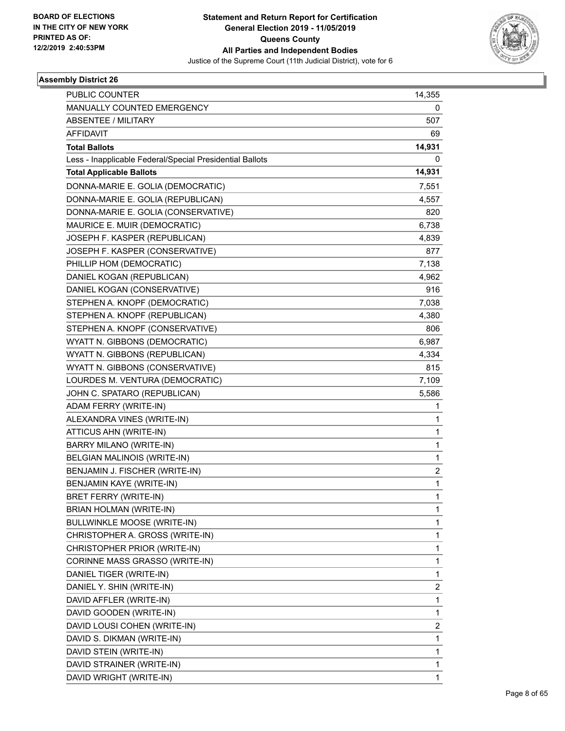**Statement and Return Report for Certification**
**General Election 2019 - 11/05/2019**
**Queens County**
**All Parties and Independent Bodies**
Justice of the Supreme Court (11th Judicial District), vote for 6

BOARD OF ELECTIONS
IN THE CITY OF NEW YORK
PRINTED AS OF:
12/2/2019 2:40:53PM

### Assembly District 26

| | |
|---|---|
| PUBLIC COUNTER | 14,355 |
| MANUALLY COUNTED EMERGENCY | 0 |
| ABSENTEE / MILITARY | 507 |
| AFFIDAVIT | 69 |
| **Total Ballots** | **14,931** |
| Less - Inapplicable Federal/Special Presidential Ballots | 0 |
| **Total Applicable Ballots** | **14,931** |
| DONNA-MARIE E. GOLIA (DEMOCRATIC) | 7,551 |
| DONNA-MARIE E. GOLIA (REPUBLICAN) | 4,557 |
| DONNA-MARIE E. GOLIA (CONSERVATIVE) | 820 |
| MAURICE E. MUIR (DEMOCRATIC) | 6,738 |
| JOSEPH F. KASPER (REPUBLICAN) | 4,839 |
| JOSEPH F. KASPER (CONSERVATIVE) | 877 |
| PHILLIP HOM (DEMOCRATIC) | 7,138 |
| DANIEL KOGAN (REPUBLICAN) | 4,962 |
| DANIEL KOGAN (CONSERVATIVE) | 916 |
| STEPHEN A. KNOPF (DEMOCRATIC) | 7,038 |
| STEPHEN A. KNOPF (REPUBLICAN) | 4,380 |
| STEPHEN A. KNOPF (CONSERVATIVE) | 806 |
| WYATT N. GIBBONS (DEMOCRATIC) | 6,987 |
| WYATT N. GIBBONS (REPUBLICAN) | 4,334 |
| WYATT N. GIBBONS (CONSERVATIVE) | 815 |
| LOURDES M. VENTURA (DEMOCRATIC) | 7,109 |
| JOHN C. SPATARO (REPUBLICAN) | 5,586 |
| ADAM FERRY (WRITE-IN) | 1 |
| ALEXANDRA VINES (WRITE-IN) | 1 |
| ATTICUS AHN (WRITE-IN) | 1 |
| BARRY MILANO (WRITE-IN) | 1 |
| BELGIAN MALINOIS (WRITE-IN) | 1 |
| BENJAMIN J. FISCHER (WRITE-IN) | 2 |
| BENJAMIN KAYE (WRITE-IN) | 1 |
| BRET FERRY (WRITE-IN) | 1 |
| BRIAN HOLMAN (WRITE-IN) | 1 |
| BULLWINKLE MOOSE (WRITE-IN) | 1 |
| CHRISTOPHER A. GROSS (WRITE-IN) | 1 |
| CHRISTOPHER PRIOR (WRITE-IN) | 1 |
| CORINNE MASS GRASSO (WRITE-IN) | 1 |
| DANIEL TIGER (WRITE-IN) | 1 |
| DANIEL Y. SHIN (WRITE-IN) | 2 |
| DAVID AFFLER (WRITE-IN) | 1 |
| DAVID GOODEN (WRITE-IN) | 1 |
| DAVID LOUSI COHEN (WRITE-IN) | 2 |
| DAVID S. DIKMAN (WRITE-IN) | 1 |
| DAVID STEIN (WRITE-IN) | 1 |
| DAVID STRAINER (WRITE-IN) | 1 |
| DAVID WRIGHT (WRITE-IN) | 1 |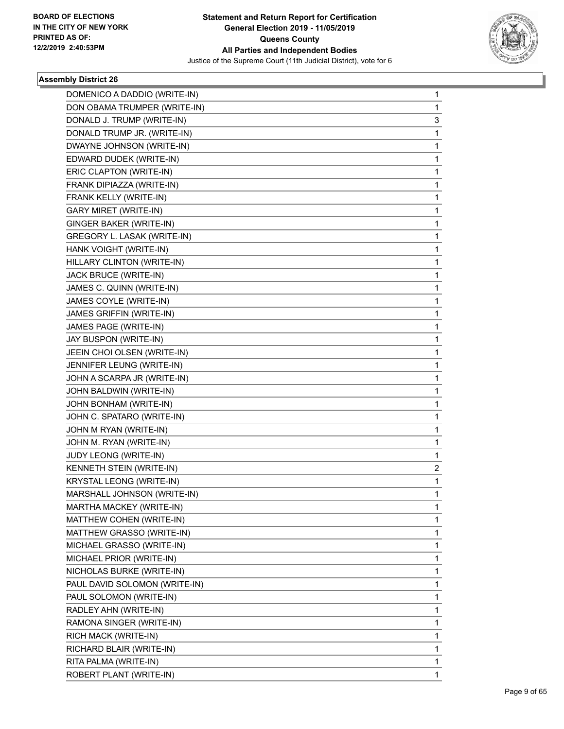**BOARD OF ELECTIONS IN THE CITY OF NEW YORK PRINTED AS OF: 12/2/2019 2:40:53PM**

**Statement and Return Report for Certification General Election 2019 - 11/05/2019 Queens County All Parties and Independent Bodies**

Justice of the Supreme Court (11th Judicial District), vote for 6

### Assembly District 26

| | |
|---|---|
| DOMENICO A DADDIO (WRITE-IN) | 1 |
| DON OBAMA TRUMPER (WRITE-IN) | 1 |
| DONALD J. TRUMP (WRITE-IN) | 3 |
| DONALD TRUMP JR. (WRITE-IN) | 1 |
| DWAYNE JOHNSON (WRITE-IN) | 1 |
| EDWARD DUDEK (WRITE-IN) | 1 |
| ERIC CLAPTON (WRITE-IN) | 1 |
| FRANK DIPIAZZA (WRITE-IN) | 1 |
| FRANK KELLY (WRITE-IN) | 1 |
| GARY MIRET (WRITE-IN) | 1 |
| GINGER BAKER (WRITE-IN) | 1 |
| GREGORY L. LASAK (WRITE-IN) | 1 |
| HANK VOIGHT (WRITE-IN) | 1 |
| HILLARY CLINTON (WRITE-IN) | 1 |
| JACK BRUCE (WRITE-IN) | 1 |
| JAMES C. QUINN (WRITE-IN) | 1 |
| JAMES COYLE (WRITE-IN) | 1 |
| JAMES GRIFFIN (WRITE-IN) | 1 |
| JAMES PAGE (WRITE-IN) | 1 |
| JAY BUSPON (WRITE-IN) | 1 |
| JEEIN CHOI OLSEN (WRITE-IN) | 1 |
| JENNIFER LEUNG (WRITE-IN) | 1 |
| JOHN A SCARPA JR (WRITE-IN) | 1 |
| JOHN BALDWIN (WRITE-IN) | 1 |
| JOHN BONHAM (WRITE-IN) | 1 |
| JOHN C. SPATARO (WRITE-IN) | 1 |
| JOHN M RYAN (WRITE-IN) | 1 |
| JOHN M. RYAN (WRITE-IN) | 1 |
| JUDY LEONG (WRITE-IN) | 1 |
| KENNETH STEIN (WRITE-IN) | 2 |
| KRYSTAL LEONG (WRITE-IN) | 1 |
| MARSHALL JOHNSON (WRITE-IN) | 1 |
| MARTHA MACKEY (WRITE-IN) | 1 |
| MATTHEW COHEN (WRITE-IN) | 1 |
| MATTHEW GRASSO (WRITE-IN) | 1 |
| MICHAEL GRASSO (WRITE-IN) | 1 |
| MICHAEL PRIOR (WRITE-IN) | 1 |
| NICHOLAS BURKE (WRITE-IN) | 1 |
| PAUL DAVID SOLOMON (WRITE-IN) | 1 |
| PAUL SOLOMON (WRITE-IN) | 1 |
| RADLEY AHN (WRITE-IN) | 1 |
| RAMONA SINGER (WRITE-IN) | 1 |
| RICH MACK (WRITE-IN) | 1 |
| RICHARD BLAIR (WRITE-IN) | 1 |
| RITA PALMA (WRITE-IN) | 1 |
| ROBERT PLANT (WRITE-IN) | 1 |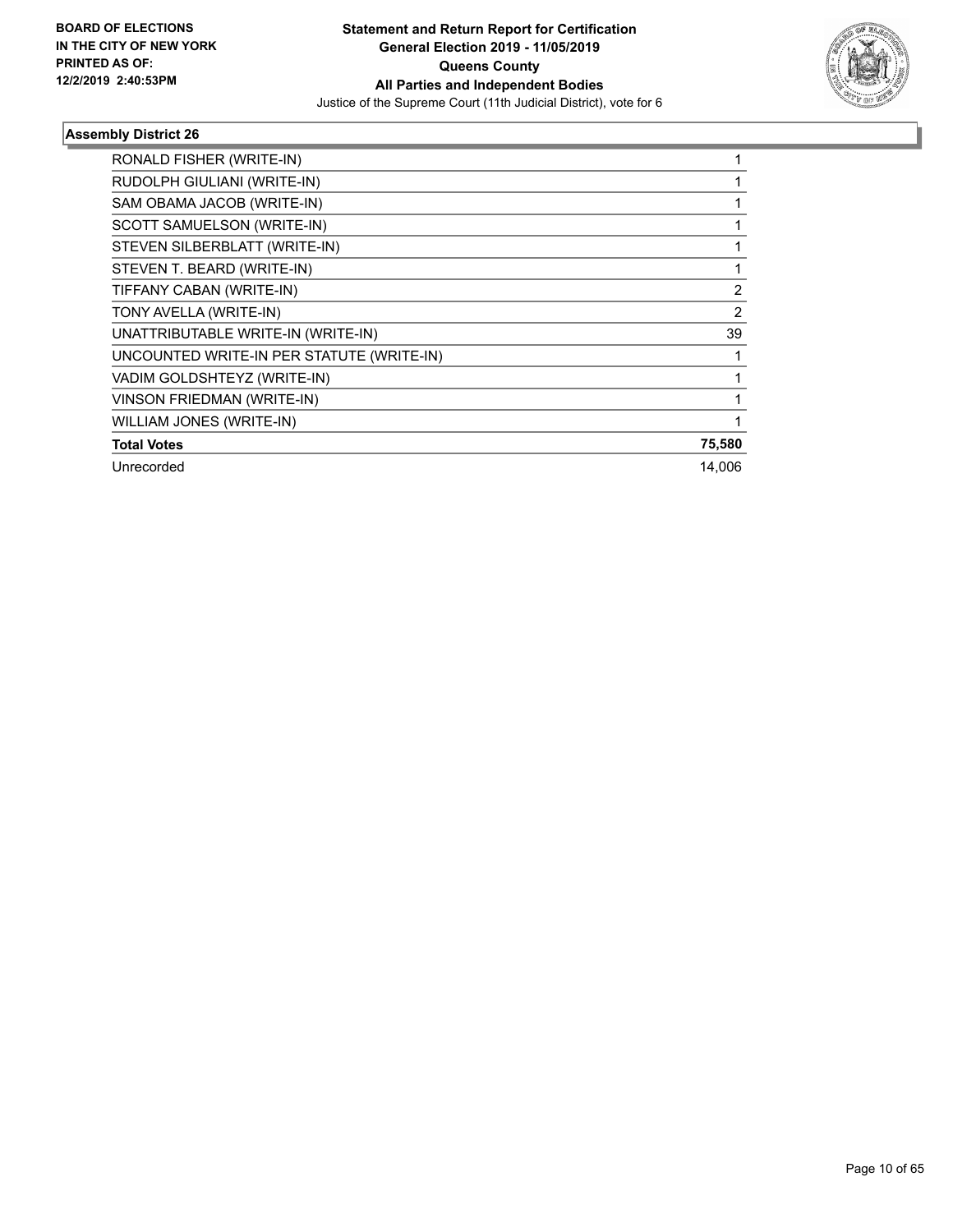## Assembly District 26

| | |
|---|---|
| RONALD FISHER (WRITE-IN) | 1 |
| RUDOLPH GIULIANI (WRITE-IN) | 1 |
| SAM OBAMA JACOB (WRITE-IN) | 1 |
| SCOTT SAMUELSON (WRITE-IN) | 1 |
| STEVEN SILBERBLATT (WRITE-IN) | 1 |
| STEVEN T. BEARD (WRITE-IN) | 1 |
| TIFFANY CABAN (WRITE-IN) | 2 |
| TONY AVELLA (WRITE-IN) | 2 |
| UNATTRIBUTABLE WRITE-IN (WRITE-IN) | 39 |
| UNCOUNTED WRITE-IN PER STATUTE (WRITE-IN) | 1 |
| VADIM GOLDSHTEYZ (WRITE-IN) | 1 |
| VINSON FRIEDMAN (WRITE-IN) | 1 |
| WILLIAM JONES (WRITE-IN) | 1 |
| **Total Votes** | **75,580** |
| Unrecorded | 14,006 |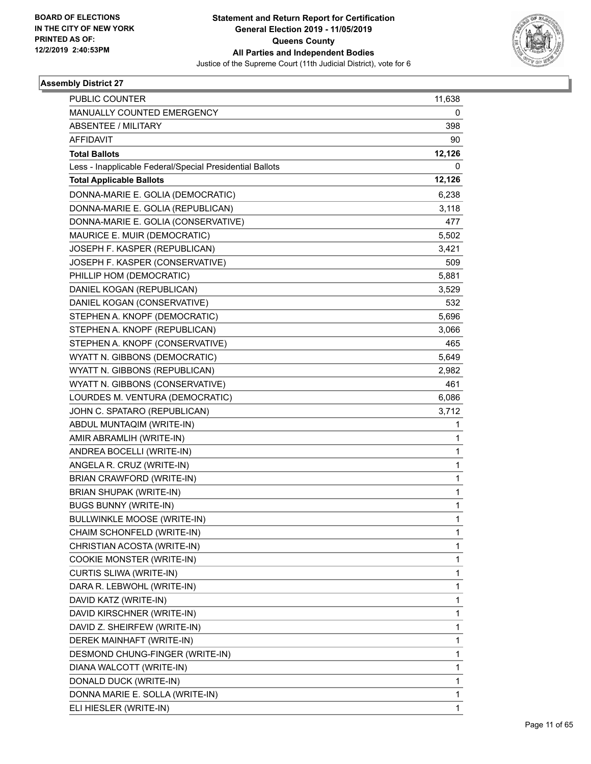BOARD OF ELECTIONS
IN THE CITY OF NEW YORK
PRINTED AS OF:
12/2/2019 2:40:53PM

**Statement and Return Report for Certification**
**General Election 2019 - 11/05/2019**
**Queens County**
**All Parties and Independent Bodies**
Justice of the Supreme Court (11th Judicial District), vote for 6

### Assembly District 27

| | |
|---|---|
| PUBLIC COUNTER | 11,638 |
| MANUALLY COUNTED EMERGENCY | 0 |
| ABSENTEE / MILITARY | 398 |
| AFFIDAVIT | 90 |
| **Total Ballots** | **12,126** |
| Less - Inapplicable Federal/Special Presidential Ballots | 0 |
| **Total Applicable Ballots** | **12,126** |
| DONNA-MARIE E. GOLIA (DEMOCRATIC) | 6,238 |
| DONNA-MARIE E. GOLIA (REPUBLICAN) | 3,118 |
| DONNA-MARIE E. GOLIA (CONSERVATIVE) | 477 |
| MAURICE E. MUIR (DEMOCRATIC) | 5,502 |
| JOSEPH F. KASPER (REPUBLICAN) | 3,421 |
| JOSEPH F. KASPER (CONSERVATIVE) | 509 |
| PHILLIP HOM (DEMOCRATIC) | 5,881 |
| DANIEL KOGAN (REPUBLICAN) | 3,529 |
| DANIEL KOGAN (CONSERVATIVE) | 532 |
| STEPHEN A. KNOPF (DEMOCRATIC) | 5,696 |
| STEPHEN A. KNOPF (REPUBLICAN) | 3,066 |
| STEPHEN A. KNOPF (CONSERVATIVE) | 465 |
| WYATT N. GIBBONS (DEMOCRATIC) | 5,649 |
| WYATT N. GIBBONS (REPUBLICAN) | 2,982 |
| WYATT N. GIBBONS (CONSERVATIVE) | 461 |
| LOURDES M. VENTURA (DEMOCRATIC) | 6,086 |
| JOHN C. SPATARO (REPUBLICAN) | 3,712 |
| ABDUL MUNTAQIM (WRITE-IN) | 1 |
| AMIR ABRAMLIH (WRITE-IN) | 1 |
| ANDREA BOCELLI (WRITE-IN) | 1 |
| ANGELA R. CRUZ (WRITE-IN) | 1 |
| BRIAN CRAWFORD (WRITE-IN) | 1 |
| BRIAN SHUPAK (WRITE-IN) | 1 |
| BUGS BUNNY (WRITE-IN) | 1 |
| BULLWINKLE MOOSE (WRITE-IN) | 1 |
| CHAIM SCHONFELD (WRITE-IN) | 1 |
| CHRISTIAN ACOSTA (WRITE-IN) | 1 |
| COOKIE MONSTER (WRITE-IN) | 1 |
| CURTIS SLIWA (WRITE-IN) | 1 |
| DARA R. LEBWOHL (WRITE-IN) | 1 |
| DAVID KATZ (WRITE-IN) | 1 |
| DAVID KIRSCHNER (WRITE-IN) | 1 |
| DAVID Z. SHEIRFEW (WRITE-IN) | 1 |
| DEREK MAINHAFT (WRITE-IN) | 1 |
| DESMOND CHUNG-FINGER (WRITE-IN) | 1 |
| DIANA WALCOTT (WRITE-IN) | 1 |
| DONALD DUCK (WRITE-IN) | 1 |
| DONNA MARIE E. SOLLA (WRITE-IN) | 1 |
| ELI HIESLER (WRITE-IN) | 1 |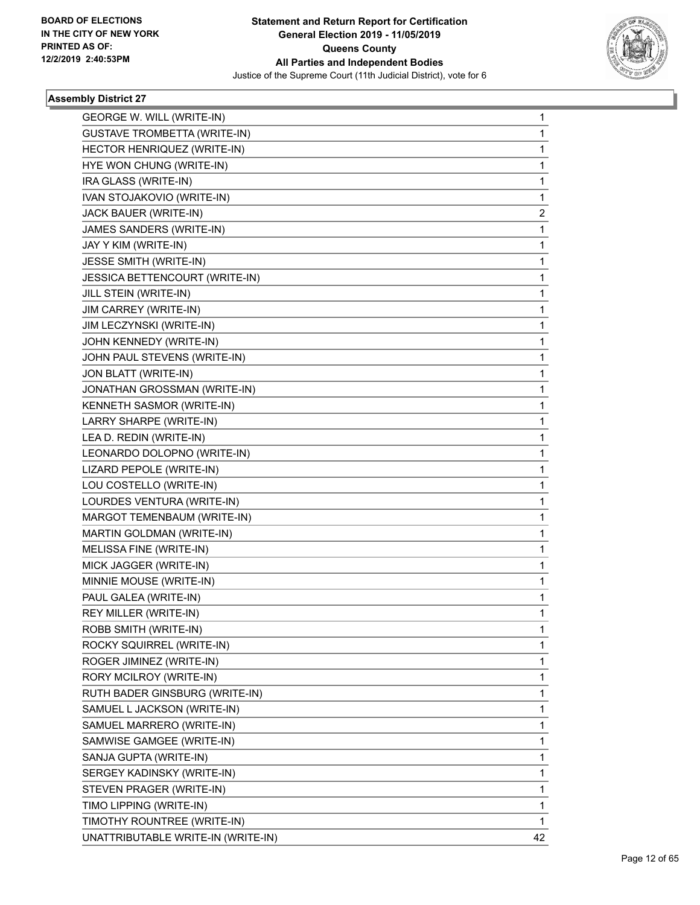BOARD OF ELECTIONS
IN THE CITY OF NEW YORK
PRINTED AS OF:
12/2/2019 2:40:53PM

**Statement and Return Report for Certification**
**General Election 2019 - 11/05/2019**
**Queens County**
**All Parties and Independent Bodies**
Justice of the Supreme Court (11th Judicial District), vote for 6

### Assembly District 27

| | |
|---|---|
| GEORGE W. WILL (WRITE-IN) | 1 |
| GUSTAVE TROMBETTA (WRITE-IN) | 1 |
| HECTOR HENRIQUEZ (WRITE-IN) | 1 |
| HYE WON CHUNG (WRITE-IN) | 1 |
| IRA GLASS (WRITE-IN) | 1 |
| IVAN STOJAKOVIO (WRITE-IN) | 1 |
| JACK BAUER (WRITE-IN) | 2 |
| JAMES SANDERS (WRITE-IN) | 1 |
| JAY Y KIM (WRITE-IN) | 1 |
| JESSE SMITH (WRITE-IN) | 1 |
| JESSICA BETTENCOURT (WRITE-IN) | 1 |
| JILL STEIN (WRITE-IN) | 1 |
| JIM CARREY (WRITE-IN) | 1 |
| JIM LECZYNSKI (WRITE-IN) | 1 |
| JOHN KENNEDY (WRITE-IN) | 1 |
| JOHN PAUL STEVENS (WRITE-IN) | 1 |
| JON BLATT (WRITE-IN) | 1 |
| JONATHAN GROSSMAN (WRITE-IN) | 1 |
| KENNETH SASMOR (WRITE-IN) | 1 |
| LARRY SHARPE (WRITE-IN) | 1 |
| LEA D. REDIN (WRITE-IN) | 1 |
| LEONARDO DOLOPNO (WRITE-IN) | 1 |
| LIZARD PEPOLE (WRITE-IN) | 1 |
| LOU COSTELLO (WRITE-IN) | 1 |
| LOURDES VENTURA (WRITE-IN) | 1 |
| MARGOT TEMENBAUM (WRITE-IN) | 1 |
| MARTIN GOLDMAN (WRITE-IN) | 1 |
| MELISSA FINE (WRITE-IN) | 1 |
| MICK JAGGER (WRITE-IN) | 1 |
| MINNIE MOUSE (WRITE-IN) | 1 |
| PAUL GALEA (WRITE-IN) | 1 |
| REY MILLER (WRITE-IN) | 1 |
| ROBB SMITH (WRITE-IN) | 1 |
| ROCKY SQUIRREL (WRITE-IN) | 1 |
| ROGER JIMINEZ (WRITE-IN) | 1 |
| RORY MCILROY (WRITE-IN) | 1 |
| RUTH BADER GINSBURG (WRITE-IN) | 1 |
| SAMUEL L JACKSON (WRITE-IN) | 1 |
| SAMUEL MARRERO (WRITE-IN) | 1 |
| SAMWISE GAMGEE (WRITE-IN) | 1 |
| SANJA GUPTA (WRITE-IN) | 1 |
| SERGEY KADINSKY (WRITE-IN) | 1 |
| STEVEN PRAGER (WRITE-IN) | 1 |
| TIMO LIPPING (WRITE-IN) | 1 |
| TIMOTHY ROUNTREE (WRITE-IN) | 1 |
| UNATTRIBUTABLE WRITE-IN (WRITE-IN) | 42 |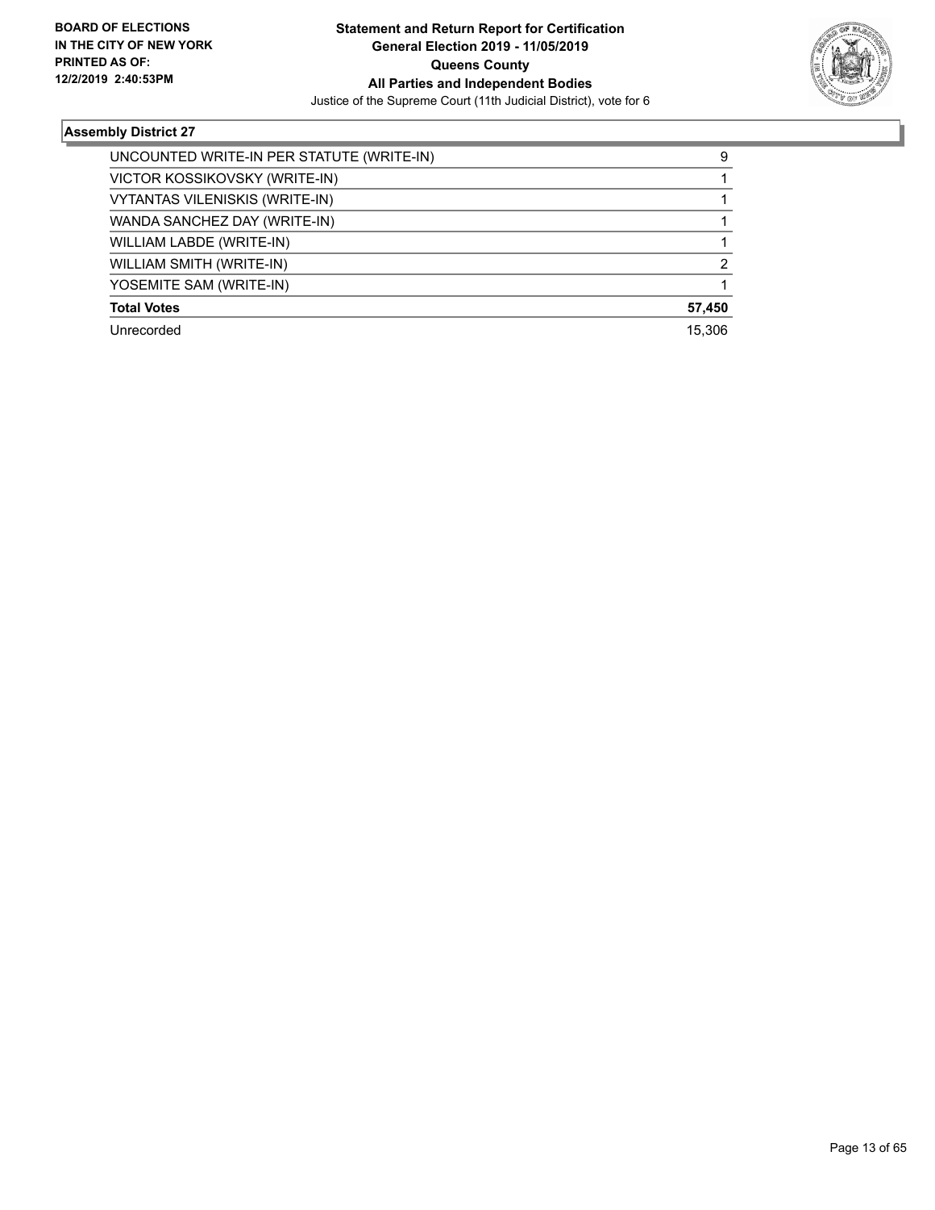## Assembly District 27

| | |
|---|---|
| UNCOUNTED WRITE-IN PER STATUTE (WRITE-IN) | 9 |
| VICTOR KOSSIKOVSKY (WRITE-IN) | 1 |
| VYTANTAS VILENISKIS (WRITE-IN) | 1 |
| WANDA SANCHEZ DAY (WRITE-IN) | 1 |
| WILLIAM LABDE (WRITE-IN) | 1 |
| WILLIAM SMITH (WRITE-IN) | 2 |
| YOSEMITE SAM (WRITE-IN) | 1 |
| **Total Votes** | **57,450** |
| Unrecorded | 15,306 |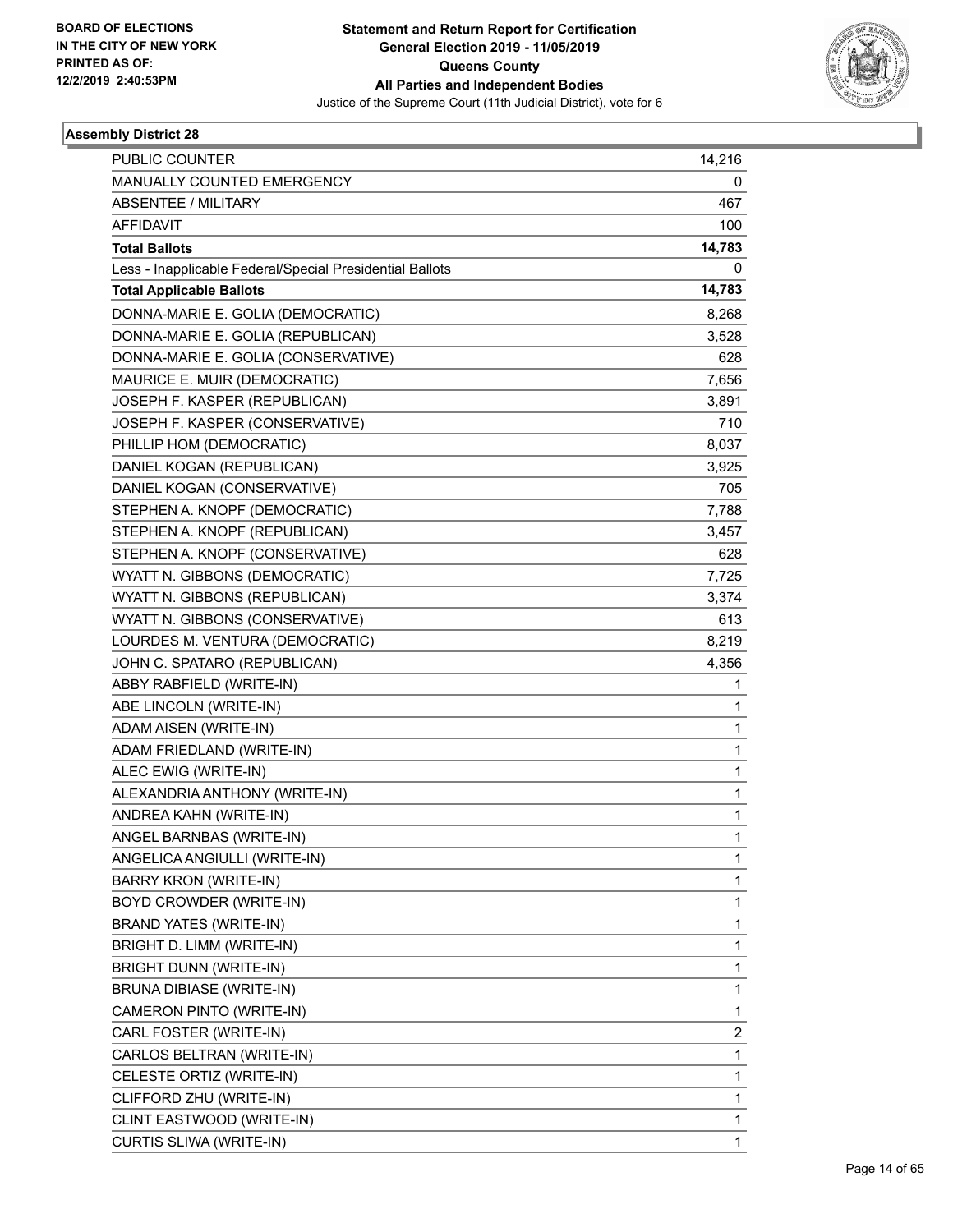BOARD OF ELECTIONS
IN THE CITY OF NEW YORK
PRINTED AS OF:
12/2/2019 2:40:53PM

**Statement and Return Report for Certification**
**General Election 2019 - 11/05/2019**
**Queens County**
**All Parties and Independent Bodies**
Justice of the Supreme Court (11th Judicial District), vote for 6

### Assembly District 28

| | |
|---|---|
| PUBLIC COUNTER | 14,216 |
| MANUALLY COUNTED EMERGENCY | 0 |
| ABSENTEE / MILITARY | 467 |
| AFFIDAVIT | 100 |
| **Total Ballots** | **14,783** |
| Less - Inapplicable Federal/Special Presidential Ballots | 0 |
| **Total Applicable Ballots** | **14,783** |
| DONNA-MARIE E. GOLIA (DEMOCRATIC) | 8,268 |
| DONNA-MARIE E. GOLIA (REPUBLICAN) | 3,528 |
| DONNA-MARIE E. GOLIA (CONSERVATIVE) | 628 |
| MAURICE E. MUIR (DEMOCRATIC) | 7,656 |
| JOSEPH F. KASPER (REPUBLICAN) | 3,891 |
| JOSEPH F. KASPER (CONSERVATIVE) | 710 |
| PHILLIP HOM (DEMOCRATIC) | 8,037 |
| DANIEL KOGAN (REPUBLICAN) | 3,925 |
| DANIEL KOGAN (CONSERVATIVE) | 705 |
| STEPHEN A. KNOPF (DEMOCRATIC) | 7,788 |
| STEPHEN A. KNOPF (REPUBLICAN) | 3,457 |
| STEPHEN A. KNOPF (CONSERVATIVE) | 628 |
| WYATT N. GIBBONS (DEMOCRATIC) | 7,725 |
| WYATT N. GIBBONS (REPUBLICAN) | 3,374 |
| WYATT N. GIBBONS (CONSERVATIVE) | 613 |
| LOURDES M. VENTURA (DEMOCRATIC) | 8,219 |
| JOHN C. SPATARO (REPUBLICAN) | 4,356 |
| ABBY RABFIELD (WRITE-IN) | 1 |
| ABE LINCOLN (WRITE-IN) | 1 |
| ADAM AISEN (WRITE-IN) | 1 |
| ADAM FRIEDLAND (WRITE-IN) | 1 |
| ALEC EWIG (WRITE-IN) | 1 |
| ALEXANDRIA ANTHONY (WRITE-IN) | 1 |
| ANDREA KAHN (WRITE-IN) | 1 |
| ANGEL BARNBAS (WRITE-IN) | 1 |
| ANGELICA ANGIULLI (WRITE-IN) | 1 |
| BARRY KRON (WRITE-IN) | 1 |
| BOYD CROWDER (WRITE-IN) | 1 |
| BRAND YATES (WRITE-IN) | 1 |
| BRIGHT D. LIMM (WRITE-IN) | 1 |
| BRIGHT DUNN (WRITE-IN) | 1 |
| BRUNA DIBIASE (WRITE-IN) | 1 |
| CAMERON PINTO (WRITE-IN) | 1 |
| CARL FOSTER (WRITE-IN) | 2 |
| CARLOS BELTRAN (WRITE-IN) | 1 |
| CELESTE ORTIZ (WRITE-IN) | 1 |
| CLIFFORD ZHU (WRITE-IN) | 1 |
| CLINT EASTWOOD (WRITE-IN) | 1 |
| CURTIS SLIWA (WRITE-IN) | 1 |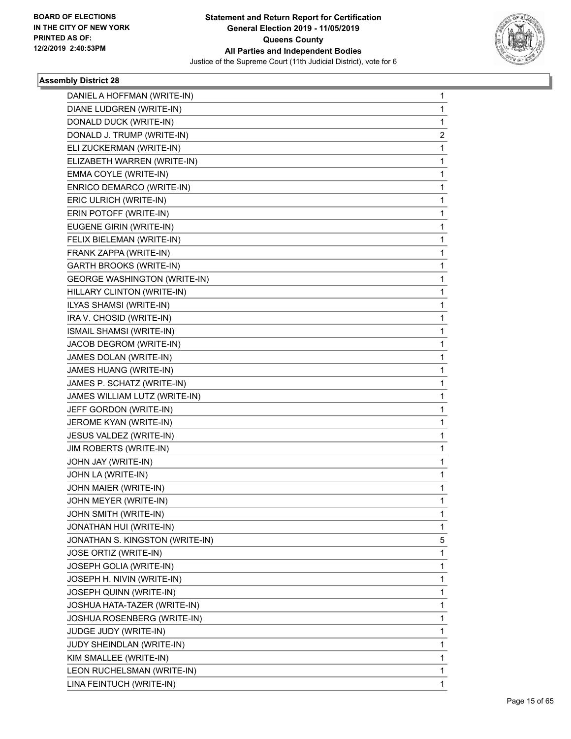**Statement and Return Report for Certification**
**General Election 2019 - 11/05/2019**
**Queens County**
**All Parties and Independent Bodies**
Justice of the Supreme Court (11th Judicial District), vote for 6

BOARD OF ELECTIONS IN THE CITY OF NEW YORK PRINTED AS OF: 12/2/2019 2:40:53PM

### Assembly District 28

| | |
|---|---|
| DANIEL A HOFFMAN (WRITE-IN) | 1 |
| DIANE LUDGREN (WRITE-IN) | 1 |
| DONALD DUCK (WRITE-IN) | 1 |
| DONALD J. TRUMP (WRITE-IN) | 2 |
| ELI ZUCKERMAN (WRITE-IN) | 1 |
| ELIZABETH WARREN (WRITE-IN) | 1 |
| EMMA COYLE (WRITE-IN) | 1 |
| ENRICO DEMARCO (WRITE-IN) | 1 |
| ERIC ULRICH (WRITE-IN) | 1 |
| ERIN POTOFF (WRITE-IN) | 1 |
| EUGENE GIRIN (WRITE-IN) | 1 |
| FELIX BIELEMAN (WRITE-IN) | 1 |
| FRANK ZAPPA (WRITE-IN) | 1 |
| GARTH BROOKS (WRITE-IN) | 1 |
| GEORGE WASHINGTON (WRITE-IN) | 1 |
| HILLARY CLINTON (WRITE-IN) | 1 |
| ILYAS SHAMSI (WRITE-IN) | 1 |
| IRA V. CHOSID (WRITE-IN) | 1 |
| ISMAIL SHAMSI (WRITE-IN) | 1 |
| JACOB DEGROM (WRITE-IN) | 1 |
| JAMES DOLAN (WRITE-IN) | 1 |
| JAMES HUANG (WRITE-IN) | 1 |
| JAMES P. SCHATZ (WRITE-IN) | 1 |
| JAMES WILLIAM LUTZ (WRITE-IN) | 1 |
| JEFF GORDON (WRITE-IN) | 1 |
| JEROME KYAN (WRITE-IN) | 1 |
| JESUS VALDEZ (WRITE-IN) | 1 |
| JIM ROBERTS (WRITE-IN) | 1 |
| JOHN JAY (WRITE-IN) | 1 |
| JOHN LA (WRITE-IN) | 1 |
| JOHN MAIER (WRITE-IN) | 1 |
| JOHN MEYER (WRITE-IN) | 1 |
| JOHN SMITH (WRITE-IN) | 1 |
| JONATHAN HUI (WRITE-IN) | 1 |
| JONATHAN S. KINGSTON (WRITE-IN) | 5 |
| JOSE ORTIZ (WRITE-IN) | 1 |
| JOSEPH GOLIA (WRITE-IN) | 1 |
| JOSEPH H. NIVIN (WRITE-IN) | 1 |
| JOSEPH QUINN (WRITE-IN) | 1 |
| JOSHUA HATA-TAZER (WRITE-IN) | 1 |
| JOSHUA ROSENBERG (WRITE-IN) | 1 |
| JUDGE JUDY (WRITE-IN) | 1 |
| JUDY SHEINDLAN (WRITE-IN) | 1 |
| KIM SMALLEE (WRITE-IN) | 1 |
| LEON RUCHELSMAN (WRITE-IN) | 1 |
| LINA FEINTUCH (WRITE-IN) | 1 |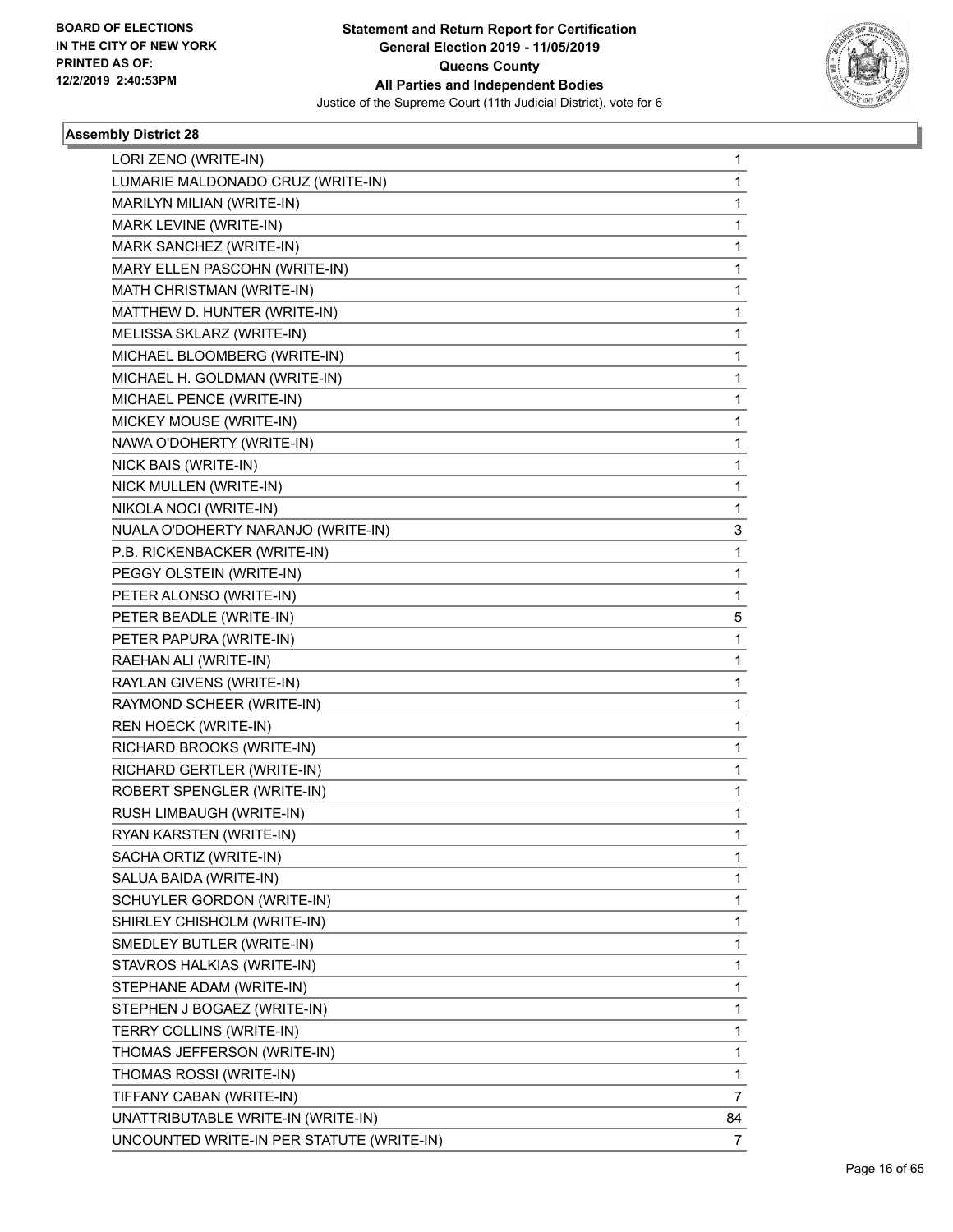## Assembly District 28

| | |
|---|---|
| LORI ZENO (WRITE-IN) | 1 |
| LUMARIE MALDONADO CRUZ (WRITE-IN) | 1 |
| MARILYN MILIAN (WRITE-IN) | 1 |
| MARK LEVINE (WRITE-IN) | 1 |
| MARK SANCHEZ (WRITE-IN) | 1 |
| MARY ELLEN PASCOHN (WRITE-IN) | 1 |
| MATH CHRISTMAN (WRITE-IN) | 1 |
| MATTHEW D. HUNTER (WRITE-IN) | 1 |
| MELISSA SKLARZ (WRITE-IN) | 1 |
| MICHAEL BLOOMBERG (WRITE-IN) | 1 |
| MICHAEL H. GOLDMAN (WRITE-IN) | 1 |
| MICHAEL PENCE (WRITE-IN) | 1 |
| MICKEY MOUSE (WRITE-IN) | 1 |
| NAWA O'DOHERTY (WRITE-IN) | 1 |
| NICK BAIS (WRITE-IN) | 1 |
| NICK MULLEN (WRITE-IN) | 1 |
| NIKOLA NOCI (WRITE-IN) | 1 |
| NUALA O'DOHERTY NARANJO (WRITE-IN) | 3 |
| P.B. RICKENBACKER (WRITE-IN) | 1 |
| PEGGY OLSTEIN (WRITE-IN) | 1 |
| PETER ALONSO (WRITE-IN) | 1 |
| PETER BEADLE (WRITE-IN) | 5 |
| PETER PAPURA (WRITE-IN) | 1 |
| RAEHAN ALI (WRITE-IN) | 1 |
| RAYLAN GIVENS (WRITE-IN) | 1 |
| RAYMOND SCHEER (WRITE-IN) | 1 |
| REN HOECK (WRITE-IN) | 1 |
| RICHARD BROOKS (WRITE-IN) | 1 |
| RICHARD GERTLER (WRITE-IN) | 1 |
| ROBERT SPENGLER (WRITE-IN) | 1 |
| RUSH LIMBAUGH (WRITE-IN) | 1 |
| RYAN KARSTEN (WRITE-IN) | 1 |
| SACHA ORTIZ (WRITE-IN) | 1 |
| SALUA BAIDA (WRITE-IN) | 1 |
| SCHUYLER GORDON (WRITE-IN) | 1 |
| SHIRLEY CHISHOLM (WRITE-IN) | 1 |
| SMEDLEY BUTLER (WRITE-IN) | 1 |
| STAVROS HALKIAS (WRITE-IN) | 1 |
| STEPHANE ADAM (WRITE-IN) | 1 |
| STEPHEN J BOGAEZ (WRITE-IN) | 1 |
| TERRY COLLINS (WRITE-IN) | 1 |
| THOMAS JEFFERSON (WRITE-IN) | 1 |
| THOMAS ROSSI (WRITE-IN) | 1 |
| TIFFANY CABAN (WRITE-IN) | 7 |
| UNATTRIBUTABLE WRITE-IN (WRITE-IN) | 84 |
| UNCOUNTED WRITE-IN PER STATUTE (WRITE-IN) | 7 |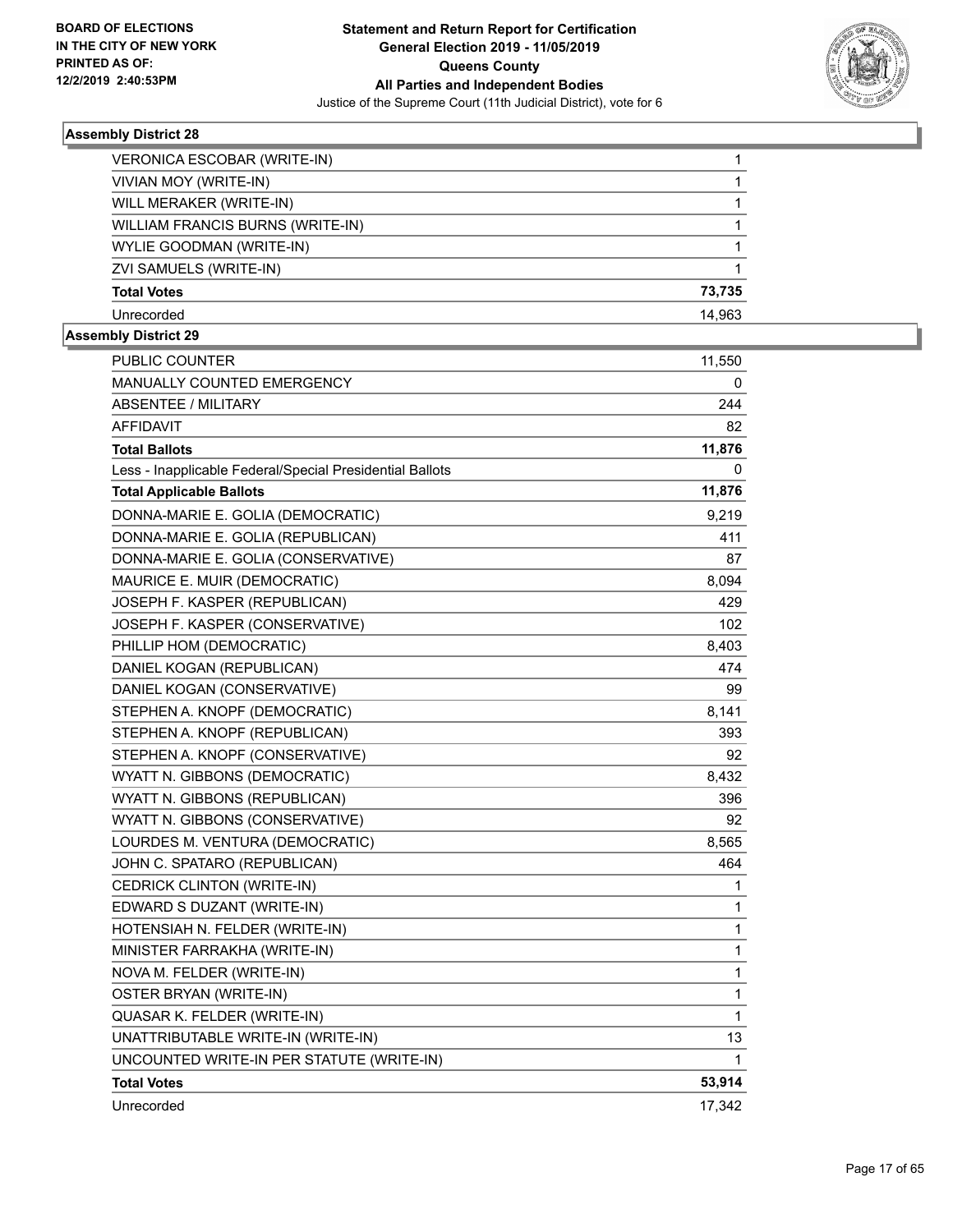### Assembly District 28

| | |
|---|---|
| VERONICA ESCOBAR (WRITE-IN) | 1 |
| VIVIAN MOY (WRITE-IN) | 1 |
| WILL MERAKER (WRITE-IN) | 1 |
| WILLIAM FRANCIS BURNS (WRITE-IN) | 1 |
| WYLIE GOODMAN (WRITE-IN) | 1 |
| ZVI SAMUELS (WRITE-IN) | 1 |
| **Total Votes** | **73,735** |
| Unrecorded | 14,963 |

### Assembly District 29

| | |
|---|---|
| PUBLIC COUNTER | 11,550 |
| MANUALLY COUNTED EMERGENCY | 0 |
| ABSENTEE / MILITARY | 244 |
| AFFIDAVIT | 82 |
| **Total Ballots** | **11,876** |
| Less - Inapplicable Federal/Special Presidential Ballots | 0 |
| **Total Applicable Ballots** | **11,876** |
| DONNA-MARIE E. GOLIA (DEMOCRATIC) | 9,219 |
| DONNA-MARIE E. GOLIA (REPUBLICAN) | 411 |
| DONNA-MARIE E. GOLIA (CONSERVATIVE) | 87 |
| MAURICE E. MUIR (DEMOCRATIC) | 8,094 |
| JOSEPH F. KASPER (REPUBLICAN) | 429 |
| JOSEPH F. KASPER (CONSERVATIVE) | 102 |
| PHILLIP HOM (DEMOCRATIC) | 8,403 |
| DANIEL KOGAN (REPUBLICAN) | 474 |
| DANIEL KOGAN (CONSERVATIVE) | 99 |
| STEPHEN A. KNOPF (DEMOCRATIC) | 8,141 |
| STEPHEN A. KNOPF (REPUBLICAN) | 393 |
| STEPHEN A. KNOPF (CONSERVATIVE) | 92 |
| WYATT N. GIBBONS (DEMOCRATIC) | 8,432 |
| WYATT N. GIBBONS (REPUBLICAN) | 396 |
| WYATT N. GIBBONS (CONSERVATIVE) | 92 |
| LOURDES M. VENTURA (DEMOCRATIC) | 8,565 |
| JOHN C. SPATARO (REPUBLICAN) | 464 |
| CEDRICK CLINTON (WRITE-IN) | 1 |
| EDWARD S DUZANT (WRITE-IN) | 1 |
| HOTENSIAH N. FELDER (WRITE-IN) | 1 |
| MINISTER FARRAKHA (WRITE-IN) | 1 |
| NOVA M. FELDER (WRITE-IN) | 1 |
| OSTER BRYAN (WRITE-IN) | 1 |
| QUASAR K. FELDER (WRITE-IN) | 1 |
| UNATTRIBUTABLE WRITE-IN (WRITE-IN) | 13 |
| UNCOUNTED WRITE-IN PER STATUTE (WRITE-IN) | 1 |
| **Total Votes** | **53,914** |
| Unrecorded | 17,342 |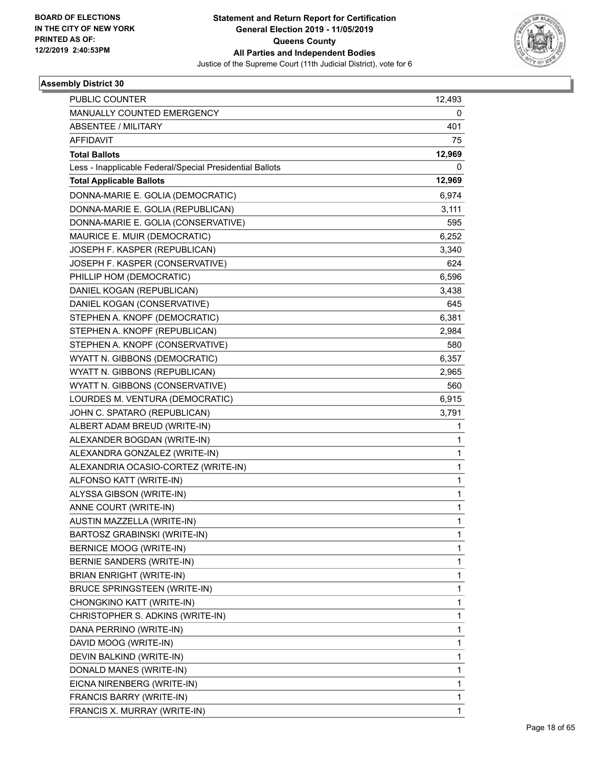BOARD OF ELECTIONS
IN THE CITY OF NEW YORK
PRINTED AS OF:
12/2/2019 2:40:53PM

**Statement and Return Report for Certification**
**General Election 2019 - 11/05/2019**
**Queens County**
**All Parties and Independent Bodies**
Justice of the Supreme Court (11th Judicial District), vote for 6

### Assembly District 30

| | |
|---|---|
| PUBLIC COUNTER | 12,493 |
| MANUALLY COUNTED EMERGENCY | 0 |
| ABSENTEE / MILITARY | 401 |
| AFFIDAVIT | 75 |
| **Total Ballots** | **12,969** |
| Less - Inapplicable Federal/Special Presidential Ballots | 0 |
| **Total Applicable Ballots** | **12,969** |
| DONNA-MARIE E. GOLIA (DEMOCRATIC) | 6,974 |
| DONNA-MARIE E. GOLIA (REPUBLICAN) | 3,111 |
| DONNA-MARIE E. GOLIA (CONSERVATIVE) | 595 |
| MAURICE E. MUIR (DEMOCRATIC) | 6,252 |
| JOSEPH F. KASPER (REPUBLICAN) | 3,340 |
| JOSEPH F. KASPER (CONSERVATIVE) | 624 |
| PHILLIP HOM (DEMOCRATIC) | 6,596 |
| DANIEL KOGAN (REPUBLICAN) | 3,438 |
| DANIEL KOGAN (CONSERVATIVE) | 645 |
| STEPHEN A. KNOPF (DEMOCRATIC) | 6,381 |
| STEPHEN A. KNOPF (REPUBLICAN) | 2,984 |
| STEPHEN A. KNOPF (CONSERVATIVE) | 580 |
| WYATT N. GIBBONS (DEMOCRATIC) | 6,357 |
| WYATT N. GIBBONS (REPUBLICAN) | 2,965 |
| WYATT N. GIBBONS (CONSERVATIVE) | 560 |
| LOURDES M. VENTURA (DEMOCRATIC) | 6,915 |
| JOHN C. SPATARO (REPUBLICAN) | 3,791 |
| ALBERT ADAM BREUD (WRITE-IN) | 1 |
| ALEXANDER BOGDAN (WRITE-IN) | 1 |
| ALEXANDRA GONZALEZ (WRITE-IN) | 1 |
| ALEXANDRIA OCASIO-CORTEZ (WRITE-IN) | 1 |
| ALFONSO KATT (WRITE-IN) | 1 |
| ALYSSA GIBSON (WRITE-IN) | 1 |
| ANNE COURT (WRITE-IN) | 1 |
| AUSTIN MAZZELLA (WRITE-IN) | 1 |
| BARTOSZ GRABINSKI (WRITE-IN) | 1 |
| BERNICE MOOG (WRITE-IN) | 1 |
| BERNIE SANDERS (WRITE-IN) | 1 |
| BRIAN ENRIGHT (WRITE-IN) | 1 |
| BRUCE SPRINGSTEEN (WRITE-IN) | 1 |
| CHONGKINO KATT (WRITE-IN) | 1 |
| CHRISTOPHER S. ADKINS (WRITE-IN) | 1 |
| DANA PERRINO (WRITE-IN) | 1 |
| DAVID MOOG (WRITE-IN) | 1 |
| DEVIN BALKIND (WRITE-IN) | 1 |
| DONALD MANES (WRITE-IN) | 1 |
| EICNA NIRENBERG (WRITE-IN) | 1 |
| FRANCIS BARRY (WRITE-IN) | 1 |
| FRANCIS X. MURRAY (WRITE-IN) | 1 |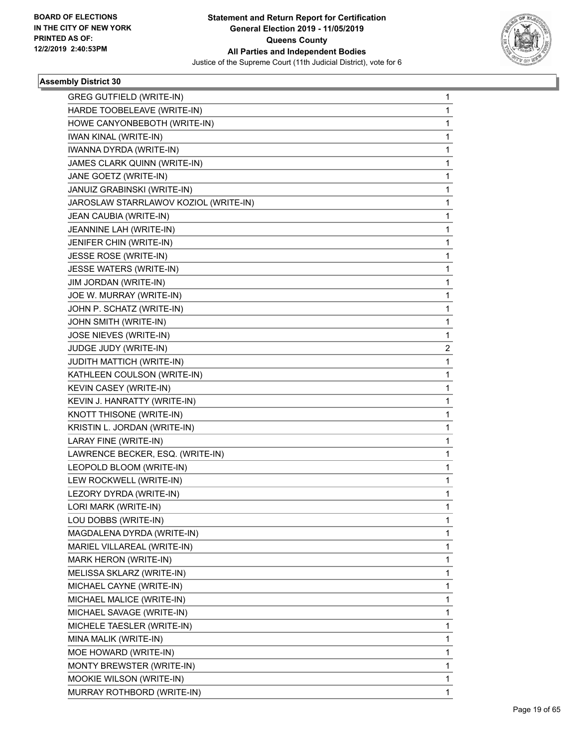**Assembly District 30**

| | |
|---|---|
| GREG GUTFIELD (WRITE-IN) | 1 |
| HARDE TOOBELEAVE (WRITE-IN) | 1 |
| HOWE CANYONBEBOTH (WRITE-IN) | 1 |
| IWAN KINAL (WRITE-IN) | 1 |
| IWANNA DYRDA (WRITE-IN) | 1 |
| JAMES CLARK QUINN (WRITE-IN) | 1 |
| JANE GOETZ (WRITE-IN) | 1 |
| JANUIZ GRABINSKI (WRITE-IN) | 1 |
| JAROSLAW STARRLAWOV KOZIOL (WRITE-IN) | 1 |
| JEAN CAUBIA (WRITE-IN) | 1 |
| JEANNINE LAH (WRITE-IN) | 1 |
| JENIFER CHIN (WRITE-IN) | 1 |
| JESSE ROSE (WRITE-IN) | 1 |
| JESSE WATERS (WRITE-IN) | 1 |
| JIM JORDAN (WRITE-IN) | 1 |
| JOE W. MURRAY (WRITE-IN) | 1 |
| JOHN P. SCHATZ (WRITE-IN) | 1 |
| JOHN SMITH (WRITE-IN) | 1 |
| JOSE NIEVES (WRITE-IN) | 1 |
| JUDGE JUDY (WRITE-IN) | 2 |
| JUDITH MATTICH (WRITE-IN) | 1 |
| KATHLEEN COULSON (WRITE-IN) | 1 |
| KEVIN CASEY (WRITE-IN) | 1 |
| KEVIN J. HANRATTY (WRITE-IN) | 1 |
| KNOTT THISONE (WRITE-IN) | 1 |
| KRISTIN L. JORDAN (WRITE-IN) | 1 |
| LARAY FINE (WRITE-IN) | 1 |
| LAWRENCE BECKER, ESQ. (WRITE-IN) | 1 |
| LEOPOLD BLOOM (WRITE-IN) | 1 |
| LEW ROCKWELL (WRITE-IN) | 1 |
| LEZORY DYRDA (WRITE-IN) | 1 |
| LORI MARK (WRITE-IN) | 1 |
| LOU DOBBS (WRITE-IN) | 1 |
| MAGDALENA DYRDA (WRITE-IN) | 1 |
| MARIEL VILLAREAL (WRITE-IN) | 1 |
| MARK HERON (WRITE-IN) | 1 |
| MELISSA SKLARZ (WRITE-IN) | 1 |
| MICHAEL CAYNE (WRITE-IN) | 1 |
| MICHAEL MALICE (WRITE-IN) | 1 |
| MICHAEL SAVAGE (WRITE-IN) | 1 |
| MICHELE TAESLER (WRITE-IN) | 1 |
| MINA MALIK (WRITE-IN) | 1 |
| MOE HOWARD (WRITE-IN) | 1 |
| MONTY BREWSTER (WRITE-IN) | 1 |
| MOOKIE WILSON (WRITE-IN) | 1 |
| MURRAY ROTHBORD (WRITE-IN) | 1 |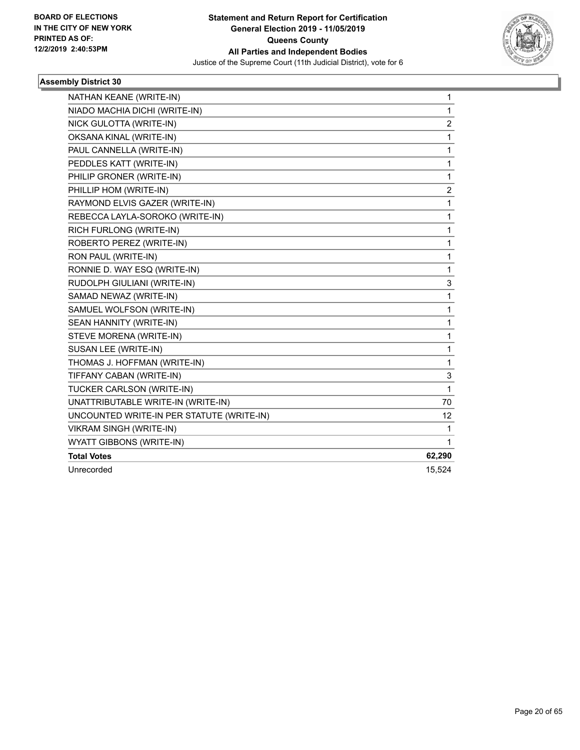**BOARD OF ELECTIONS IN THE CITY OF NEW YORK PRINTED AS OF: 12/2/2019 2:40:53PM**

**Statement and Return Report for Certification General Election 2019 - 11/05/2019 Queens County All Parties and Independent Bodies**

Justice of the Supreme Court (11th Judicial District), vote for 6

### Assembly District 30

| | |
|---|---|
| NATHAN KEANE (WRITE-IN) | 1 |
| NIADO MACHIA DICHI (WRITE-IN) | 1 |
| NICK GULOTTA (WRITE-IN) | 2 |
| OKSANA KINAL (WRITE-IN) | 1 |
| PAUL CANNELLA (WRITE-IN) | 1 |
| PEDDLES KATT (WRITE-IN) | 1 |
| PHILIP GRONER (WRITE-IN) | 1 |
| PHILLIP HOM (WRITE-IN) | 2 |
| RAYMOND ELVIS GAZER (WRITE-IN) | 1 |
| REBECCA LAYLA-SOROKO (WRITE-IN) | 1 |
| RICH FURLONG (WRITE-IN) | 1 |
| ROBERTO PEREZ (WRITE-IN) | 1 |
| RON PAUL (WRITE-IN) | 1 |
| RONNIE D. WAY ESQ (WRITE-IN) | 1 |
| RUDOLPH GIULIANI (WRITE-IN) | 3 |
| SAMAD NEWAZ (WRITE-IN) | 1 |
| SAMUEL WOLFSON (WRITE-IN) | 1 |
| SEAN HANNITY (WRITE-IN) | 1 |
| STEVE MORENA (WRITE-IN) | 1 |
| SUSAN LEE (WRITE-IN) | 1 |
| THOMAS J. HOFFMAN (WRITE-IN) | 1 |
| TIFFANY CABAN (WRITE-IN) | 3 |
| TUCKER CARLSON (WRITE-IN) | 1 |
| UNATTRIBUTABLE WRITE-IN (WRITE-IN) | 70 |
| UNCOUNTED WRITE-IN PER STATUTE (WRITE-IN) | 12 |
| VIKRAM SINGH (WRITE-IN) | 1 |
| WYATT GIBBONS (WRITE-IN) | 1 |
| **Total Votes** | **62,290** |
| Unrecorded | 15,524 |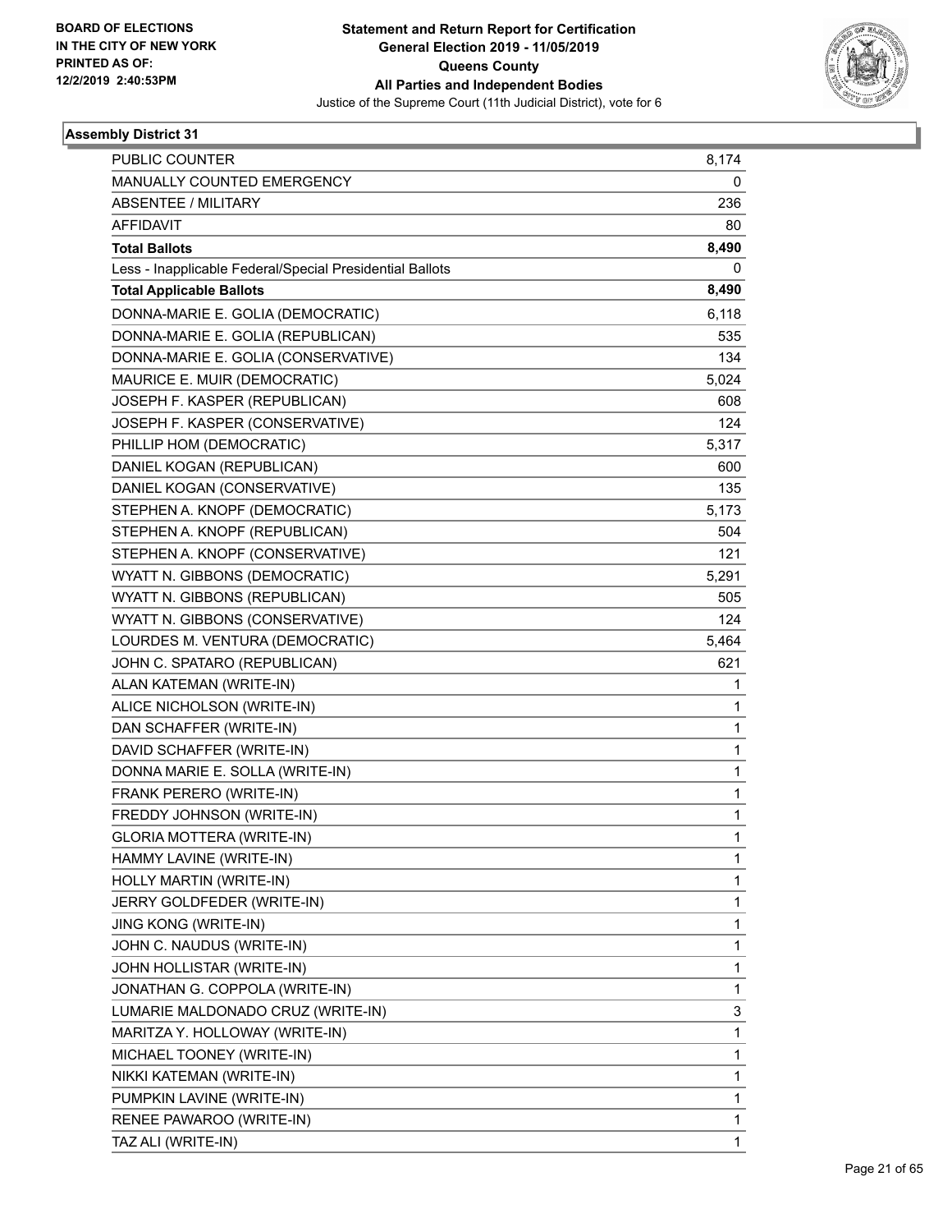BOARD OF ELECTIONS
IN THE CITY OF NEW YORK
PRINTED AS OF:
12/2/2019 2:40:53PM

**Statement and Return Report for Certification**
**General Election 2019 - 11/05/2019**
**Queens County**
**All Parties and Independent Bodies**
Justice of the Supreme Court (11th Judicial District), vote for 6

**Assembly District 31**

| | |
|---|---|
| PUBLIC COUNTER | 8,174 |
| MANUALLY COUNTED EMERGENCY | 0 |
| ABSENTEE / MILITARY | 236 |
| AFFIDAVIT | 80 |
| **Total Ballots** | **8,490** |
| Less - Inapplicable Federal/Special Presidential Ballots | 0 |
| **Total Applicable Ballots** | **8,490** |
| DONNA-MARIE E. GOLIA (DEMOCRATIC) | 6,118 |
| DONNA-MARIE E. GOLIA (REPUBLICAN) | 535 |
| DONNA-MARIE E. GOLIA (CONSERVATIVE) | 134 |
| MAURICE E. MUIR (DEMOCRATIC) | 5,024 |
| JOSEPH F. KASPER (REPUBLICAN) | 608 |
| JOSEPH F. KASPER (CONSERVATIVE) | 124 |
| PHILLIP HOM (DEMOCRATIC) | 5,317 |
| DANIEL KOGAN (REPUBLICAN) | 600 |
| DANIEL KOGAN (CONSERVATIVE) | 135 |
| STEPHEN A. KNOPF (DEMOCRATIC) | 5,173 |
| STEPHEN A. KNOPF (REPUBLICAN) | 504 |
| STEPHEN A. KNOPF (CONSERVATIVE) | 121 |
| WYATT N. GIBBONS (DEMOCRATIC) | 5,291 |
| WYATT N. GIBBONS (REPUBLICAN) | 505 |
| WYATT N. GIBBONS (CONSERVATIVE) | 124 |
| LOURDES M. VENTURA (DEMOCRATIC) | 5,464 |
| JOHN C. SPATARO (REPUBLICAN) | 621 |
| ALAN KATEMAN (WRITE-IN) | 1 |
| ALICE NICHOLSON (WRITE-IN) | 1 |
| DAN SCHAFFER (WRITE-IN) | 1 |
| DAVID SCHAFFER (WRITE-IN) | 1 |
| DONNA MARIE E. SOLLA (WRITE-IN) | 1 |
| FRANK PERERO (WRITE-IN) | 1 |
| FREDDY JOHNSON (WRITE-IN) | 1 |
| GLORIA MOTTERA (WRITE-IN) | 1 |
| HAMMY LAVINE (WRITE-IN) | 1 |
| HOLLY MARTIN (WRITE-IN) | 1 |
| JERRY GOLDFEDER (WRITE-IN) | 1 |
| JING KONG (WRITE-IN) | 1 |
| JOHN C. NAUDUS (WRITE-IN) | 1 |
| JOHN HOLLISTAR (WRITE-IN) | 1 |
| JONATHAN G. COPPOLA (WRITE-IN) | 1 |
| LUMARIE MALDONADO CRUZ (WRITE-IN) | 3 |
| MARITZA Y. HOLLOWAY (WRITE-IN) | 1 |
| MICHAEL TOONEY (WRITE-IN) | 1 |
| NIKKI KATEMAN (WRITE-IN) | 1 |
| PUMPKIN LAVINE (WRITE-IN) | 1 |
| RENEE PAWAROO (WRITE-IN) | 1 |
| TAZ ALI (WRITE-IN) | 1 |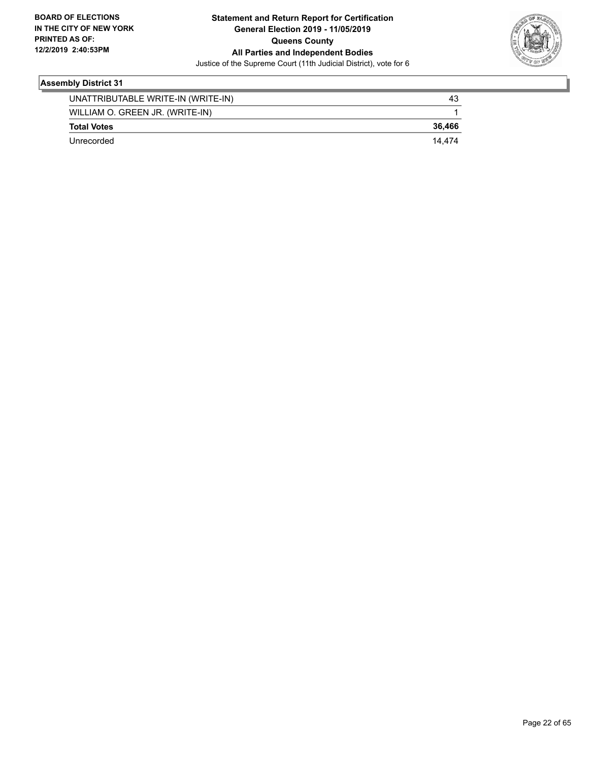## Assembly District 31

| | |
|---|---|
| UNATTRIBUTABLE WRITE-IN (WRITE-IN) | 43 |
| WILLIAM O. GREEN JR. (WRITE-IN) | 1 |
| **Total Votes** | **36,466** |
| Unrecorded | 14,474 |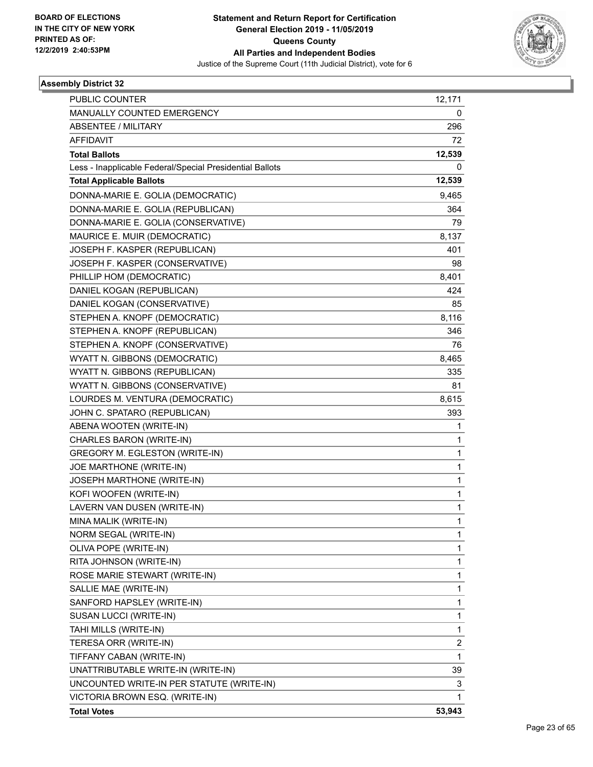BOARD OF ELECTIONS
IN THE CITY OF NEW YORK
PRINTED AS OF:
12/2/2019 2:40:53PM

**Statement and Return Report for Certification**
**General Election 2019 - 11/05/2019**
**Queens County**
**All Parties and Independent Bodies**
Justice of the Supreme Court (11th Judicial District), vote for 6

### Assembly District 32

| | |
|---|---|
| PUBLIC COUNTER | 12,171 |
| MANUALLY COUNTED EMERGENCY | 0 |
| ABSENTEE / MILITARY | 296 |
| AFFIDAVIT | 72 |
| **Total Ballots** | **12,539** |
| Less - Inapplicable Federal/Special Presidential Ballots | 0 |
| **Total Applicable Ballots** | **12,539** |
| DONNA-MARIE E. GOLIA (DEMOCRATIC) | 9,465 |
| DONNA-MARIE E. GOLIA (REPUBLICAN) | 364 |
| DONNA-MARIE E. GOLIA (CONSERVATIVE) | 79 |
| MAURICE E. MUIR (DEMOCRATIC) | 8,137 |
| JOSEPH F. KASPER (REPUBLICAN) | 401 |
| JOSEPH F. KASPER (CONSERVATIVE) | 98 |
| PHILLIP HOM (DEMOCRATIC) | 8,401 |
| DANIEL KOGAN (REPUBLICAN) | 424 |
| DANIEL KOGAN (CONSERVATIVE) | 85 |
| STEPHEN A. KNOPF (DEMOCRATIC) | 8,116 |
| STEPHEN A. KNOPF (REPUBLICAN) | 346 |
| STEPHEN A. KNOPF (CONSERVATIVE) | 76 |
| WYATT N. GIBBONS (DEMOCRATIC) | 8,465 |
| WYATT N. GIBBONS (REPUBLICAN) | 335 |
| WYATT N. GIBBONS (CONSERVATIVE) | 81 |
| LOURDES M. VENTURA (DEMOCRATIC) | 8,615 |
| JOHN C. SPATARO (REPUBLICAN) | 393 |
| ABENA WOOTEN (WRITE-IN) | 1 |
| CHARLES BARON (WRITE-IN) | 1 |
| GREGORY M. EGLESTON (WRITE-IN) | 1 |
| JOE MARTHONE (WRITE-IN) | 1 |
| JOSEPH MARTHONE (WRITE-IN) | 1 |
| KOFI WOOFEN (WRITE-IN) | 1 |
| LAVERN VAN DUSEN (WRITE-IN) | 1 |
| MINA MALIK (WRITE-IN) | 1 |
| NORM SEGAL (WRITE-IN) | 1 |
| OLIVA POPE (WRITE-IN) | 1 |
| RITA JOHNSON (WRITE-IN) | 1 |
| ROSE MARIE STEWART (WRITE-IN) | 1 |
| SALLIE MAE (WRITE-IN) | 1 |
| SANFORD HAPSLEY (WRITE-IN) | 1 |
| SUSAN LUCCI (WRITE-IN) | 1 |
| TAHI MILLS (WRITE-IN) | 1 |
| TERESA ORR (WRITE-IN) | 2 |
| TIFFANY CABAN (WRITE-IN) | 1 |
| UNATTRIBUTABLE WRITE-IN (WRITE-IN) | 39 |
| UNCOUNTED WRITE-IN PER STATUTE (WRITE-IN) | 3 |
| VICTORIA BROWN ESQ. (WRITE-IN) | 1 |
| **Total Votes** | **53,943** |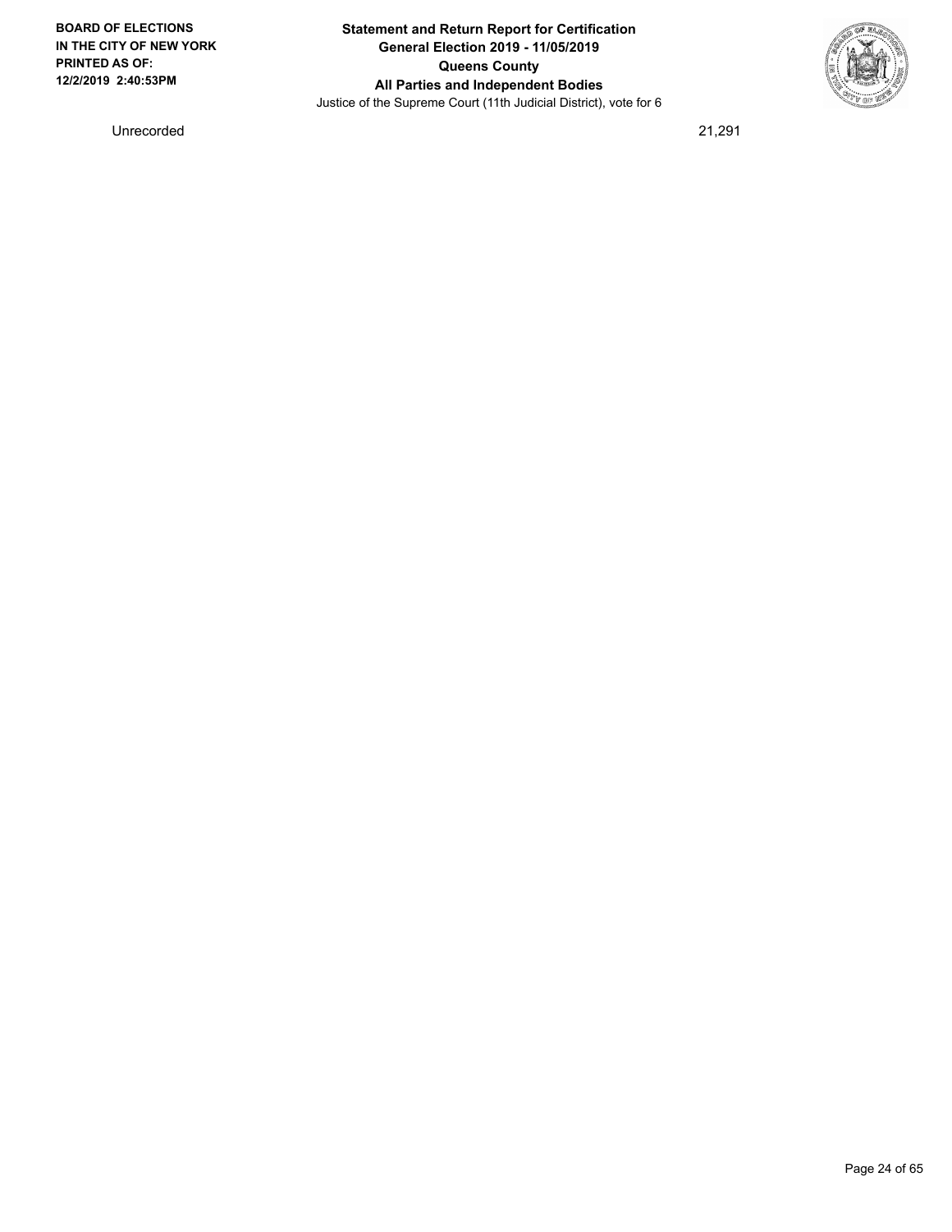| | |
|---|---|
| Unrecorded | 21,291 |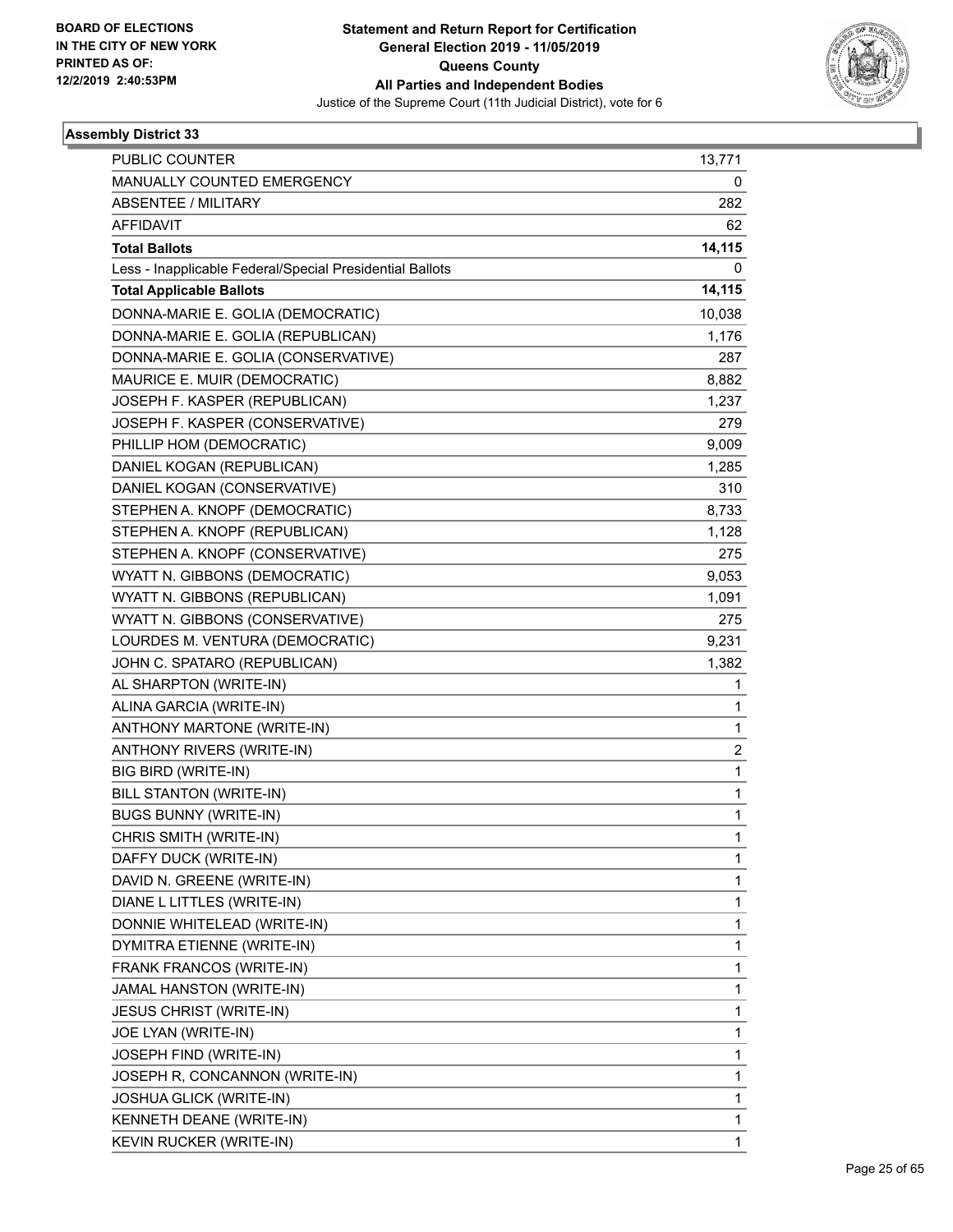**Statement and Return Report for Certification**
**General Election 2019 - 11/05/2019**
**Queens County**
**All Parties and Independent Bodies**
Justice of the Supreme Court (11th Judicial District), vote for 6

BOARD OF ELECTIONS
IN THE CITY OF NEW YORK
PRINTED AS OF:
12/2/2019 2:40:53PM

### Assembly District 33

| | |
|---|---|
| PUBLIC COUNTER | 13,771 |
| MANUALLY COUNTED EMERGENCY | 0 |
| ABSENTEE / MILITARY | 282 |
| AFFIDAVIT | 62 |
| **Total Ballots** | **14,115** |
| Less - Inapplicable Federal/Special Presidential Ballots | 0 |
| **Total Applicable Ballots** | **14,115** |
| DONNA-MARIE E. GOLIA (DEMOCRATIC) | 10,038 |
| DONNA-MARIE E. GOLIA (REPUBLICAN) | 1,176 |
| DONNA-MARIE E. GOLIA (CONSERVATIVE) | 287 |
| MAURICE E. MUIR (DEMOCRATIC) | 8,882 |
| JOSEPH F. KASPER (REPUBLICAN) | 1,237 |
| JOSEPH F. KASPER (CONSERVATIVE) | 279 |
| PHILLIP HOM (DEMOCRATIC) | 9,009 |
| DANIEL KOGAN (REPUBLICAN) | 1,285 |
| DANIEL KOGAN (CONSERVATIVE) | 310 |
| STEPHEN A. KNOPF (DEMOCRATIC) | 8,733 |
| STEPHEN A. KNOPF (REPUBLICAN) | 1,128 |
| STEPHEN A. KNOPF (CONSERVATIVE) | 275 |
| WYATT N. GIBBONS (DEMOCRATIC) | 9,053 |
| WYATT N. GIBBONS (REPUBLICAN) | 1,091 |
| WYATT N. GIBBONS (CONSERVATIVE) | 275 |
| LOURDES M. VENTURA (DEMOCRATIC) | 9,231 |
| JOHN C. SPATARO (REPUBLICAN) | 1,382 |
| AL SHARPTON (WRITE-IN) | 1 |
| ALINA GARCIA (WRITE-IN) | 1 |
| ANTHONY MARTONE (WRITE-IN) | 1 |
| ANTHONY RIVERS (WRITE-IN) | 2 |
| BIG BIRD (WRITE-IN) | 1 |
| BILL STANTON (WRITE-IN) | 1 |
| BUGS BUNNY (WRITE-IN) | 1 |
| CHRIS SMITH (WRITE-IN) | 1 |
| DAFFY DUCK (WRITE-IN) | 1 |
| DAVID N. GREENE (WRITE-IN) | 1 |
| DIANE L LITTLES (WRITE-IN) | 1 |
| DONNIE WHITELEAD (WRITE-IN) | 1 |
| DYMITRA ETIENNE (WRITE-IN) | 1 |
| FRANK FRANCOS (WRITE-IN) | 1 |
| JAMAL HANSTON (WRITE-IN) | 1 |
| JESUS CHRIST (WRITE-IN) | 1 |
| JOE LYAN (WRITE-IN) | 1 |
| JOSEPH FIND (WRITE-IN) | 1 |
| JOSEPH R, CONCANNON (WRITE-IN) | 1 |
| JOSHUA GLICK (WRITE-IN) | 1 |
| KENNETH DEANE (WRITE-IN) | 1 |
| KEVIN RUCKER (WRITE-IN) | 1 |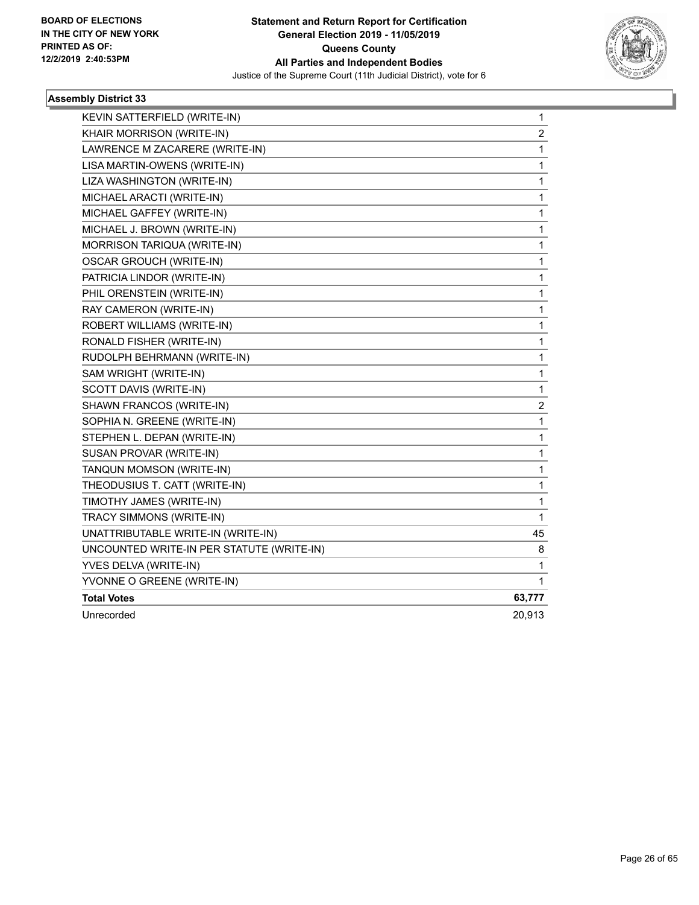**BOARD OF ELECTIONS IN THE CITY OF NEW YORK PRINTED AS OF: 12/2/2019 2:40:53PM**

**Statement and Return Report for Certification General Election 2019 - 11/05/2019 Queens County All Parties and Independent Bodies**

Justice of the Supreme Court (11th Judicial District), vote for 6

### Assembly District 33

| | |
|---|---|
| KEVIN SATTERFIELD (WRITE-IN) | 1 |
| KHAIR MORRISON (WRITE-IN) | 2 |
| LAWRENCE M ZACARERE (WRITE-IN) | 1 |
| LISA MARTIN-OWENS (WRITE-IN) | 1 |
| LIZA WASHINGTON (WRITE-IN) | 1 |
| MICHAEL ARACTI (WRITE-IN) | 1 |
| MICHAEL GAFFEY (WRITE-IN) | 1 |
| MICHAEL J. BROWN (WRITE-IN) | 1 |
| MORRISON TARIQUA (WRITE-IN) | 1 |
| OSCAR GROUCH (WRITE-IN) | 1 |
| PATRICIA LINDOR (WRITE-IN) | 1 |
| PHIL ORENSTEIN (WRITE-IN) | 1 |
| RAY CAMERON (WRITE-IN) | 1 |
| ROBERT WILLIAMS (WRITE-IN) | 1 |
| RONALD FISHER (WRITE-IN) | 1 |
| RUDOLPH BEHRMANN (WRITE-IN) | 1 |
| SAM WRIGHT (WRITE-IN) | 1 |
| SCOTT DAVIS (WRITE-IN) | 1 |
| SHAWN FRANCOS (WRITE-IN) | 2 |
| SOPHIA N. GREENE (WRITE-IN) | 1 |
| STEPHEN L. DEPAN (WRITE-IN) | 1 |
| SUSAN PROVAR (WRITE-IN) | 1 |
| TANQUN MOMSON (WRITE-IN) | 1 |
| THEODUSIUS T. CATT (WRITE-IN) | 1 |
| TIMOTHY JAMES (WRITE-IN) | 1 |
| TRACY SIMMONS (WRITE-IN) | 1 |
| UNATTRIBUTABLE WRITE-IN (WRITE-IN) | 45 |
| UNCOUNTED WRITE-IN PER STATUTE (WRITE-IN) | 8 |
| YVES DELVA (WRITE-IN) | 1 |
| YVONNE O GREENE (WRITE-IN) | 1 |
| **Total Votes** | **63,777** |
| Unrecorded | 20,913 |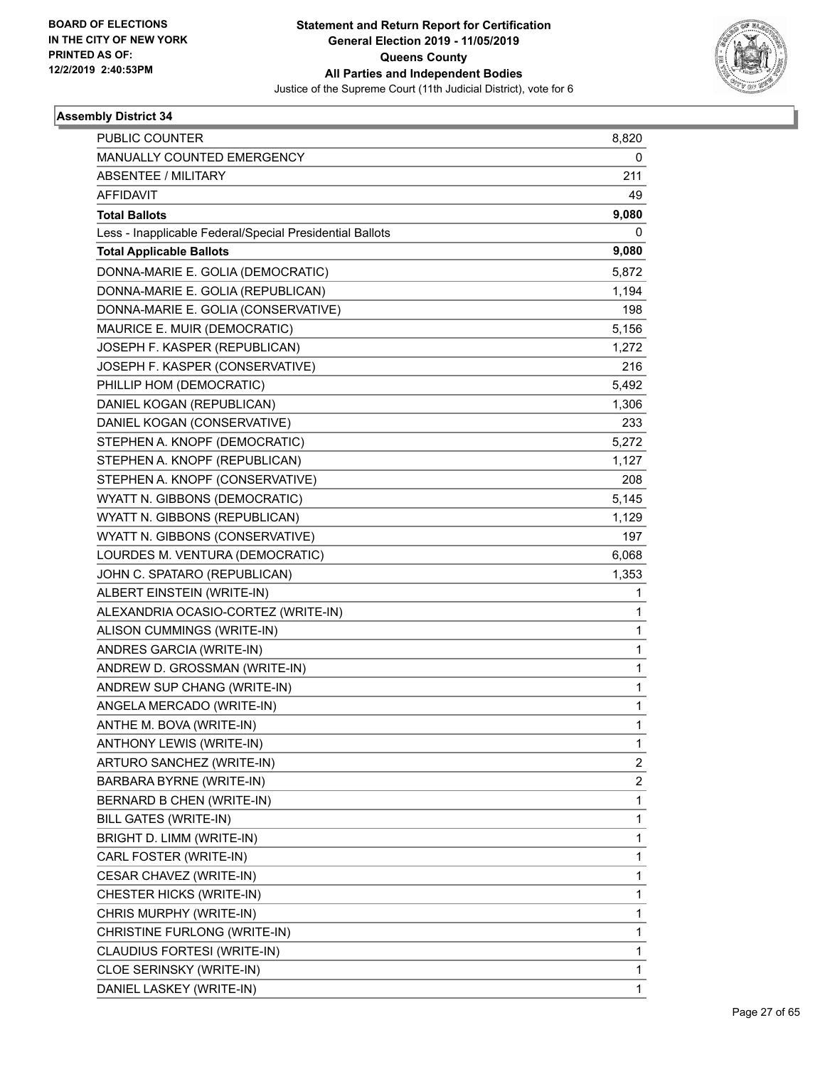BOARD OF ELECTIONS
IN THE CITY OF NEW YORK
PRINTED AS OF:
12/2/2019 2:40:53PM

**Statement and Return Report for Certification**
**General Election 2019 - 11/05/2019**
**Queens County**
**All Parties and Independent Bodies**
Justice of the Supreme Court (11th Judicial District), vote for 6

**Assembly District 34**

| | |
|---|---|
| PUBLIC COUNTER | 8,820 |
| MANUALLY COUNTED EMERGENCY | 0 |
| ABSENTEE / MILITARY | 211 |
| AFFIDAVIT | 49 |
| **Total Ballots** | **9,080** |
| Less - Inapplicable Federal/Special Presidential Ballots | 0 |
| **Total Applicable Ballots** | **9,080** |
| DONNA-MARIE E. GOLIA (DEMOCRATIC) | 5,872 |
| DONNA-MARIE E. GOLIA (REPUBLICAN) | 1,194 |
| DONNA-MARIE E. GOLIA (CONSERVATIVE) | 198 |
| MAURICE E. MUIR (DEMOCRATIC) | 5,156 |
| JOSEPH F. KASPER (REPUBLICAN) | 1,272 |
| JOSEPH F. KASPER (CONSERVATIVE) | 216 |
| PHILLIP HOM (DEMOCRATIC) | 5,492 |
| DANIEL KOGAN (REPUBLICAN) | 1,306 |
| DANIEL KOGAN (CONSERVATIVE) | 233 |
| STEPHEN A. KNOPF (DEMOCRATIC) | 5,272 |
| STEPHEN A. KNOPF (REPUBLICAN) | 1,127 |
| STEPHEN A. KNOPF (CONSERVATIVE) | 208 |
| WYATT N. GIBBONS (DEMOCRATIC) | 5,145 |
| WYATT N. GIBBONS (REPUBLICAN) | 1,129 |
| WYATT N. GIBBONS (CONSERVATIVE) | 197 |
| LOURDES M. VENTURA (DEMOCRATIC) | 6,068 |
| JOHN C. SPATARO (REPUBLICAN) | 1,353 |
| ALBERT EINSTEIN (WRITE-IN) | 1 |
| ALEXANDRIA OCASIO-CORTEZ (WRITE-IN) | 1 |
| ALISON CUMMINGS (WRITE-IN) | 1 |
| ANDRES GARCIA (WRITE-IN) | 1 |
| ANDREW D. GROSSMAN (WRITE-IN) | 1 |
| ANDREW SUP CHANG (WRITE-IN) | 1 |
| ANGELA MERCADO (WRITE-IN) | 1 |
| ANTHE M. BOVA (WRITE-IN) | 1 |
| ANTHONY LEWIS (WRITE-IN) | 1 |
| ARTURO SANCHEZ (WRITE-IN) | 2 |
| BARBARA BYRNE (WRITE-IN) | 2 |
| BERNARD B CHEN (WRITE-IN) | 1 |
| BILL GATES (WRITE-IN) | 1 |
| BRIGHT D. LIMM (WRITE-IN) | 1 |
| CARL FOSTER (WRITE-IN) | 1 |
| CESAR CHAVEZ (WRITE-IN) | 1 |
| CHESTER HICKS (WRITE-IN) | 1 |
| CHRIS MURPHY (WRITE-IN) | 1 |
| CHRISTINE FURLONG (WRITE-IN) | 1 |
| CLAUDIUS FORTESI (WRITE-IN) | 1 |
| CLOE SERINSKY (WRITE-IN) | 1 |
| DANIEL LASKEY (WRITE-IN) | 1 |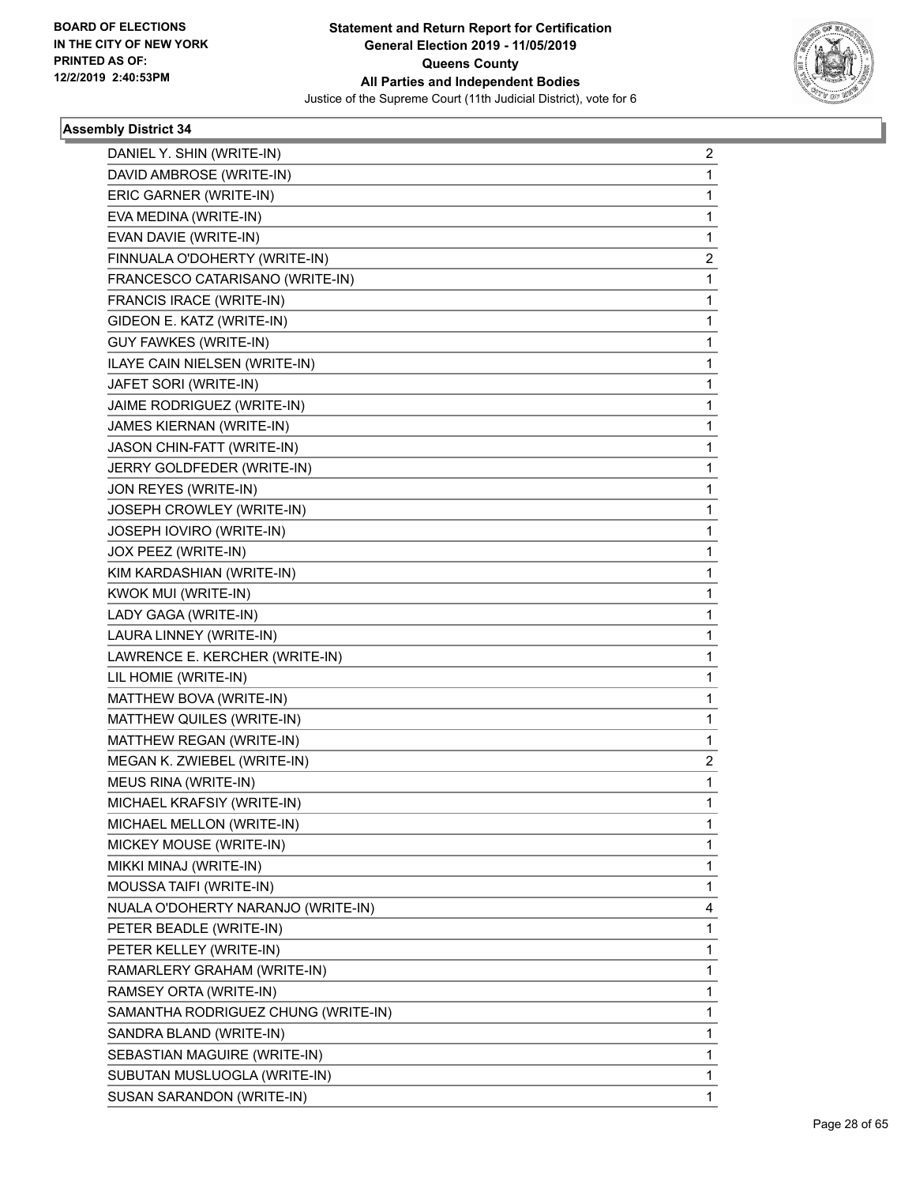## Assembly District 34

| | |
|---|---|
| DANIEL Y. SHIN (WRITE-IN) | 2 |
| DAVID AMBROSE (WRITE-IN) | 1 |
| ERIC GARNER (WRITE-IN) | 1 |
| EVA MEDINA (WRITE-IN) | 1 |
| EVAN DAVIE (WRITE-IN) | 1 |
| FINNUALA O'DOHERTY (WRITE-IN) | 2 |
| FRANCESCO CATARISANO (WRITE-IN) | 1 |
| FRANCIS IRACE (WRITE-IN) | 1 |
| GIDEON E. KATZ (WRITE-IN) | 1 |
| GUY FAWKES (WRITE-IN) | 1 |
| ILAYE CAIN NIELSEN (WRITE-IN) | 1 |
| JAFET SORI (WRITE-IN) | 1 |
| JAIME RODRIGUEZ (WRITE-IN) | 1 |
| JAMES KIERNAN (WRITE-IN) | 1 |
| JASON CHIN-FATT (WRITE-IN) | 1 |
| JERRY GOLDFEDER (WRITE-IN) | 1 |
| JON REYES (WRITE-IN) | 1 |
| JOSEPH CROWLEY (WRITE-IN) | 1 |
| JOSEPH IOVIRO (WRITE-IN) | 1 |
| JOX PEEZ (WRITE-IN) | 1 |
| KIM KARDASHIAN (WRITE-IN) | 1 |
| KWOK MUI (WRITE-IN) | 1 |
| LADY GAGA (WRITE-IN) | 1 |
| LAURA LINNEY (WRITE-IN) | 1 |
| LAWRENCE E. KERCHER (WRITE-IN) | 1 |
| LIL HOMIE (WRITE-IN) | 1 |
| MATTHEW BOVA (WRITE-IN) | 1 |
| MATTHEW QUILES (WRITE-IN) | 1 |
| MATTHEW REGAN (WRITE-IN) | 1 |
| MEGAN K. ZWIEBEL (WRITE-IN) | 2 |
| MEUS RINA (WRITE-IN) | 1 |
| MICHAEL KRAFSIY (WRITE-IN) | 1 |
| MICHAEL MELLON (WRITE-IN) | 1 |
| MICKEY MOUSE (WRITE-IN) | 1 |
| MIKKI MINAJ (WRITE-IN) | 1 |
| MOUSSA TAIFI (WRITE-IN) | 1 |
| NUALA O'DOHERTY NARANJO (WRITE-IN) | 4 |
| PETER BEADLE (WRITE-IN) | 1 |
| PETER KELLEY (WRITE-IN) | 1 |
| RAMARLERY GRAHAM (WRITE-IN) | 1 |
| RAMSEY ORTA (WRITE-IN) | 1 |
| SAMANTHA RODRIGUEZ CHUNG (WRITE-IN) | 1 |
| SANDRA BLAND (WRITE-IN) | 1 |
| SEBASTIAN MAGUIRE (WRITE-IN) | 1 |
| SUBUTAN MUSLUOGLA (WRITE-IN) | 1 |
| SUSAN SARANDON (WRITE-IN) | 1 |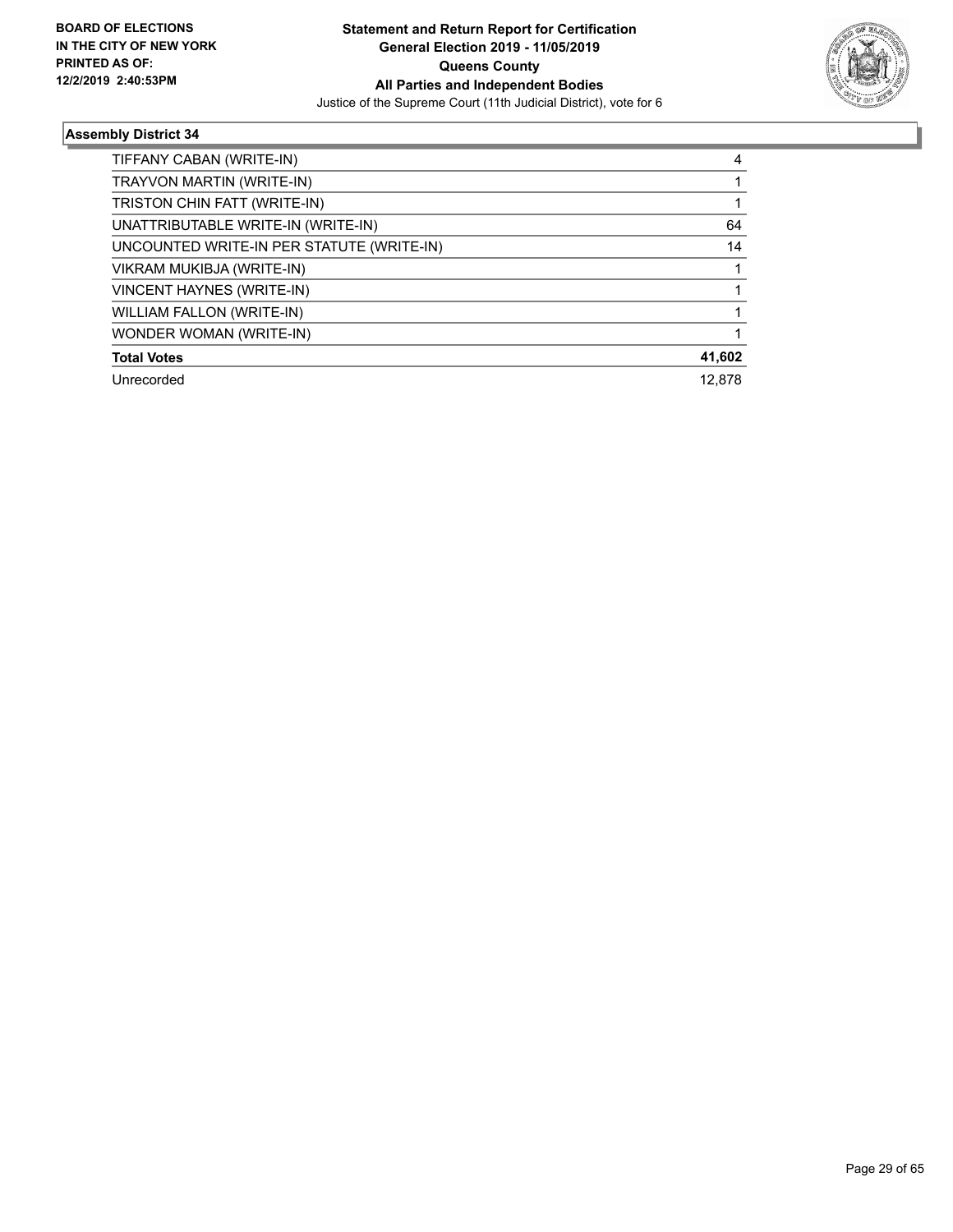BOARD OF ELECTIONS
IN THE CITY OF NEW YORK
PRINTED AS OF:
12/2/2019 2:40:53PM

**Statement and Return Report for Certification**
**General Election 2019 - 11/05/2019**
**Queens County**
**All Parties and Independent Bodies**
Justice of the Supreme Court (11th Judicial District), vote for 6

### Assembly District 34

| | |
|---|---|
| TIFFANY CABAN (WRITE-IN) | 4 |
| TRAYVON MARTIN (WRITE-IN) | 1 |
| TRISTON CHIN FATT (WRITE-IN) | 1 |
| UNATTRIBUTABLE WRITE-IN (WRITE-IN) | 64 |
| UNCOUNTED WRITE-IN PER STATUTE (WRITE-IN) | 14 |
| VIKRAM MUKIBJA (WRITE-IN) | 1 |
| VINCENT HAYNES (WRITE-IN) | 1 |
| WILLIAM FALLON (WRITE-IN) | 1 |
| WONDER WOMAN (WRITE-IN) | 1 |
| **Total Votes** | **41,602** |
| Unrecorded | 12,878 |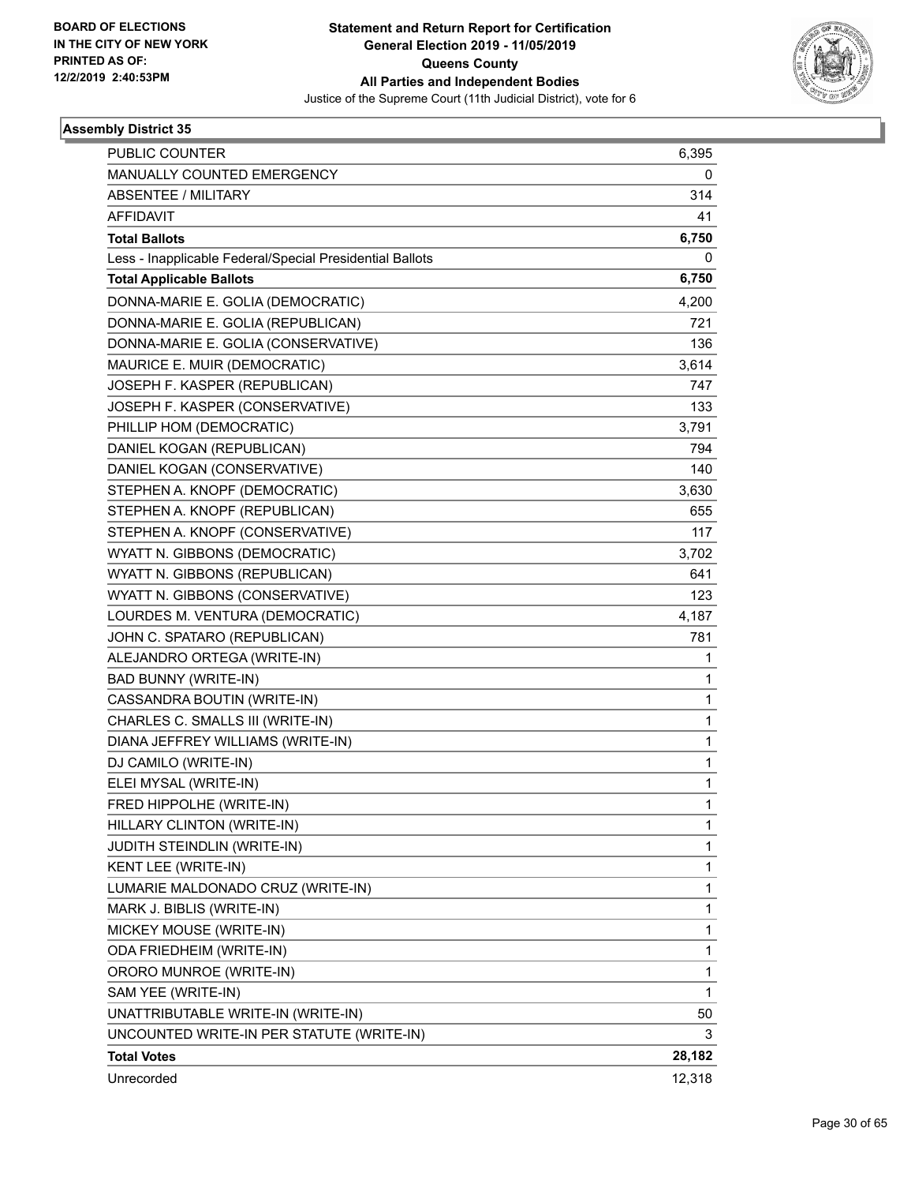BOARD OF ELECTIONS
IN THE CITY OF NEW YORK
PRINTED AS OF:
12/2/2019 2:40:53PM

**Statement and Return Report for Certification**
**General Election 2019 - 11/05/2019**
**Queens County**
**All Parties and Independent Bodies**
Justice of the Supreme Court (11th Judicial District), vote for 6

### Assembly District 35

| | |
|---|---|
| PUBLIC COUNTER | 6,395 |
| MANUALLY COUNTED EMERGENCY | 0 |
| ABSENTEE / MILITARY | 314 |
| AFFIDAVIT | 41 |
| **Total Ballots** | **6,750** |
| Less - Inapplicable Federal/Special Presidential Ballots | 0 |
| **Total Applicable Ballots** | **6,750** |
| DONNA-MARIE E. GOLIA (DEMOCRATIC) | 4,200 |
| DONNA-MARIE E. GOLIA (REPUBLICAN) | 721 |
| DONNA-MARIE E. GOLIA (CONSERVATIVE) | 136 |
| MAURICE E. MUIR (DEMOCRATIC) | 3,614 |
| JOSEPH F. KASPER (REPUBLICAN) | 747 |
| JOSEPH F. KASPER (CONSERVATIVE) | 133 |
| PHILLIP HOM (DEMOCRATIC) | 3,791 |
| DANIEL KOGAN (REPUBLICAN) | 794 |
| DANIEL KOGAN (CONSERVATIVE) | 140 |
| STEPHEN A. KNOPF (DEMOCRATIC) | 3,630 |
| STEPHEN A. KNOPF (REPUBLICAN) | 655 |
| STEPHEN A. KNOPF (CONSERVATIVE) | 117 |
| WYATT N. GIBBONS (DEMOCRATIC) | 3,702 |
| WYATT N. GIBBONS (REPUBLICAN) | 641 |
| WYATT N. GIBBONS (CONSERVATIVE) | 123 |
| LOURDES M. VENTURA (DEMOCRATIC) | 4,187 |
| JOHN C. SPATARO (REPUBLICAN) | 781 |
| ALEJANDRO ORTEGA (WRITE-IN) | 1 |
| BAD BUNNY (WRITE-IN) | 1 |
| CASSANDRA BOUTIN (WRITE-IN) | 1 |
| CHARLES C. SMALLS III (WRITE-IN) | 1 |
| DIANA JEFFREY WILLIAMS (WRITE-IN) | 1 |
| DJ CAMILO (WRITE-IN) | 1 |
| ELEI MYSAL (WRITE-IN) | 1 |
| FRED HIPPOLHE (WRITE-IN) | 1 |
| HILLARY CLINTON (WRITE-IN) | 1 |
| JUDITH STEINDLIN (WRITE-IN) | 1 |
| KENT LEE (WRITE-IN) | 1 |
| LUMARIE MALDONADO CRUZ (WRITE-IN) | 1 |
| MARK J. BIBLIS (WRITE-IN) | 1 |
| MICKEY MOUSE (WRITE-IN) | 1 |
| ODA FRIEDHEIM (WRITE-IN) | 1 |
| ORORO MUNROE (WRITE-IN) | 1 |
| SAM YEE (WRITE-IN) | 1 |
| UNATTRIBUTABLE WRITE-IN (WRITE-IN) | 50 |
| UNCOUNTED WRITE-IN PER STATUTE (WRITE-IN) | 3 |
| **Total Votes** | **28,182** |
| Unrecorded | 12,318 |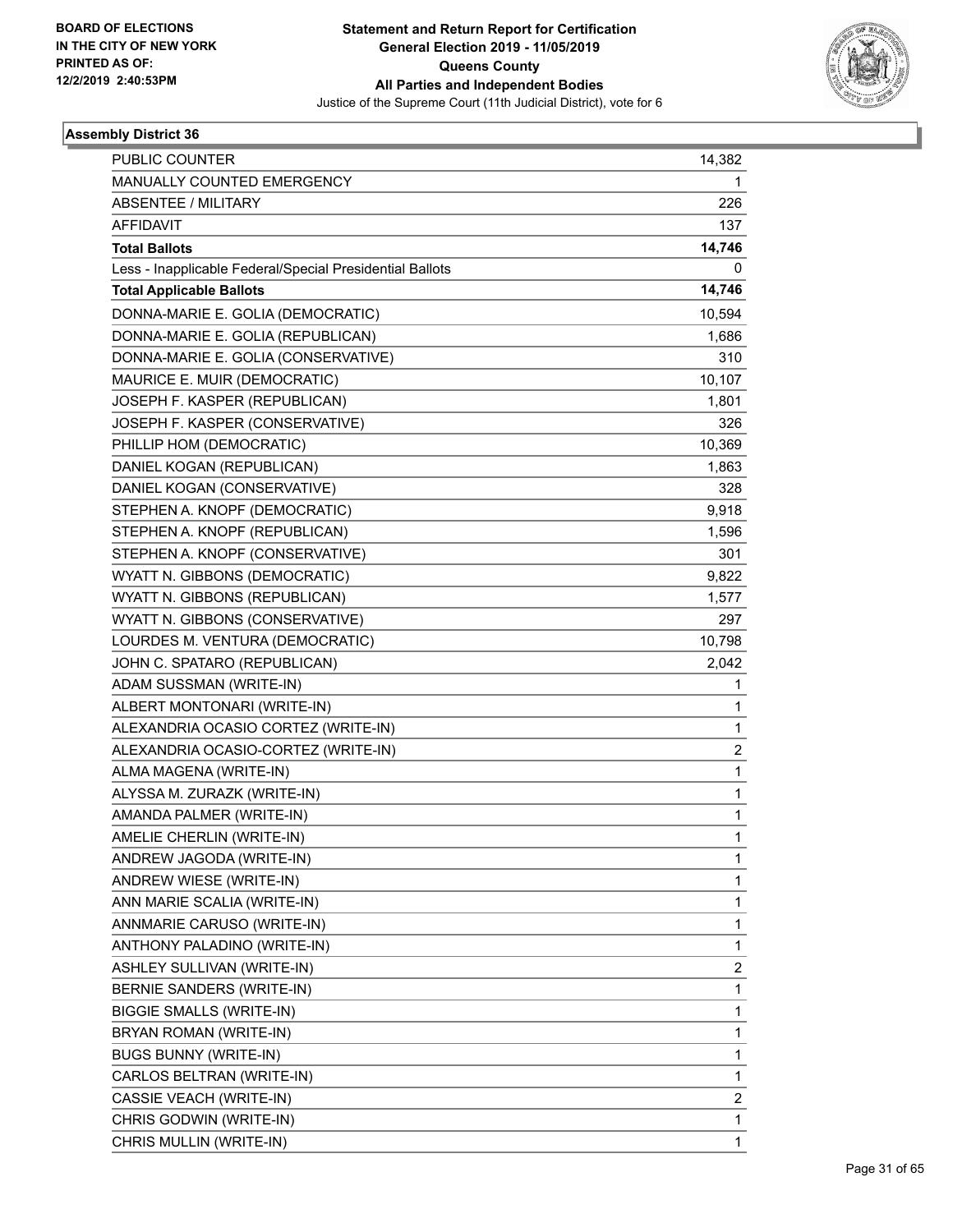BOARD OF ELECTIONS
IN THE CITY OF NEW YORK
PRINTED AS OF:
12/2/2019 2:40:53PM

**Statement and Return Report for Certification**
**General Election 2019 - 11/05/2019**
**Queens County**
**All Parties and Independent Bodies**
Justice of the Supreme Court (11th Judicial District), vote for 6

### Assembly District 36

| | |
|---|---|
| PUBLIC COUNTER | 14,382 |
| MANUALLY COUNTED EMERGENCY | 1 |
| ABSENTEE / MILITARY | 226 |
| AFFIDAVIT | 137 |
| **Total Ballots** | **14,746** |
| Less - Inapplicable Federal/Special Presidential Ballots | 0 |
| **Total Applicable Ballots** | **14,746** |
| DONNA-MARIE E. GOLIA (DEMOCRATIC) | 10,594 |
| DONNA-MARIE E. GOLIA (REPUBLICAN) | 1,686 |
| DONNA-MARIE E. GOLIA (CONSERVATIVE) | 310 |
| MAURICE E. MUIR (DEMOCRATIC) | 10,107 |
| JOSEPH F. KASPER (REPUBLICAN) | 1,801 |
| JOSEPH F. KASPER (CONSERVATIVE) | 326 |
| PHILLIP HOM (DEMOCRATIC) | 10,369 |
| DANIEL KOGAN (REPUBLICAN) | 1,863 |
| DANIEL KOGAN (CONSERVATIVE) | 328 |
| STEPHEN A. KNOPF (DEMOCRATIC) | 9,918 |
| STEPHEN A. KNOPF (REPUBLICAN) | 1,596 |
| STEPHEN A. KNOPF (CONSERVATIVE) | 301 |
| WYATT N. GIBBONS (DEMOCRATIC) | 9,822 |
| WYATT N. GIBBONS (REPUBLICAN) | 1,577 |
| WYATT N. GIBBONS (CONSERVATIVE) | 297 |
| LOURDES M. VENTURA (DEMOCRATIC) | 10,798 |
| JOHN C. SPATARO (REPUBLICAN) | 2,042 |
| ADAM SUSSMAN (WRITE-IN) | 1 |
| ALBERT MONTONARI (WRITE-IN) | 1 |
| ALEXANDRIA OCASIO CORTEZ (WRITE-IN) | 1 |
| ALEXANDRIA OCASIO-CORTEZ (WRITE-IN) | 2 |
| ALMA MAGENA (WRITE-IN) | 1 |
| ALYSSA M. ZURAZK (WRITE-IN) | 1 |
| AMANDA PALMER (WRITE-IN) | 1 |
| AMELIE CHERLIN (WRITE-IN) | 1 |
| ANDREW JAGODA (WRITE-IN) | 1 |
| ANDREW WIESE (WRITE-IN) | 1 |
| ANN MARIE SCALIA (WRITE-IN) | 1 |
| ANNMARIE CARUSO (WRITE-IN) | 1 |
| ANTHONY PALADINO (WRITE-IN) | 1 |
| ASHLEY SULLIVAN (WRITE-IN) | 2 |
| BERNIE SANDERS (WRITE-IN) | 1 |
| BIGGIE SMALLS (WRITE-IN) | 1 |
| BRYAN ROMAN (WRITE-IN) | 1 |
| BUGS BUNNY (WRITE-IN) | 1 |
| CARLOS BELTRAN (WRITE-IN) | 1 |
| CASSIE VEACH (WRITE-IN) | 2 |
| CHRIS GODWIN (WRITE-IN) | 1 |
| CHRIS MULLIN (WRITE-IN) | 1 |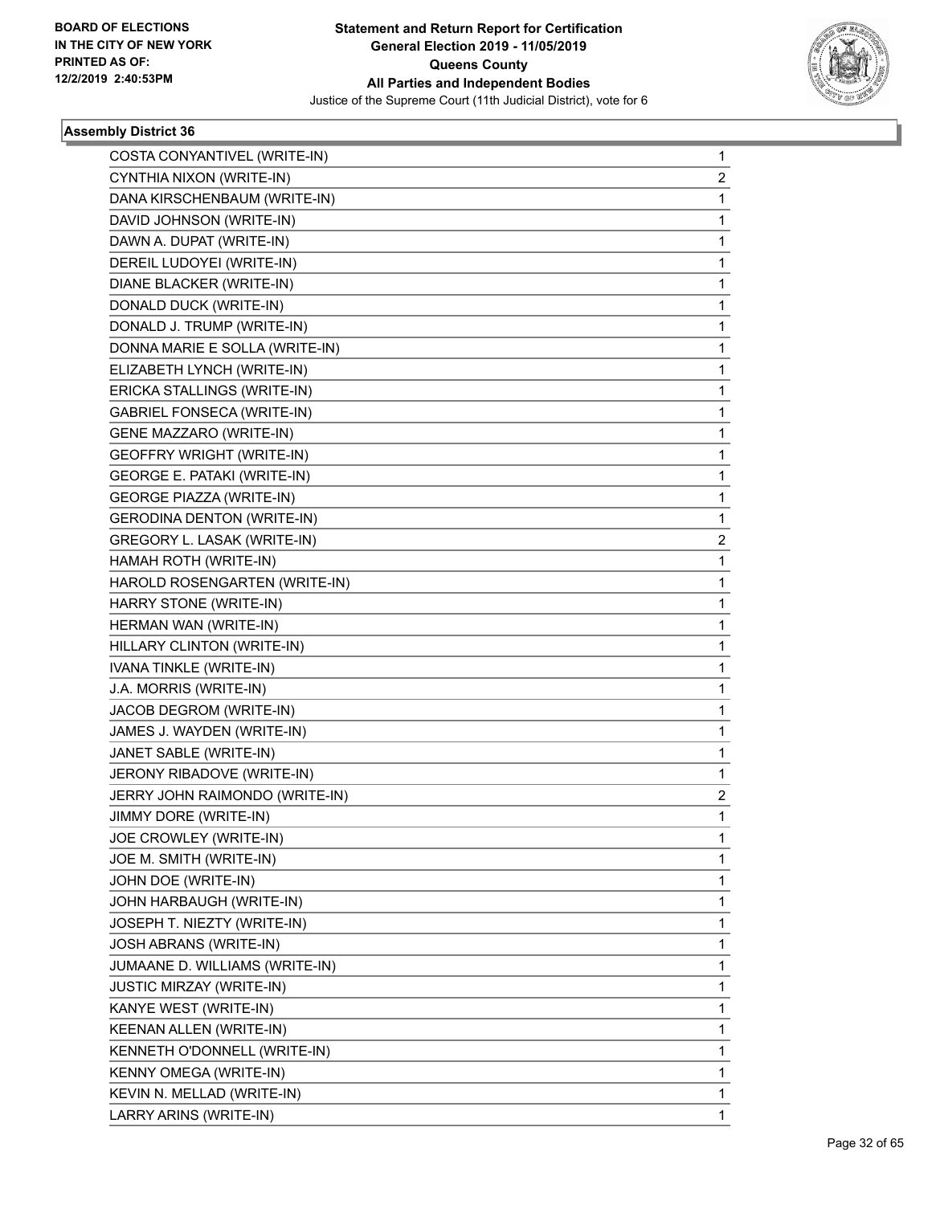**Statement and Return Report for Certification**
**General Election 2019 - 11/05/2019**
**Queens County**
**All Parties and Independent Bodies**
Justice of the Supreme Court (11th Judicial District), vote for 6

BOARD OF ELECTIONS
IN THE CITY OF NEW YORK
PRINTED AS OF:
12/2/2019 2:40:53PM

### Assembly District 36

| | |
|---|---|
| COSTA CONYANTIVEL (WRITE-IN) | 1 |
| CYNTHIA NIXON (WRITE-IN) | 2 |
| DANA KIRSCHENBAUM (WRITE-IN) | 1 |
| DAVID JOHNSON (WRITE-IN) | 1 |
| DAWN A. DUPAT (WRITE-IN) | 1 |
| DEREIL LUDOYEI (WRITE-IN) | 1 |
| DIANE BLACKER (WRITE-IN) | 1 |
| DONALD DUCK (WRITE-IN) | 1 |
| DONALD J. TRUMP (WRITE-IN) | 1 |
| DONNA MARIE E SOLLA (WRITE-IN) | 1 |
| ELIZABETH LYNCH (WRITE-IN) | 1 |
| ERICKA STALLINGS (WRITE-IN) | 1 |
| GABRIEL FONSECA (WRITE-IN) | 1 |
| GENE MAZZARO (WRITE-IN) | 1 |
| GEOFFRY WRIGHT (WRITE-IN) | 1 |
| GEORGE E. PATAKI (WRITE-IN) | 1 |
| GEORGE PIAZZA (WRITE-IN) | 1 |
| GERODINA DENTON (WRITE-IN) | 1 |
| GREGORY L. LASAK (WRITE-IN) | 2 |
| HAMAH ROTH (WRITE-IN) | 1 |
| HAROLD ROSENGARTEN (WRITE-IN) | 1 |
| HARRY STONE (WRITE-IN) | 1 |
| HERMAN WAN (WRITE-IN) | 1 |
| HILLARY CLINTON (WRITE-IN) | 1 |
| IVANA TINKLE (WRITE-IN) | 1 |
| J.A. MORRIS (WRITE-IN) | 1 |
| JACOB DEGROM (WRITE-IN) | 1 |
| JAMES J. WAYDEN (WRITE-IN) | 1 |
| JANET SABLE (WRITE-IN) | 1 |
| JERONY RIBADOVE (WRITE-IN) | 1 |
| JERRY JOHN RAIMONDO (WRITE-IN) | 2 |
| JIMMY DORE (WRITE-IN) | 1 |
| JOE CROWLEY (WRITE-IN) | 1 |
| JOE M. SMITH (WRITE-IN) | 1 |
| JOHN DOE (WRITE-IN) | 1 |
| JOHN HARBAUGH (WRITE-IN) | 1 |
| JOSEPH T. NIEZTY (WRITE-IN) | 1 |
| JOSH ABRANS (WRITE-IN) | 1 |
| JUMAANE D. WILLIAMS (WRITE-IN) | 1 |
| JUSTIC MIRZAY (WRITE-IN) | 1 |
| KANYE WEST (WRITE-IN) | 1 |
| KEENAN ALLEN (WRITE-IN) | 1 |
| KENNETH O'DONNELL (WRITE-IN) | 1 |
| KENNY OMEGA (WRITE-IN) | 1 |
| KEVIN N. MELLAD (WRITE-IN) | 1 |
| LARRY ARINS (WRITE-IN) | 1 |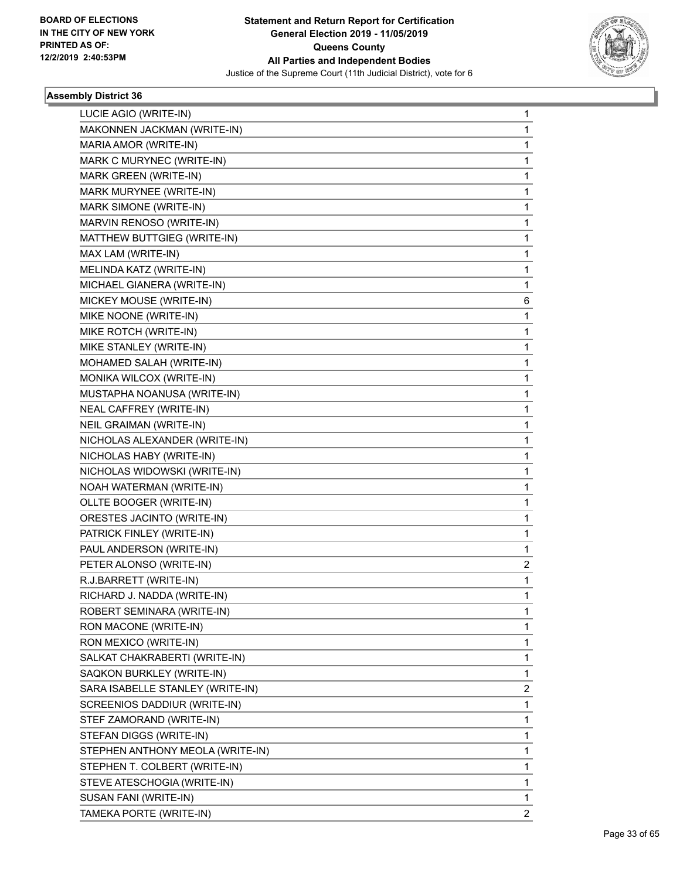**Statement and Return Report for Certification**
**General Election 2019 - 11/05/2019**
**Queens County**
**All Parties and Independent Bodies**
Justice of the Supreme Court (11th Judicial District), vote for 6

BOARD OF ELECTIONS
IN THE CITY OF NEW YORK
PRINTED AS OF:
12/2/2019 2:40:53PM

### Assembly District 36

| | |
|---|---|
| LUCIE AGIO (WRITE-IN) | 1 |
| MAKONNEN JACKMAN (WRITE-IN) | 1 |
| MARIA AMOR (WRITE-IN) | 1 |
| MARK C MURYNEC (WRITE-IN) | 1 |
| MARK GREEN (WRITE-IN) | 1 |
| MARK MURYNEE (WRITE-IN) | 1 |
| MARK SIMONE (WRITE-IN) | 1 |
| MARVIN RENOSO (WRITE-IN) | 1 |
| MATTHEW BUTTGIEG (WRITE-IN) | 1 |
| MAX LAM (WRITE-IN) | 1 |
| MELINDA KATZ (WRITE-IN) | 1 |
| MICHAEL GIANERA (WRITE-IN) | 1 |
| MICKEY MOUSE (WRITE-IN) | 6 |
| MIKE NOONE (WRITE-IN) | 1 |
| MIKE ROTCH (WRITE-IN) | 1 |
| MIKE STANLEY (WRITE-IN) | 1 |
| MOHAMED SALAH (WRITE-IN) | 1 |
| MONIKA WILCOX (WRITE-IN) | 1 |
| MUSTAPHA NOANUSA (WRITE-IN) | 1 |
| NEAL CAFFREY (WRITE-IN) | 1 |
| NEIL GRAIMAN (WRITE-IN) | 1 |
| NICHOLAS ALEXANDER (WRITE-IN) | 1 |
| NICHOLAS HABY (WRITE-IN) | 1 |
| NICHOLAS WIDOWSKI (WRITE-IN) | 1 |
| NOAH WATERMAN (WRITE-IN) | 1 |
| OLLTE BOOGER (WRITE-IN) | 1 |
| ORESTES JACINTO (WRITE-IN) | 1 |
| PATRICK FINLEY (WRITE-IN) | 1 |
| PAUL ANDERSON (WRITE-IN) | 1 |
| PETER ALONSO (WRITE-IN) | 2 |
| R.J.BARRETT (WRITE-IN) | 1 |
| RICHARD J. NADDA (WRITE-IN) | 1 |
| ROBERT SEMINARA (WRITE-IN) | 1 |
| RON MACONE (WRITE-IN) | 1 |
| RON MEXICO (WRITE-IN) | 1 |
| SALKAT CHAKRABERTI (WRITE-IN) | 1 |
| SAQKON BURKLEY (WRITE-IN) | 1 |
| SARA ISABELLE STANLEY (WRITE-IN) | 2 |
| SCREENIOS DADDIUR (WRITE-IN) | 1 |
| STEF ZAMORAND (WRITE-IN) | 1 |
| STEFAN DIGGS (WRITE-IN) | 1 |
| STEPHEN ANTHONY MEOLA (WRITE-IN) | 1 |
| STEPHEN T. COLBERT (WRITE-IN) | 1 |
| STEVE ATESCHOGIA (WRITE-IN) | 1 |
| SUSAN FANI (WRITE-IN) | 1 |
| TAMEKA PORTE (WRITE-IN) | 2 |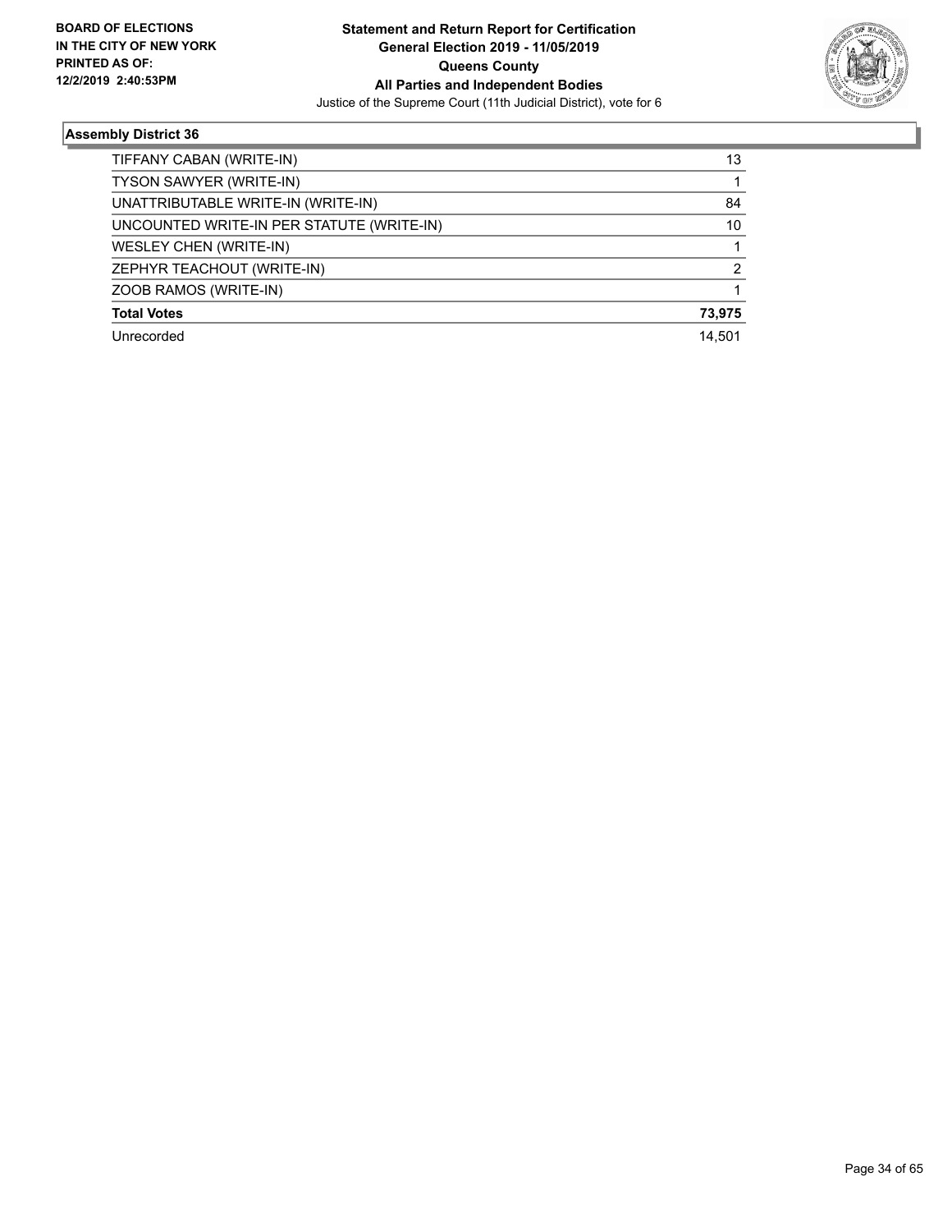## Assembly District 36

| | |
|---|---|
| TIFFANY CABAN (WRITE-IN) | 13 |
| TYSON SAWYER (WRITE-IN) | 1 |
| UNATTRIBUTABLE WRITE-IN (WRITE-IN) | 84 |
| UNCOUNTED WRITE-IN PER STATUTE (WRITE-IN) | 10 |
| WESLEY CHEN (WRITE-IN) | 1 |
| ZEPHYR TEACHOUT (WRITE-IN) | 2 |
| ZOOB RAMOS (WRITE-IN) | 1 |
| **Total Votes** | **73,975** |
| Unrecorded | 14,501 |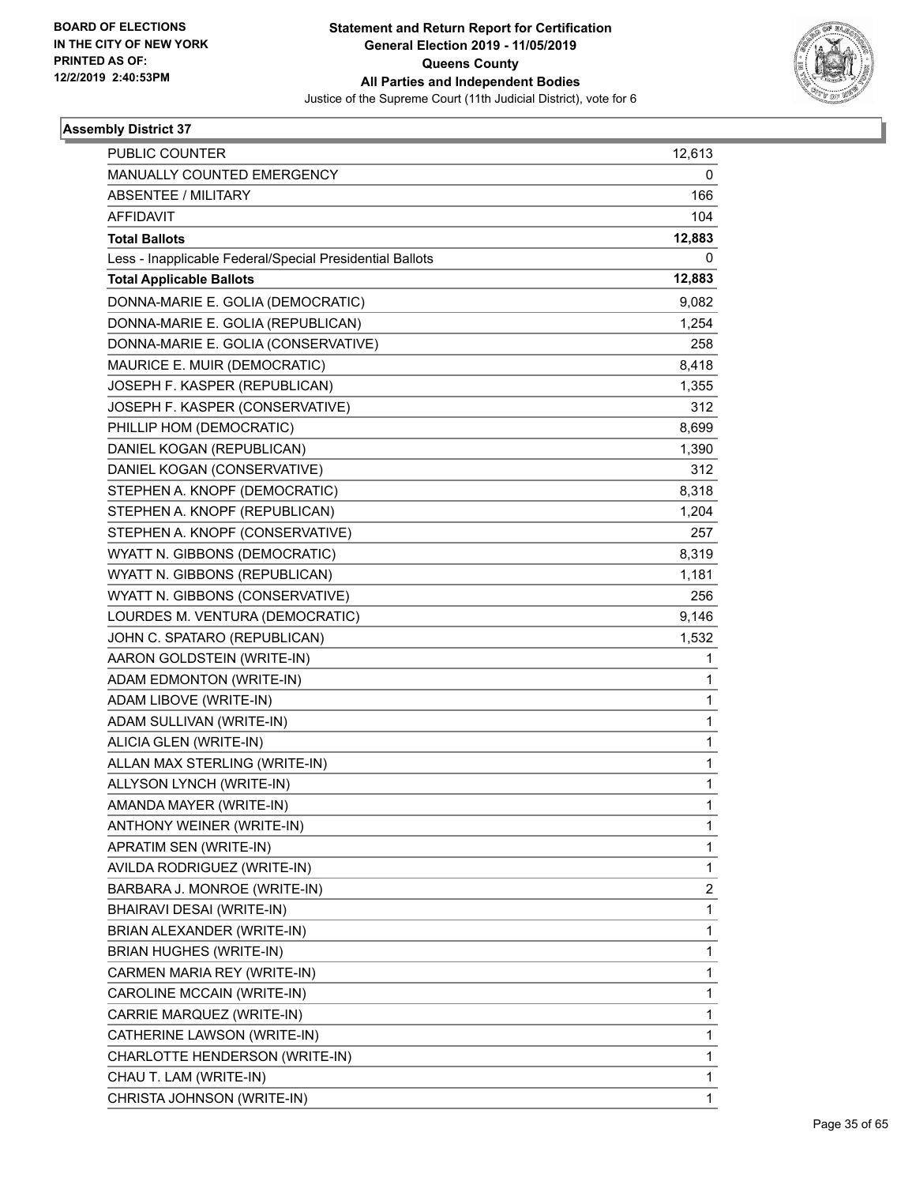BOARD OF ELECTIONS
IN THE CITY OF NEW YORK
PRINTED AS OF:
12/2/2019 2:40:53PM

**Statement and Return Report for Certification**
**General Election 2019 - 11/05/2019**
**Queens County**
**All Parties and Independent Bodies**
Justice of the Supreme Court (11th Judicial District), vote for 6

### Assembly District 37

| | |
|---|---|
| PUBLIC COUNTER | 12,613 |
| MANUALLY COUNTED EMERGENCY | 0 |
| ABSENTEE / MILITARY | 166 |
| AFFIDAVIT | 104 |
| **Total Ballots** | **12,883** |
| Less - Inapplicable Federal/Special Presidential Ballots | 0 |
| **Total Applicable Ballots** | **12,883** |
| DONNA-MARIE E. GOLIA (DEMOCRATIC) | 9,082 |
| DONNA-MARIE E. GOLIA (REPUBLICAN) | 1,254 |
| DONNA-MARIE E. GOLIA (CONSERVATIVE) | 258 |
| MAURICE E. MUIR (DEMOCRATIC) | 8,418 |
| JOSEPH F. KASPER (REPUBLICAN) | 1,355 |
| JOSEPH F. KASPER (CONSERVATIVE) | 312 |
| PHILLIP HOM (DEMOCRATIC) | 8,699 |
| DANIEL KOGAN (REPUBLICAN) | 1,390 |
| DANIEL KOGAN (CONSERVATIVE) | 312 |
| STEPHEN A. KNOPF (DEMOCRATIC) | 8,318 |
| STEPHEN A. KNOPF (REPUBLICAN) | 1,204 |
| STEPHEN A. KNOPF (CONSERVATIVE) | 257 |
| WYATT N. GIBBONS (DEMOCRATIC) | 8,319 |
| WYATT N. GIBBONS (REPUBLICAN) | 1,181 |
| WYATT N. GIBBONS (CONSERVATIVE) | 256 |
| LOURDES M. VENTURA (DEMOCRATIC) | 9,146 |
| JOHN C. SPATARO (REPUBLICAN) | 1,532 |
| AARON GOLDSTEIN (WRITE-IN) | 1 |
| ADAM EDMONTON (WRITE-IN) | 1 |
| ADAM LIBOVE (WRITE-IN) | 1 |
| ADAM SULLIVAN (WRITE-IN) | 1 |
| ALICIA GLEN (WRITE-IN) | 1 |
| ALLAN MAX STERLING (WRITE-IN) | 1 |
| ALLYSON LYNCH (WRITE-IN) | 1 |
| AMANDA MAYER (WRITE-IN) | 1 |
| ANTHONY WEINER (WRITE-IN) | 1 |
| APRATIM SEN (WRITE-IN) | 1 |
| AVILDA RODRIGUEZ (WRITE-IN) | 1 |
| BARBARA J. MONROE (WRITE-IN) | 2 |
| BHAIRAVI DESAI (WRITE-IN) | 1 |
| BRIAN ALEXANDER (WRITE-IN) | 1 |
| BRIAN HUGHES (WRITE-IN) | 1 |
| CARMEN MARIA REY (WRITE-IN) | 1 |
| CAROLINE MCCAIN (WRITE-IN) | 1 |
| CARRIE MARQUEZ (WRITE-IN) | 1 |
| CATHERINE LAWSON (WRITE-IN) | 1 |
| CHARLOTTE HENDERSON (WRITE-IN) | 1 |
| CHAU T. LAM (WRITE-IN) | 1 |
| CHRISTA JOHNSON (WRITE-IN) | 1 |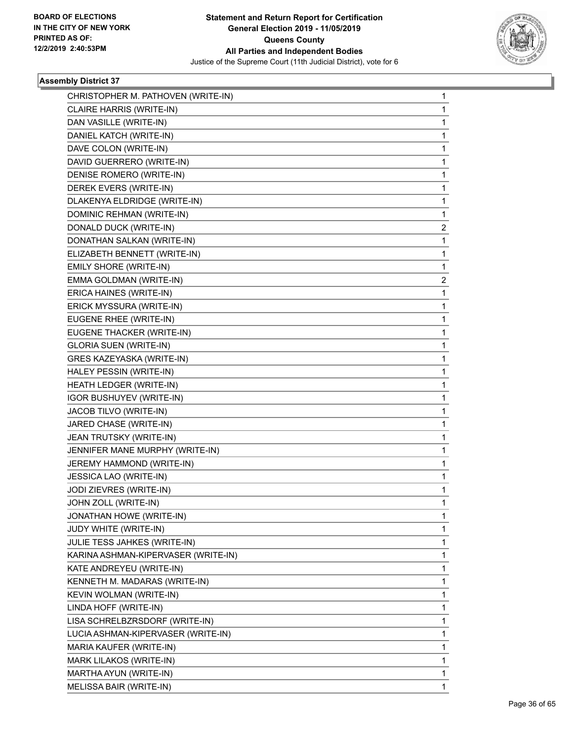## Assembly District 37

| | |
|---|---|
| CHRISTOPHER M. PATHOVEN (WRITE-IN) | 1 |
| CLAIRE HARRIS (WRITE-IN) | 1 |
| DAN VASILLE (WRITE-IN) | 1 |
| DANIEL KATCH (WRITE-IN) | 1 |
| DAVE COLON (WRITE-IN) | 1 |
| DAVID GUERRERO (WRITE-IN) | 1 |
| DENISE ROMERO (WRITE-IN) | 1 |
| DEREK EVERS (WRITE-IN) | 1 |
| DLAKENYA ELDRIDGE (WRITE-IN) | 1 |
| DOMINIC REHMAN (WRITE-IN) | 1 |
| DONALD DUCK (WRITE-IN) | 2 |
| DONATHAN SALKAN (WRITE-IN) | 1 |
| ELIZABETH BENNETT (WRITE-IN) | 1 |
| EMILY SHORE (WRITE-IN) | 1 |
| EMMA GOLDMAN (WRITE-IN) | 2 |
| ERICA HAINES (WRITE-IN) | 1 |
| ERICK MYSSURA (WRITE-IN) | 1 |
| EUGENE RHEE (WRITE-IN) | 1 |
| EUGENE THACKER (WRITE-IN) | 1 |
| GLORIA SUEN (WRITE-IN) | 1 |
| GRES KAZEYASKA (WRITE-IN) | 1 |
| HALEY PESSIN (WRITE-IN) | 1 |
| HEATH LEDGER (WRITE-IN) | 1 |
| IGOR BUSHUYEV (WRITE-IN) | 1 |
| JACOB TILVO (WRITE-IN) | 1 |
| JARED CHASE (WRITE-IN) | 1 |
| JEAN TRUTSKY (WRITE-IN) | 1 |
| JENNIFER MANE MURPHY (WRITE-IN) | 1 |
| JEREMY HAMMOND (WRITE-IN) | 1 |
| JESSICA LAO (WRITE-IN) | 1 |
| JODI ZIEVRES (WRITE-IN) | 1 |
| JOHN ZOLL (WRITE-IN) | 1 |
| JONATHAN HOWE (WRITE-IN) | 1 |
| JUDY WHITE (WRITE-IN) | 1 |
| JULIE TESS JAHKES (WRITE-IN) | 1 |
| KARINA ASHMAN-KIPERVASER (WRITE-IN) | 1 |
| KATE ANDREYEU (WRITE-IN) | 1 |
| KENNETH M. MADARAS (WRITE-IN) | 1 |
| KEVIN WOLMAN (WRITE-IN) | 1 |
| LINDA HOFF (WRITE-IN) | 1 |
| LISA SCHRELBZRSDORF (WRITE-IN) | 1 |
| LUCIA ASHMAN-KIPERVASER (WRITE-IN) | 1 |
| MARIA KAUFER (WRITE-IN) | 1 |
| MARK LILAKOS (WRITE-IN) | 1 |
| MARTHA AYUN (WRITE-IN) | 1 |
| MELISSA BAIR (WRITE-IN) | 1 |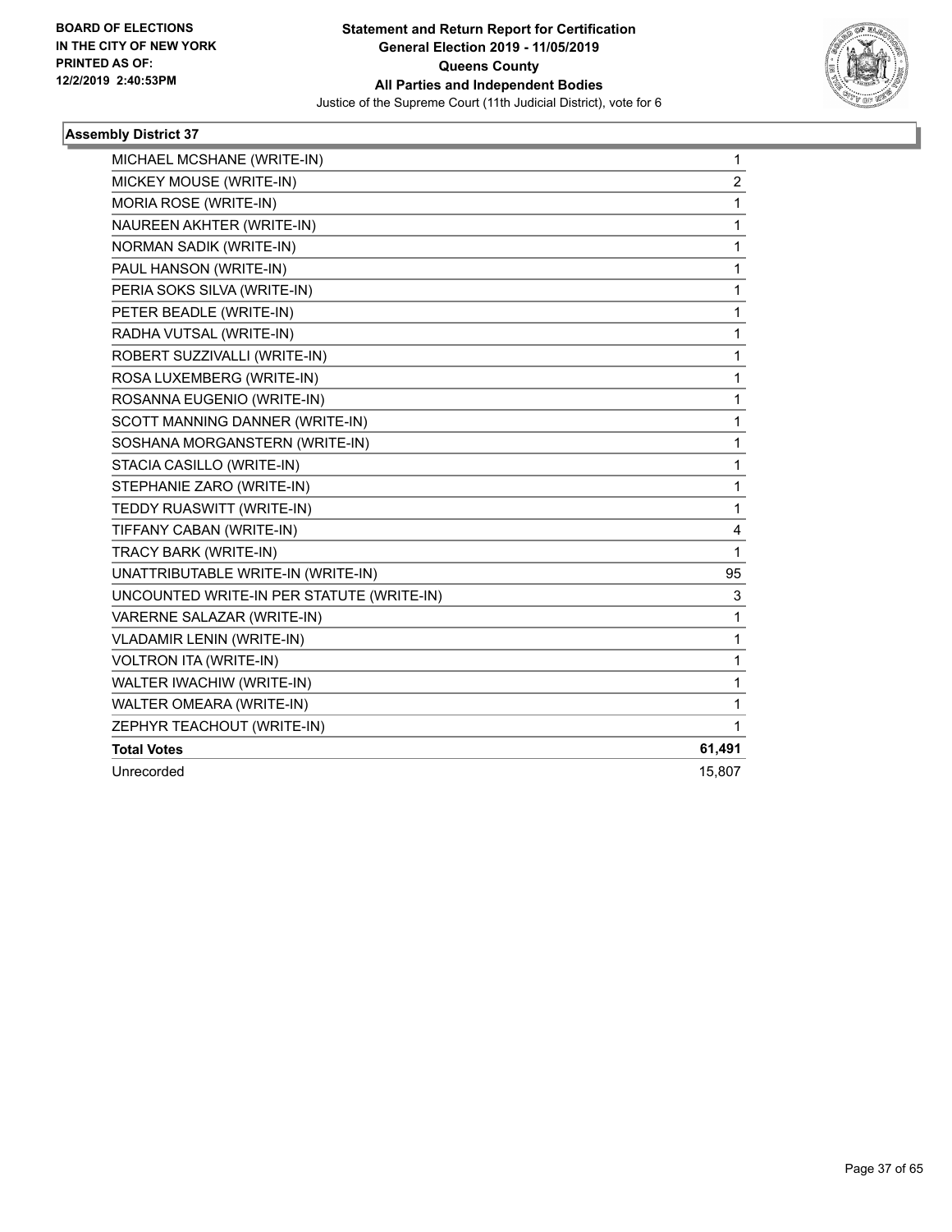BOARD OF ELECTIONS
IN THE CITY OF NEW YORK
PRINTED AS OF:
12/2/2019 2:40:53PM

**Statement and Return Report for Certification**
**General Election 2019 - 11/05/2019**
**Queens County**
**All Parties and Independent Bodies**
Justice of the Supreme Court (11th Judicial District), vote for 6

### Assembly District 37

| | |
|---|---|
| MICHAEL MCSHANE (WRITE-IN) | 1 |
| MICKEY MOUSE (WRITE-IN) | 2 |
| MORIA ROSE (WRITE-IN) | 1 |
| NAUREEN AKHTER (WRITE-IN) | 1 |
| NORMAN SADIK (WRITE-IN) | 1 |
| PAUL HANSON (WRITE-IN) | 1 |
| PERIA SOKS SILVA (WRITE-IN) | 1 |
| PETER BEADLE (WRITE-IN) | 1 |
| RADHA VUTSAL (WRITE-IN) | 1 |
| ROBERT SUZZIVALLI (WRITE-IN) | 1 |
| ROSA LUXEMBERG (WRITE-IN) | 1 |
| ROSANNA EUGENIO (WRITE-IN) | 1 |
| SCOTT MANNING DANNER (WRITE-IN) | 1 |
| SOSHANA MORGANSTERN (WRITE-IN) | 1 |
| STACIA CASILLO (WRITE-IN) | 1 |
| STEPHANIE ZARO (WRITE-IN) | 1 |
| TEDDY RUASWITT (WRITE-IN) | 1 |
| TIFFANY CABAN (WRITE-IN) | 4 |
| TRACY BARK (WRITE-IN) | 1 |
| UNATTRIBUTABLE WRITE-IN (WRITE-IN) | 95 |
| UNCOUNTED WRITE-IN PER STATUTE (WRITE-IN) | 3 |
| VARERNE SALAZAR (WRITE-IN) | 1 |
| VLADAMIR LENIN (WRITE-IN) | 1 |
| VOLTRON ITA (WRITE-IN) | 1 |
| WALTER IWACHIW (WRITE-IN) | 1 |
| WALTER OMEARA (WRITE-IN) | 1 |
| ZEPHYR TEACHOUT (WRITE-IN) | 1 |
| **Total Votes** | **61,491** |
| Unrecorded | 15,807 |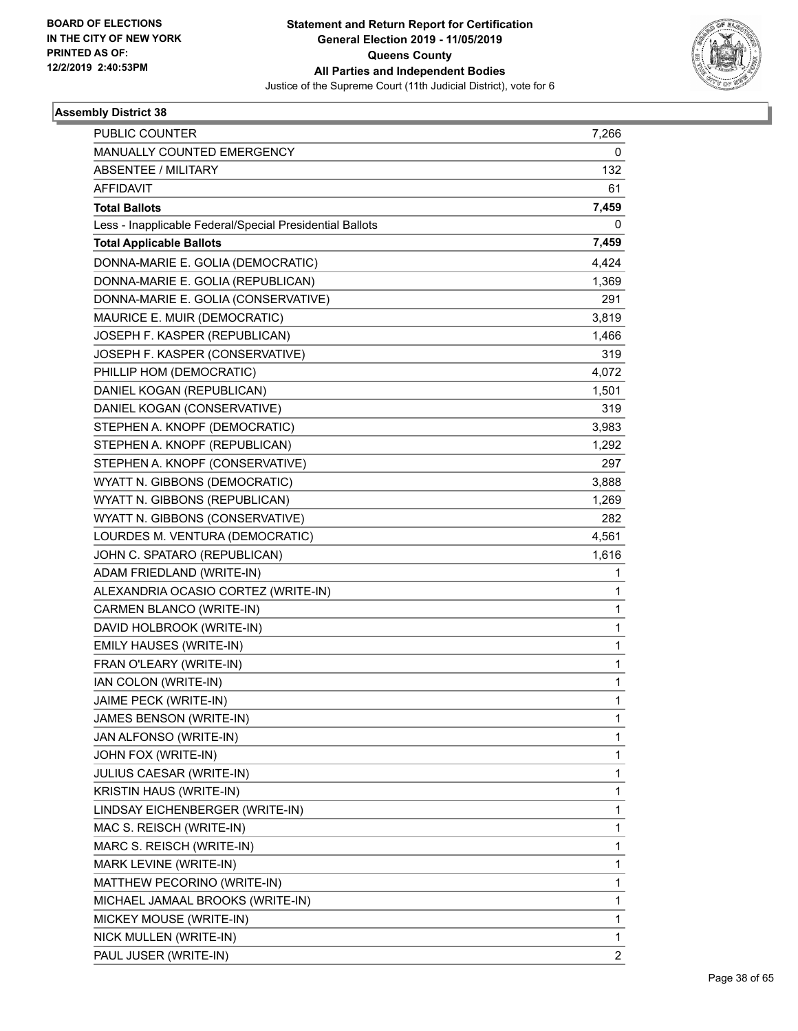BOARD OF ELECTIONS
IN THE CITY OF NEW YORK
PRINTED AS OF:
12/2/2019 2:40:53PM

**Statement and Return Report for Certification**
**General Election 2019 - 11/05/2019**
**Queens County**
**All Parties and Independent Bodies**
Justice of the Supreme Court (11th Judicial District), vote for 6

### Assembly District 38

| | |
|---|---|
| PUBLIC COUNTER | 7,266 |
| MANUALLY COUNTED EMERGENCY | 0 |
| ABSENTEE / MILITARY | 132 |
| AFFIDAVIT | 61 |
| **Total Ballots** | **7,459** |
| Less - Inapplicable Federal/Special Presidential Ballots | 0 |
| **Total Applicable Ballots** | **7,459** |
| DONNA-MARIE E. GOLIA (DEMOCRATIC) | 4,424 |
| DONNA-MARIE E. GOLIA (REPUBLICAN) | 1,369 |
| DONNA-MARIE E. GOLIA (CONSERVATIVE) | 291 |
| MAURICE E. MUIR (DEMOCRATIC) | 3,819 |
| JOSEPH F. KASPER (REPUBLICAN) | 1,466 |
| JOSEPH F. KASPER (CONSERVATIVE) | 319 |
| PHILLIP HOM (DEMOCRATIC) | 4,072 |
| DANIEL KOGAN (REPUBLICAN) | 1,501 |
| DANIEL KOGAN (CONSERVATIVE) | 319 |
| STEPHEN A. KNOPF (DEMOCRATIC) | 3,983 |
| STEPHEN A. KNOPF (REPUBLICAN) | 1,292 |
| STEPHEN A. KNOPF (CONSERVATIVE) | 297 |
| WYATT N. GIBBONS (DEMOCRATIC) | 3,888 |
| WYATT N. GIBBONS (REPUBLICAN) | 1,269 |
| WYATT N. GIBBONS (CONSERVATIVE) | 282 |
| LOURDES M. VENTURA (DEMOCRATIC) | 4,561 |
| JOHN C. SPATARO (REPUBLICAN) | 1,616 |
| ADAM FRIEDLAND (WRITE-IN) | 1 |
| ALEXANDRIA OCASIO CORTEZ (WRITE-IN) | 1 |
| CARMEN BLANCO (WRITE-IN) | 1 |
| DAVID HOLBROOK (WRITE-IN) | 1 |
| EMILY HAUSES (WRITE-IN) | 1 |
| FRAN O'LEARY (WRITE-IN) | 1 |
| IAN COLON (WRITE-IN) | 1 |
| JAIME PECK (WRITE-IN) | 1 |
| JAMES BENSON (WRITE-IN) | 1 |
| JAN ALFONSO (WRITE-IN) | 1 |
| JOHN FOX (WRITE-IN) | 1 |
| JULIUS CAESAR (WRITE-IN) | 1 |
| KRISTIN HAUS (WRITE-IN) | 1 |
| LINDSAY EICHENBERGER (WRITE-IN) | 1 |
| MAC S. REISCH (WRITE-IN) | 1 |
| MARC S. REISCH (WRITE-IN) | 1 |
| MARK LEVINE (WRITE-IN) | 1 |
| MATTHEW PECORINO (WRITE-IN) | 1 |
| MICHAEL JAMAAL BROOKS (WRITE-IN) | 1 |
| MICKEY MOUSE (WRITE-IN) | 1 |
| NICK MULLEN (WRITE-IN) | 1 |
| PAUL JUSER (WRITE-IN) | 2 |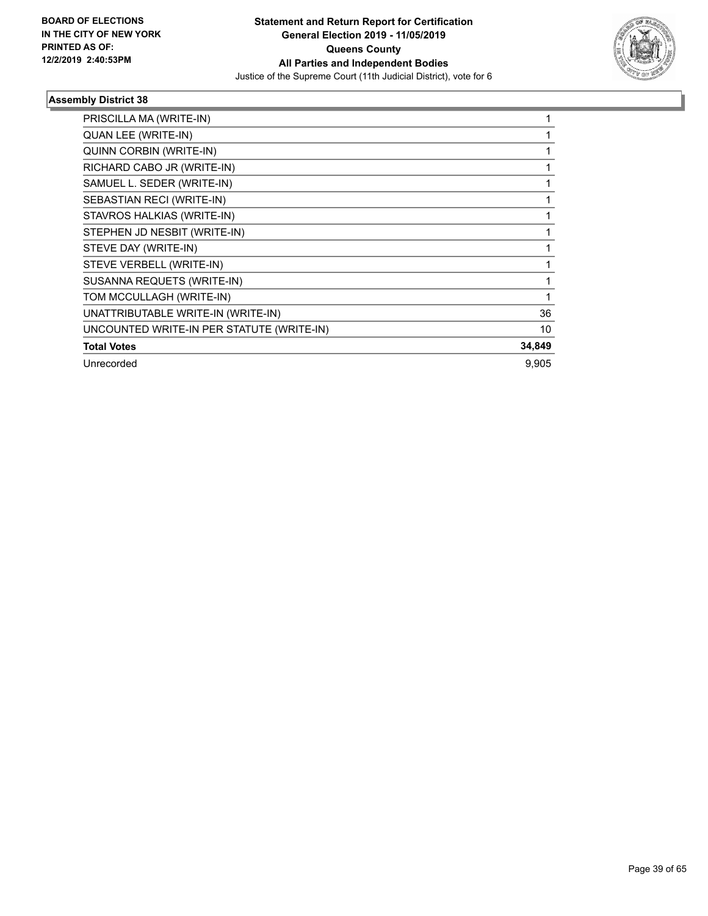BOARD OF ELECTIONS
IN THE CITY OF NEW YORK
PRINTED AS OF:
12/2/2019 2:40:53PM

**Statement and Return Report for Certification**
**General Election 2019 - 11/05/2019**
**Queens County**
**All Parties and Independent Bodies**
Justice of the Supreme Court (11th Judicial District), vote for 6

### Assembly District 38

| | |
|---|---|
| PRISCILLA MA (WRITE-IN) | 1 |
| QUAN LEE (WRITE-IN) | 1 |
| QUINN CORBIN (WRITE-IN) | 1 |
| RICHARD CABO JR (WRITE-IN) | 1 |
| SAMUEL L. SEDER (WRITE-IN) | 1 |
| SEBASTIAN RECI (WRITE-IN) | 1 |
| STAVROS HALKIAS (WRITE-IN) | 1 |
| STEPHEN JD NESBIT (WRITE-IN) | 1 |
| STEVE DAY (WRITE-IN) | 1 |
| STEVE VERBELL (WRITE-IN) | 1 |
| SUSANNA REQUETS (WRITE-IN) | 1 |
| TOM MCCULLAGH (WRITE-IN) | 1 |
| UNATTRIBUTABLE WRITE-IN (WRITE-IN) | 36 |
| UNCOUNTED WRITE-IN PER STATUTE (WRITE-IN) | 10 |
| **Total Votes** | **34,849** |
| Unrecorded | 9,905 |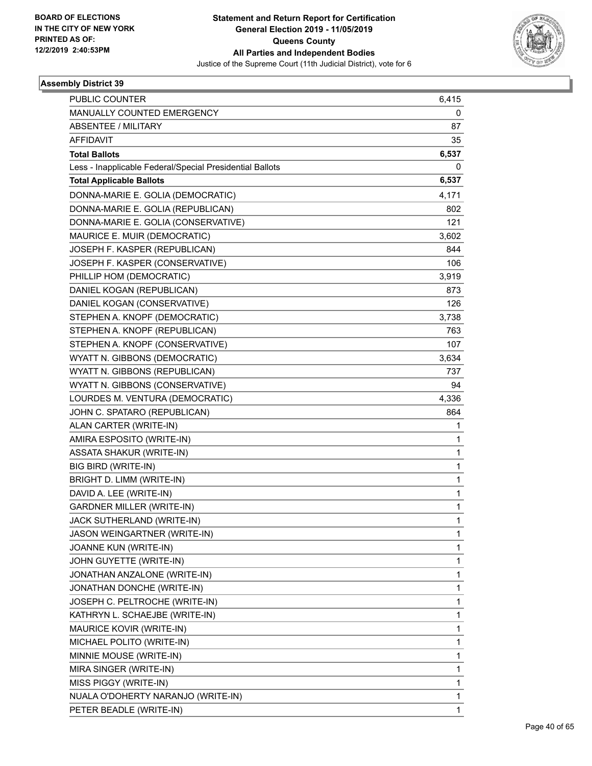BOARD OF ELECTIONS
IN THE CITY OF NEW YORK
PRINTED AS OF:
12/2/2019 2:40:53PM

**Statement and Return Report for Certification**
**General Election 2019 - 11/05/2019**
**Queens County**
**All Parties and Independent Bodies**
Justice of the Supreme Court (11th Judicial District), vote for 6

### Assembly District 39

| | |
|---|---|
| PUBLIC COUNTER | 6,415 |
| MANUALLY COUNTED EMERGENCY | 0 |
| ABSENTEE / MILITARY | 87 |
| AFFIDAVIT | 35 |
| **Total Ballots** | **6,537** |
| Less - Inapplicable Federal/Special Presidential Ballots | 0 |
| **Total Applicable Ballots** | **6,537** |
| DONNA-MARIE E. GOLIA (DEMOCRATIC) | 4,171 |
| DONNA-MARIE E. GOLIA (REPUBLICAN) | 802 |
| DONNA-MARIE E. GOLIA (CONSERVATIVE) | 121 |
| MAURICE E. MUIR (DEMOCRATIC) | 3,602 |
| JOSEPH F. KASPER (REPUBLICAN) | 844 |
| JOSEPH F. KASPER (CONSERVATIVE) | 106 |
| PHILLIP HOM (DEMOCRATIC) | 3,919 |
| DANIEL KOGAN (REPUBLICAN) | 873 |
| DANIEL KOGAN (CONSERVATIVE) | 126 |
| STEPHEN A. KNOPF (DEMOCRATIC) | 3,738 |
| STEPHEN A. KNOPF (REPUBLICAN) | 763 |
| STEPHEN A. KNOPF (CONSERVATIVE) | 107 |
| WYATT N. GIBBONS (DEMOCRATIC) | 3,634 |
| WYATT N. GIBBONS (REPUBLICAN) | 737 |
| WYATT N. GIBBONS (CONSERVATIVE) | 94 |
| LOURDES M. VENTURA (DEMOCRATIC) | 4,336 |
| JOHN C. SPATARO (REPUBLICAN) | 864 |
| ALAN CARTER (WRITE-IN) | 1 |
| AMIRA ESPOSITO (WRITE-IN) | 1 |
| ASSATA SHAKUR (WRITE-IN) | 1 |
| BIG BIRD (WRITE-IN) | 1 |
| BRIGHT D. LIMM (WRITE-IN) | 1 |
| DAVID A. LEE (WRITE-IN) | 1 |
| GARDNER MILLER (WRITE-IN) | 1 |
| JACK SUTHERLAND (WRITE-IN) | 1 |
| JASON WEINGARTNER (WRITE-IN) | 1 |
| JOANNE KUN (WRITE-IN) | 1 |
| JOHN GUYETTE (WRITE-IN) | 1 |
| JONATHAN ANZALONE (WRITE-IN) | 1 |
| JONATHAN DONCHE (WRITE-IN) | 1 |
| JOSEPH C. PELTROCHE (WRITE-IN) | 1 |
| KATHRYN L. SCHAEJBE (WRITE-IN) | 1 |
| MAURICE KOVIR (WRITE-IN) | 1 |
| MICHAEL POLITO (WRITE-IN) | 1 |
| MINNIE MOUSE (WRITE-IN) | 1 |
| MIRA SINGER (WRITE-IN) | 1 |
| MISS PIGGY (WRITE-IN) | 1 |
| NUALA O'DOHERTY NARANJO (WRITE-IN) | 1 |
| PETER BEADLE (WRITE-IN) | 1 |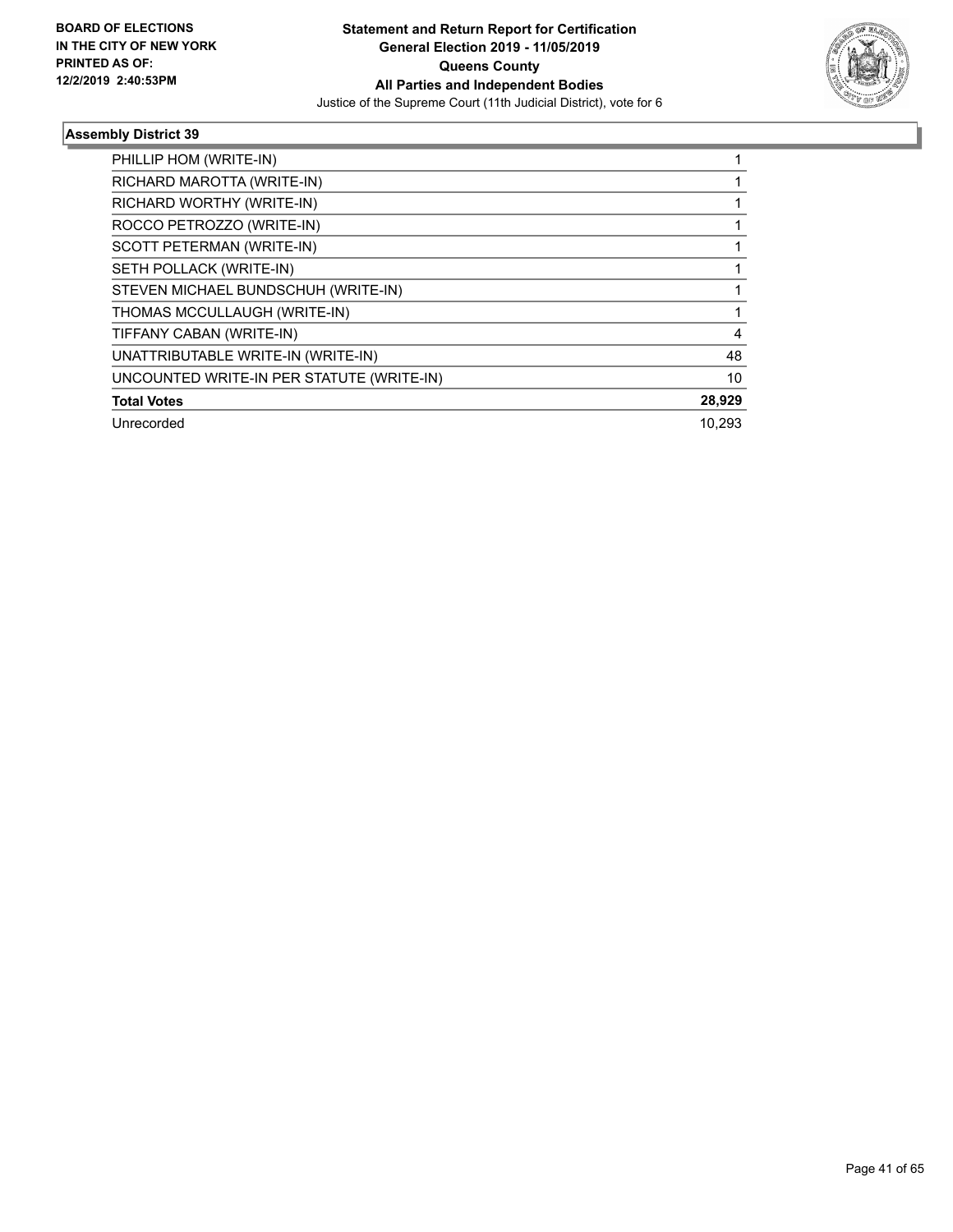### Assembly District 39

| | |
|---|---|
| PHILLIP HOM (WRITE-IN) | 1 |
| RICHARD MAROTTA (WRITE-IN) | 1 |
| RICHARD WORTHY (WRITE-IN) | 1 |
| ROCCO PETROZZO (WRITE-IN) | 1 |
| SCOTT PETERMAN (WRITE-IN) | 1 |
| SETH POLLACK (WRITE-IN) | 1 |
| STEVEN MICHAEL BUNDSCHUH (WRITE-IN) | 1 |
| THOMAS MCCULLAUGH (WRITE-IN) | 1 |
| TIFFANY CABAN (WRITE-IN) | 4 |
| UNATTRIBUTABLE WRITE-IN (WRITE-IN) | 48 |
| UNCOUNTED WRITE-IN PER STATUTE (WRITE-IN) | 10 |
| **Total Votes** | **28,929** |
| Unrecorded | 10,293 |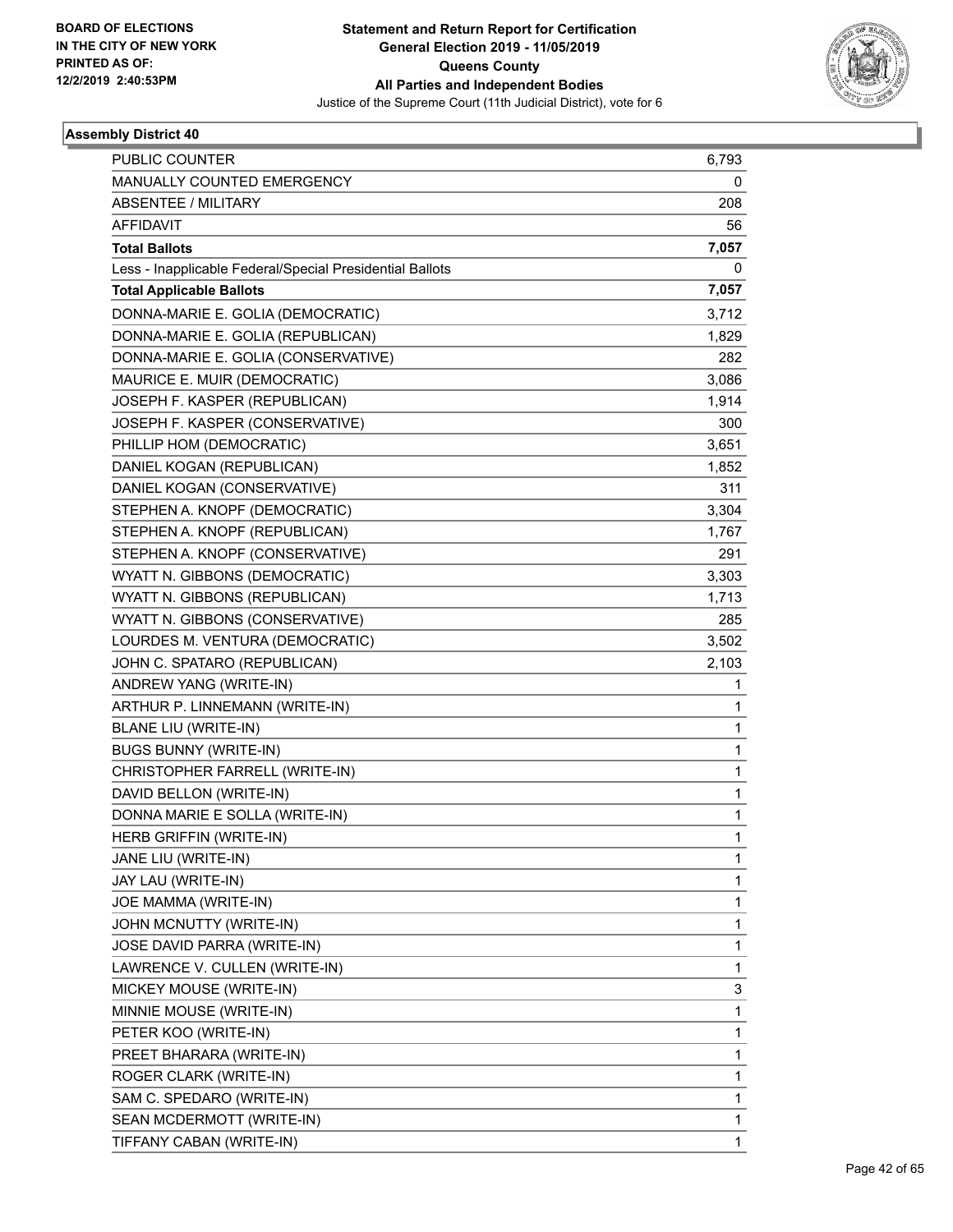BOARD OF ELECTIONS
IN THE CITY OF NEW YORK
PRINTED AS OF:
12/2/2019 2:40:53PM

**Statement and Return Report for Certification**
**General Election 2019 - 11/05/2019**
**Queens County**
**All Parties and Independent Bodies**
Justice of the Supreme Court (11th Judicial District), vote for 6

### Assembly District 40

| | |
|---|---|
| PUBLIC COUNTER | 6,793 |
| MANUALLY COUNTED EMERGENCY | 0 |
| ABSENTEE / MILITARY | 208 |
| AFFIDAVIT | 56 |
| **Total Ballots** | **7,057** |
| Less - Inapplicable Federal/Special Presidential Ballots | 0 |
| **Total Applicable Ballots** | **7,057** |
| DONNA-MARIE E. GOLIA (DEMOCRATIC) | 3,712 |
| DONNA-MARIE E. GOLIA (REPUBLICAN) | 1,829 |
| DONNA-MARIE E. GOLIA (CONSERVATIVE) | 282 |
| MAURICE E. MUIR (DEMOCRATIC) | 3,086 |
| JOSEPH F. KASPER (REPUBLICAN) | 1,914 |
| JOSEPH F. KASPER (CONSERVATIVE) | 300 |
| PHILLIP HOM (DEMOCRATIC) | 3,651 |
| DANIEL KOGAN (REPUBLICAN) | 1,852 |
| DANIEL KOGAN (CONSERVATIVE) | 311 |
| STEPHEN A. KNOPF (DEMOCRATIC) | 3,304 |
| STEPHEN A. KNOPF (REPUBLICAN) | 1,767 |
| STEPHEN A. KNOPF (CONSERVATIVE) | 291 |
| WYATT N. GIBBONS (DEMOCRATIC) | 3,303 |
| WYATT N. GIBBONS (REPUBLICAN) | 1,713 |
| WYATT N. GIBBONS (CONSERVATIVE) | 285 |
| LOURDES M. VENTURA (DEMOCRATIC) | 3,502 |
| JOHN C. SPATARO (REPUBLICAN) | 2,103 |
| ANDREW YANG (WRITE-IN) | 1 |
| ARTHUR P. LINNEMANN (WRITE-IN) | 1 |
| BLANE LIU (WRITE-IN) | 1 |
| BUGS BUNNY (WRITE-IN) | 1 |
| CHRISTOPHER FARRELL (WRITE-IN) | 1 |
| DAVID BELLON (WRITE-IN) | 1 |
| DONNA MARIE E SOLLA (WRITE-IN) | 1 |
| HERB GRIFFIN (WRITE-IN) | 1 |
| JANE LIU (WRITE-IN) | 1 |
| JAY LAU (WRITE-IN) | 1 |
| JOE MAMMA (WRITE-IN) | 1 |
| JOHN MCNUTTY (WRITE-IN) | 1 |
| JOSE DAVID PARRA (WRITE-IN) | 1 |
| LAWRENCE V. CULLEN (WRITE-IN) | 1 |
| MICKEY MOUSE (WRITE-IN) | 3 |
| MINNIE MOUSE (WRITE-IN) | 1 |
| PETER KOO (WRITE-IN) | 1 |
| PREET BHARARA (WRITE-IN) | 1 |
| ROGER CLARK (WRITE-IN) | 1 |
| SAM C. SPEDARO (WRITE-IN) | 1 |
| SEAN MCDERMOTT (WRITE-IN) | 1 |
| TIFFANY CABAN (WRITE-IN) | 1 |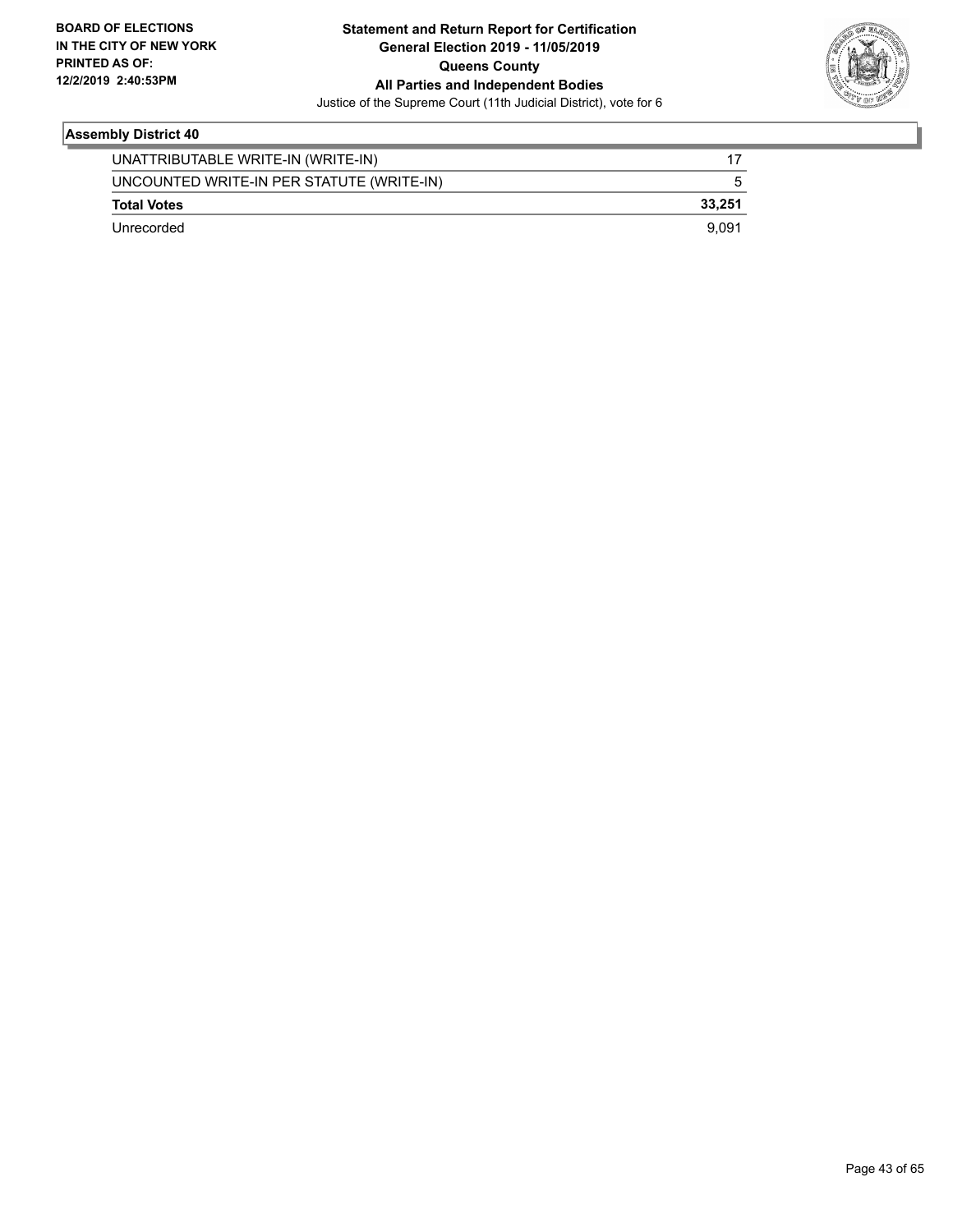### Assembly District 40

| | |
|---|---|
| UNATTRIBUTABLE WRITE-IN (WRITE-IN) | 17 |
| UNCOUNTED WRITE-IN PER STATUTE (WRITE-IN) | 5 |
| **Total Votes** | **33,251** |
| Unrecorded | 9,091 |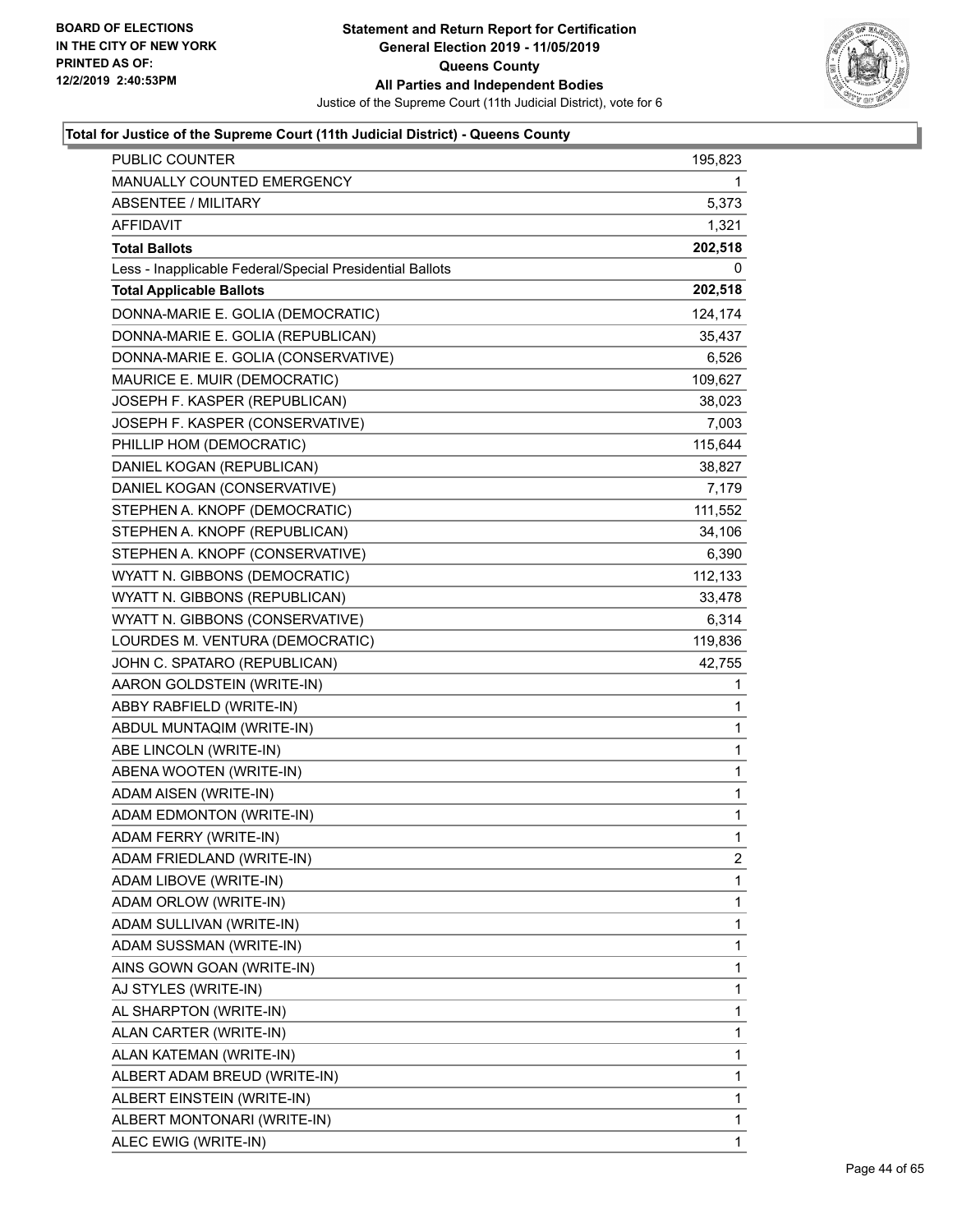**Board of Elections in the City of New York**
**Printed as of: 12/2/2019 2:40:53PM**

**Statement and Return Report for Certification**
**General Election 2019 - 11/05/2019**
**Queens County**
**All Parties and Independent Bodies**
Justice of the Supreme Court (11th Judicial District), vote for 6

### Total for Justice of the Supreme Court (11th Judicial District) - Queens County

| | |
|---|---|
| PUBLIC COUNTER | 195,823 |
| MANUALLY COUNTED EMERGENCY | 1 |
| ABSENTEE / MILITARY | 5,373 |
| AFFIDAVIT | 1,321 |
| **Total Ballots** | **202,518** |
| Less - Inapplicable Federal/Special Presidential Ballots | 0 |
| **Total Applicable Ballots** | **202,518** |
| DONNA-MARIE E. GOLIA (DEMOCRATIC) | 124,174 |
| DONNA-MARIE E. GOLIA (REPUBLICAN) | 35,437 |
| DONNA-MARIE E. GOLIA (CONSERVATIVE) | 6,526 |
| MAURICE E. MUIR (DEMOCRATIC) | 109,627 |
| JOSEPH F. KASPER (REPUBLICAN) | 38,023 |
| JOSEPH F. KASPER (CONSERVATIVE) | 7,003 |
| PHILLIP HOM (DEMOCRATIC) | 115,644 |
| DANIEL KOGAN (REPUBLICAN) | 38,827 |
| DANIEL KOGAN (CONSERVATIVE) | 7,179 |
| STEPHEN A. KNOPF (DEMOCRATIC) | 111,552 |
| STEPHEN A. KNOPF (REPUBLICAN) | 34,106 |
| STEPHEN A. KNOPF (CONSERVATIVE) | 6,390 |
| WYATT N. GIBBONS (DEMOCRATIC) | 112,133 |
| WYATT N. GIBBONS (REPUBLICAN) | 33,478 |
| WYATT N. GIBBONS (CONSERVATIVE) | 6,314 |
| LOURDES M. VENTURA (DEMOCRATIC) | 119,836 |
| JOHN C. SPATARO (REPUBLICAN) | 42,755 |
| AARON GOLDSTEIN (WRITE-IN) | 1 |
| ABBY RABFIELD (WRITE-IN) | 1 |
| ABDUL MUNTAQIM (WRITE-IN) | 1 |
| ABE LINCOLN (WRITE-IN) | 1 |
| ABENA WOOTEN (WRITE-IN) | 1 |
| ADAM AISEN (WRITE-IN) | 1 |
| ADAM EDMONTON (WRITE-IN) | 1 |
| ADAM FERRY (WRITE-IN) | 1 |
| ADAM FRIEDLAND (WRITE-IN) | 2 |
| ADAM LIBOVE (WRITE-IN) | 1 |
| ADAM ORLOW (WRITE-IN) | 1 |
| ADAM SULLIVAN (WRITE-IN) | 1 |
| ADAM SUSSMAN (WRITE-IN) | 1 |
| AINS GOWN GOAN (WRITE-IN) | 1 |
| AJ STYLES (WRITE-IN) | 1 |
| AL SHARPTON (WRITE-IN) | 1 |
| ALAN CARTER (WRITE-IN) | 1 |
| ALAN KATEMAN (WRITE-IN) | 1 |
| ALBERT ADAM BREUD (WRITE-IN) | 1 |
| ALBERT EINSTEIN (WRITE-IN) | 1 |
| ALBERT MONTONARI (WRITE-IN) | 1 |
| ALEC EWIG (WRITE-IN) | 1 |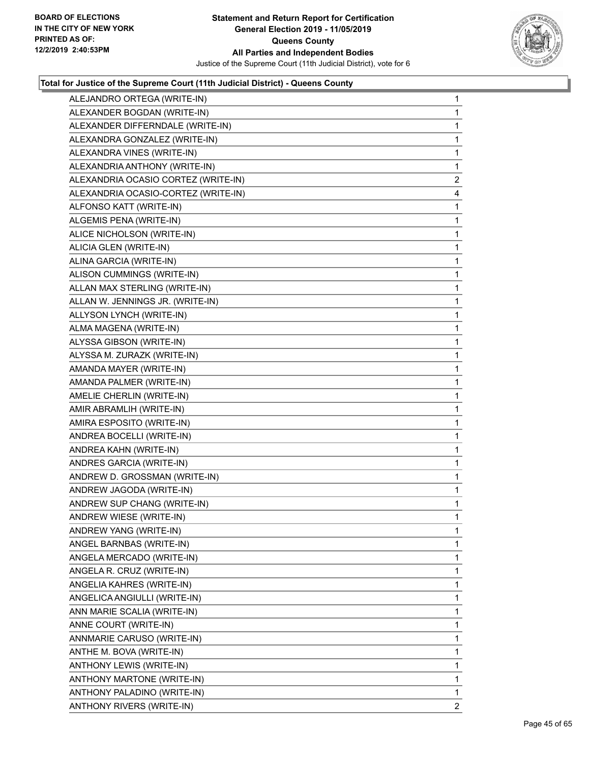**BOARD OF ELECTIONS IN THE CITY OF NEW YORK PRINTED AS OF: 12/2/2019 2:40:53PM**

**Statement and Return Report for Certification General Election 2019 - 11/05/2019 Queens County All Parties and Independent Bodies**

Justice of the Supreme Court (11th Judicial District), vote for 6

### Total for Justice of the Supreme Court (11th Judicial District) - Queens County

| | |
|---|---|
| ALEJANDRO ORTEGA (WRITE-IN) | 1 |
| ALEXANDER BOGDAN (WRITE-IN) | 1 |
| ALEXANDER DIFFERNDALE (WRITE-IN) | 1 |
| ALEXANDRA GONZALEZ (WRITE-IN) | 1 |
| ALEXANDRA VINES (WRITE-IN) | 1 |
| ALEXANDRIA ANTHONY (WRITE-IN) | 1 |
| ALEXANDRIA OCASIO CORTEZ (WRITE-IN) | 2 |
| ALEXANDRIA OCASIO-CORTEZ (WRITE-IN) | 4 |
| ALFONSO KATT (WRITE-IN) | 1 |
| ALGEMIS PENA (WRITE-IN) | 1 |
| ALICE NICHOLSON (WRITE-IN) | 1 |
| ALICIA GLEN (WRITE-IN) | 1 |
| ALINA GARCIA (WRITE-IN) | 1 |
| ALISON CUMMINGS (WRITE-IN) | 1 |
| ALLAN MAX STERLING (WRITE-IN) | 1 |
| ALLAN W. JENNINGS JR. (WRITE-IN) | 1 |
| ALLYSON LYNCH (WRITE-IN) | 1 |
| ALMA MAGENA (WRITE-IN) | 1 |
| ALYSSA GIBSON (WRITE-IN) | 1 |
| ALYSSA M. ZURAZK (WRITE-IN) | 1 |
| AMANDA MAYER (WRITE-IN) | 1 |
| AMANDA PALMER (WRITE-IN) | 1 |
| AMELIE CHERLIN (WRITE-IN) | 1 |
| AMIR ABRAMLIH (WRITE-IN) | 1 |
| AMIRA ESPOSITO (WRITE-IN) | 1 |
| ANDREA BOCELLI (WRITE-IN) | 1 |
| ANDREA KAHN (WRITE-IN) | 1 |
| ANDRES GARCIA (WRITE-IN) | 1 |
| ANDREW D. GROSSMAN (WRITE-IN) | 1 |
| ANDREW JAGODA (WRITE-IN) | 1 |
| ANDREW SUP CHANG (WRITE-IN) | 1 |
| ANDREW WIESE (WRITE-IN) | 1 |
| ANDREW YANG (WRITE-IN) | 1 |
| ANGEL BARNBAS (WRITE-IN) | 1 |
| ANGELA MERCADO (WRITE-IN) | 1 |
| ANGELA R. CRUZ (WRITE-IN) | 1 |
| ANGELIA KAHRES (WRITE-IN) | 1 |
| ANGELICA ANGIULLI (WRITE-IN) | 1 |
| ANN MARIE SCALIA (WRITE-IN) | 1 |
| ANNE COURT (WRITE-IN) | 1 |
| ANNMARIE CARUSO (WRITE-IN) | 1 |
| ANTHE M. BOVA (WRITE-IN) | 1 |
| ANTHONY LEWIS (WRITE-IN) | 1 |
| ANTHONY MARTONE (WRITE-IN) | 1 |
| ANTHONY PALADINO (WRITE-IN) | 1 |
| ANTHONY RIVERS (WRITE-IN) | 2 |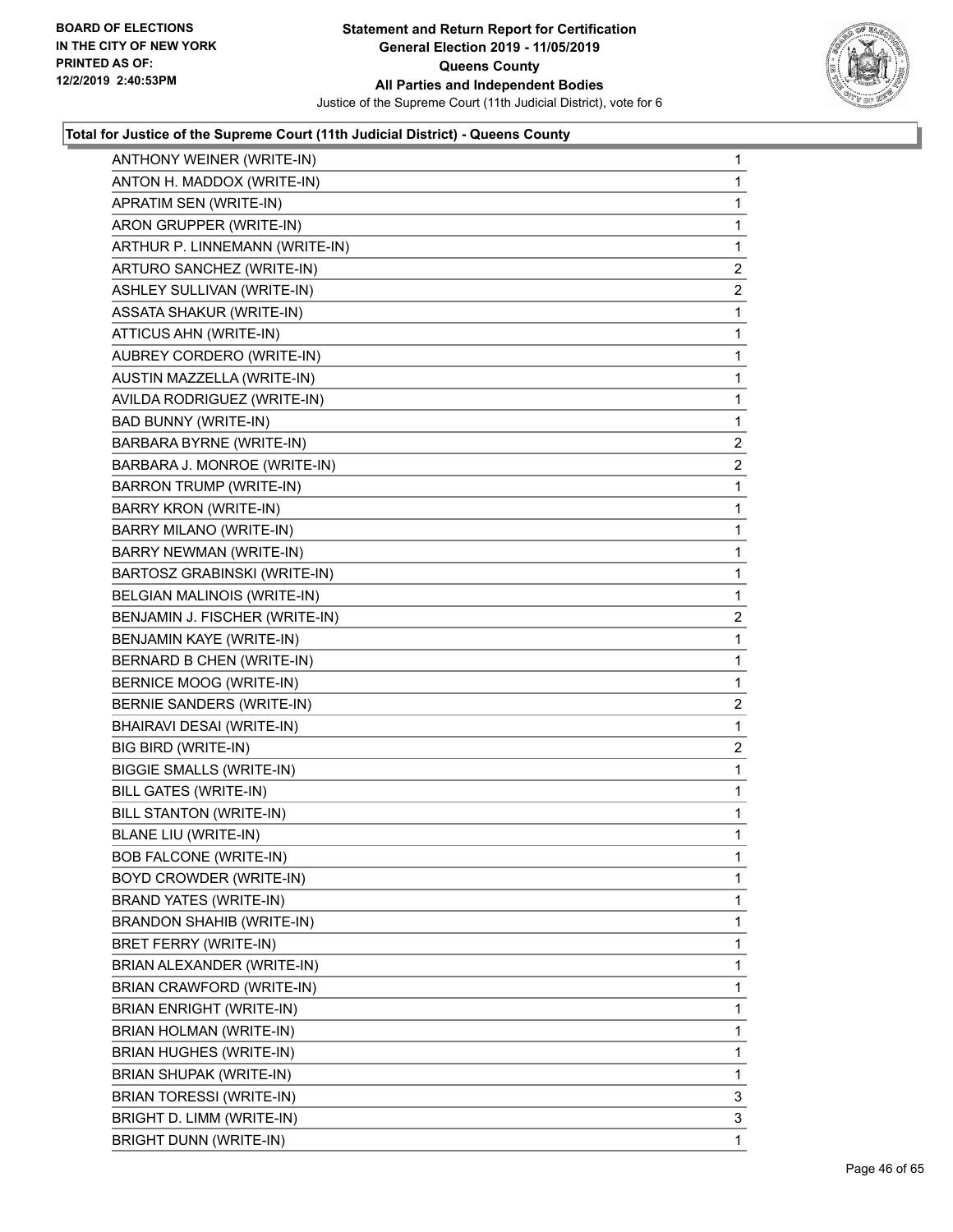**Total for Justice of the Supreme Court (11th Judicial District) - Queens County**

| | |
|---|---|
| ANTHONY WEINER (WRITE-IN) | 1 |
| ANTON H. MADDOX (WRITE-IN) | 1 |
| APRATIM SEN (WRITE-IN) | 1 |
| ARON GRUPPER (WRITE-IN) | 1 |
| ARTHUR P. LINNEMANN (WRITE-IN) | 1 |
| ARTURO SANCHEZ (WRITE-IN) | 2 |
| ASHLEY SULLIVAN (WRITE-IN) | 2 |
| ASSATA SHAKUR (WRITE-IN) | 1 |
| ATTICUS AHN (WRITE-IN) | 1 |
| AUBREY CORDERO (WRITE-IN) | 1 |
| AUSTIN MAZZELLA (WRITE-IN) | 1 |
| AVILDA RODRIGUEZ (WRITE-IN) | 1 |
| BAD BUNNY (WRITE-IN) | 1 |
| BARBARA BYRNE (WRITE-IN) | 2 |
| BARBARA J. MONROE (WRITE-IN) | 2 |
| BARRON TRUMP (WRITE-IN) | 1 |
| BARRY KRON (WRITE-IN) | 1 |
| BARRY MILANO (WRITE-IN) | 1 |
| BARRY NEWMAN (WRITE-IN) | 1 |
| BARTOSZ GRABINSKI (WRITE-IN) | 1 |
| BELGIAN MALINOIS (WRITE-IN) | 1 |
| BENJAMIN J. FISCHER (WRITE-IN) | 2 |
| BENJAMIN KAYE (WRITE-IN) | 1 |
| BERNARD B CHEN (WRITE-IN) | 1 |
| BERNICE MOOG (WRITE-IN) | 1 |
| BERNIE SANDERS (WRITE-IN) | 2 |
| BHAIRAVI DESAI (WRITE-IN) | 1 |
| BIG BIRD (WRITE-IN) | 2 |
| BIGGIE SMALLS (WRITE-IN) | 1 |
| BILL GATES (WRITE-IN) | 1 |
| BILL STANTON (WRITE-IN) | 1 |
| BLANE LIU (WRITE-IN) | 1 |
| BOB FALCONE (WRITE-IN) | 1 |
| BOYD CROWDER (WRITE-IN) | 1 |
| BRAND YATES (WRITE-IN) | 1 |
| BRANDON SHAHIB (WRITE-IN) | 1 |
| BRET FERRY (WRITE-IN) | 1 |
| BRIAN ALEXANDER (WRITE-IN) | 1 |
| BRIAN CRAWFORD (WRITE-IN) | 1 |
| BRIAN ENRIGHT (WRITE-IN) | 1 |
| BRIAN HOLMAN (WRITE-IN) | 1 |
| BRIAN HUGHES (WRITE-IN) | 1 |
| BRIAN SHUPAK (WRITE-IN) | 1 |
| BRIAN TORESSI (WRITE-IN) | 3 |
| BRIGHT D. LIMM (WRITE-IN) | 3 |
| BRIGHT DUNN (WRITE-IN) | 1 |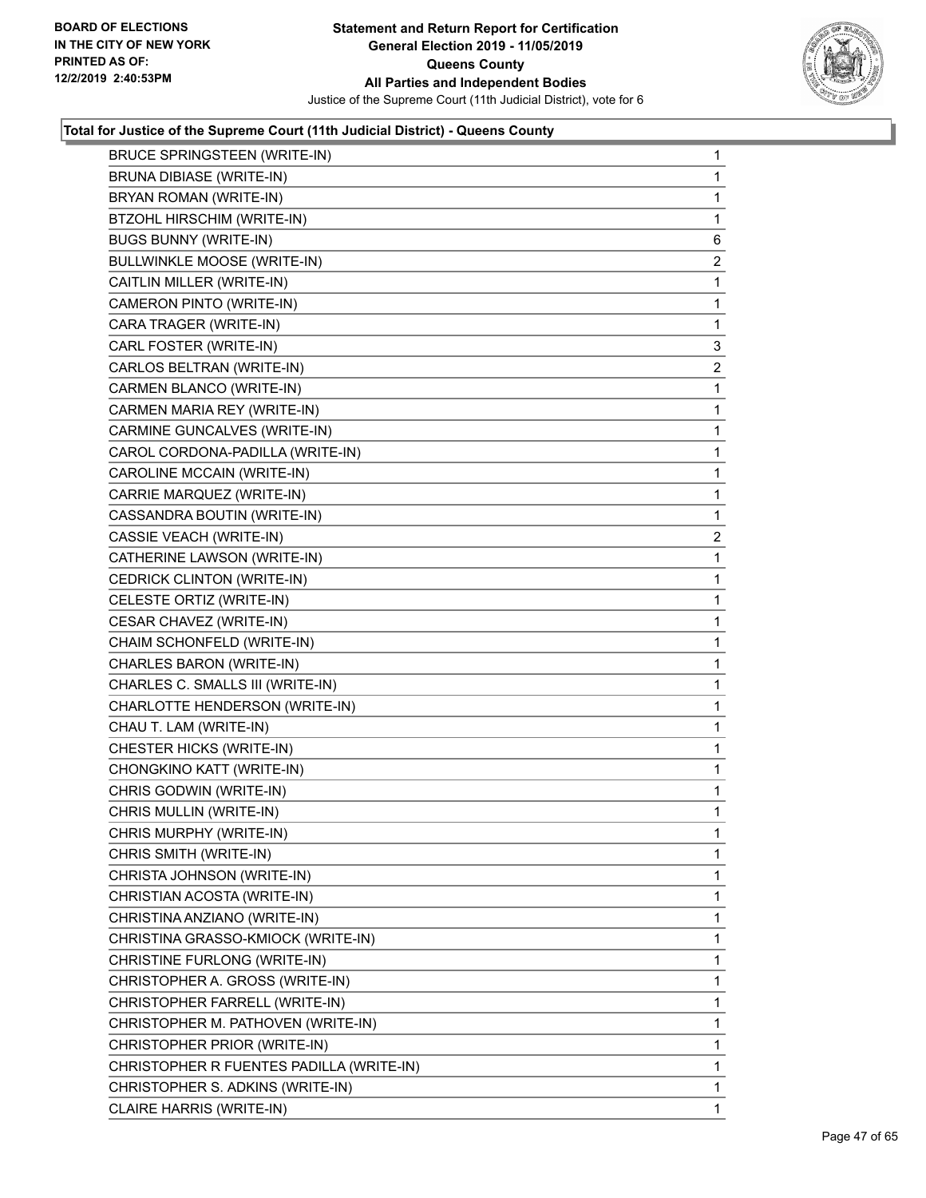### Total for Justice of the Supreme Court (11th Judicial District) - Queens County

| | |
|---|---|
| BRUCE SPRINGSTEEN (WRITE-IN) | 1 |
| BRUNA DIBIASE (WRITE-IN) | 1 |
| BRYAN ROMAN (WRITE-IN) | 1 |
| BTZOHL HIRSCHIM (WRITE-IN) | 1 |
| BUGS BUNNY (WRITE-IN) | 6 |
| BULLWINKLE MOOSE (WRITE-IN) | 2 |
| CAITLIN MILLER (WRITE-IN) | 1 |
| CAMERON PINTO (WRITE-IN) | 1 |
| CARA TRAGER (WRITE-IN) | 1 |
| CARL FOSTER (WRITE-IN) | 3 |
| CARLOS BELTRAN (WRITE-IN) | 2 |
| CARMEN BLANCO (WRITE-IN) | 1 |
| CARMEN MARIA REY (WRITE-IN) | 1 |
| CARMINE GUNCALVES (WRITE-IN) | 1 |
| CAROL CORDONA-PADILLA (WRITE-IN) | 1 |
| CAROLINE MCCAIN (WRITE-IN) | 1 |
| CARRIE MARQUEZ (WRITE-IN) | 1 |
| CASSANDRA BOUTIN (WRITE-IN) | 1 |
| CASSIE VEACH (WRITE-IN) | 2 |
| CATHERINE LAWSON (WRITE-IN) | 1 |
| CEDRICK CLINTON (WRITE-IN) | 1 |
| CELESTE ORTIZ (WRITE-IN) | 1 |
| CESAR CHAVEZ (WRITE-IN) | 1 |
| CHAIM SCHONFELD (WRITE-IN) | 1 |
| CHARLES BARON (WRITE-IN) | 1 |
| CHARLES C. SMALLS III (WRITE-IN) | 1 |
| CHARLOTTE HENDERSON (WRITE-IN) | 1 |
| CHAU T. LAM (WRITE-IN) | 1 |
| CHESTER HICKS (WRITE-IN) | 1 |
| CHONGKINO KATT (WRITE-IN) | 1 |
| CHRIS GODWIN (WRITE-IN) | 1 |
| CHRIS MULLIN (WRITE-IN) | 1 |
| CHRIS MURPHY (WRITE-IN) | 1 |
| CHRIS SMITH (WRITE-IN) | 1 |
| CHRISTA JOHNSON (WRITE-IN) | 1 |
| CHRISTIAN ACOSTA (WRITE-IN) | 1 |
| CHRISTINA ANZIANO (WRITE-IN) | 1 |
| CHRISTINA GRASSO-KMIOCK (WRITE-IN) | 1 |
| CHRISTINE FURLONG (WRITE-IN) | 1 |
| CHRISTOPHER A. GROSS (WRITE-IN) | 1 |
| CHRISTOPHER FARRELL (WRITE-IN) | 1 |
| CHRISTOPHER M. PATHOVEN (WRITE-IN) | 1 |
| CHRISTOPHER PRIOR (WRITE-IN) | 1 |
| CHRISTOPHER R FUENTES PADILLA (WRITE-IN) | 1 |
| CHRISTOPHER S. ADKINS (WRITE-IN) | 1 |
| CLAIRE HARRIS (WRITE-IN) | 1 |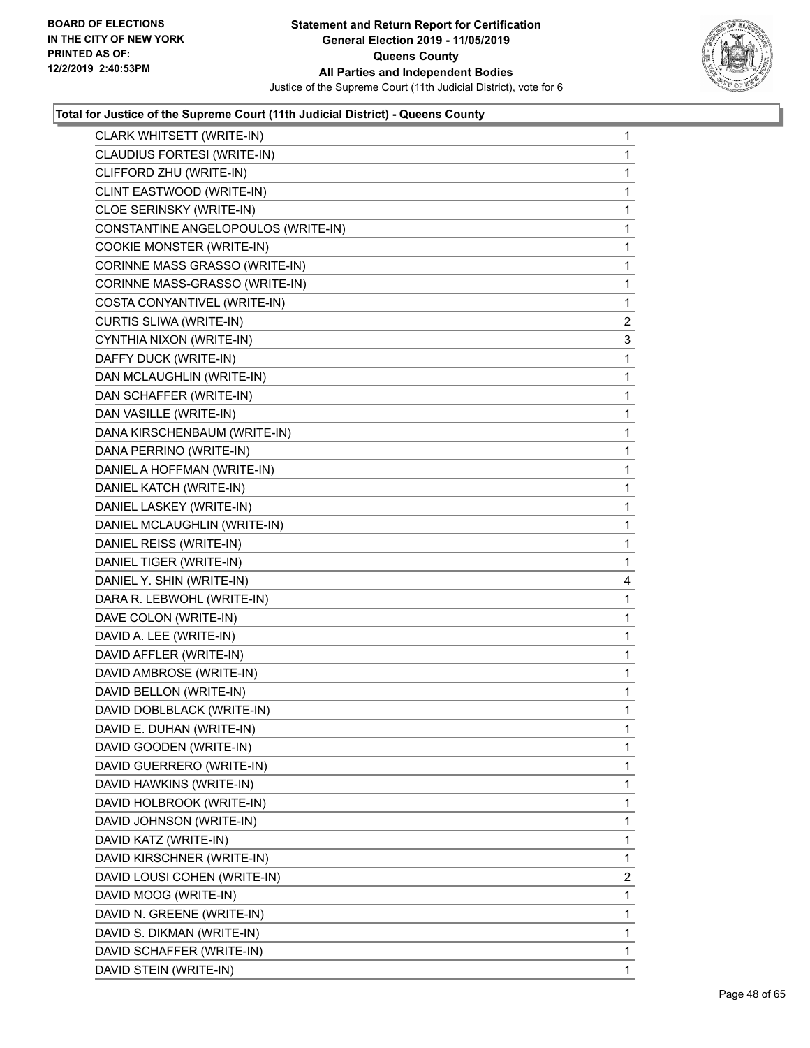#### Total for Justice of the Supreme Court (11th Judicial District) - Queens County

| | |
|---|---|
| CLARK WHITSETT (WRITE-IN) | 1 |
| CLAUDIUS FORTESI (WRITE-IN) | 1 |
| CLIFFORD ZHU (WRITE-IN) | 1 |
| CLINT EASTWOOD (WRITE-IN) | 1 |
| CLOE SERINSKY (WRITE-IN) | 1 |
| CONSTANTINE ANGELOPOULOS (WRITE-IN) | 1 |
| COOKIE MONSTER (WRITE-IN) | 1 |
| CORINNE MASS GRASSO (WRITE-IN) | 1 |
| CORINNE MASS-GRASSO (WRITE-IN) | 1 |
| COSTA CONYANTIVEL (WRITE-IN) | 1 |
| CURTIS SLIWA (WRITE-IN) | 2 |
| CYNTHIA NIXON (WRITE-IN) | 3 |
| DAFFY DUCK (WRITE-IN) | 1 |
| DAN MCLAUGHLIN (WRITE-IN) | 1 |
| DAN SCHAFFER (WRITE-IN) | 1 |
| DAN VASILLE (WRITE-IN) | 1 |
| DANA KIRSCHENBAUM (WRITE-IN) | 1 |
| DANA PERRINO (WRITE-IN) | 1 |
| DANIEL A HOFFMAN (WRITE-IN) | 1 |
| DANIEL KATCH (WRITE-IN) | 1 |
| DANIEL LASKEY (WRITE-IN) | 1 |
| DANIEL MCLAUGHLIN (WRITE-IN) | 1 |
| DANIEL REISS (WRITE-IN) | 1 |
| DANIEL TIGER (WRITE-IN) | 1 |
| DANIEL Y. SHIN (WRITE-IN) | 4 |
| DARA R. LEBWOHL (WRITE-IN) | 1 |
| DAVE COLON (WRITE-IN) | 1 |
| DAVID A. LEE (WRITE-IN) | 1 |
| DAVID AFFLER (WRITE-IN) | 1 |
| DAVID AMBROSE (WRITE-IN) | 1 |
| DAVID BELLON (WRITE-IN) | 1 |
| DAVID DOBLBLACK (WRITE-IN) | 1 |
| DAVID E. DUHAN (WRITE-IN) | 1 |
| DAVID GOODEN (WRITE-IN) | 1 |
| DAVID GUERRERO (WRITE-IN) | 1 |
| DAVID HAWKINS (WRITE-IN) | 1 |
| DAVID HOLBROOK (WRITE-IN) | 1 |
| DAVID JOHNSON (WRITE-IN) | 1 |
| DAVID KATZ (WRITE-IN) | 1 |
| DAVID KIRSCHNER (WRITE-IN) | 1 |
| DAVID LOUSI COHEN (WRITE-IN) | 2 |
| DAVID MOOG (WRITE-IN) | 1 |
| DAVID N. GREENE (WRITE-IN) | 1 |
| DAVID S. DIKMAN (WRITE-IN) | 1 |
| DAVID SCHAFFER (WRITE-IN) | 1 |
| DAVID STEIN (WRITE-IN) | 1 |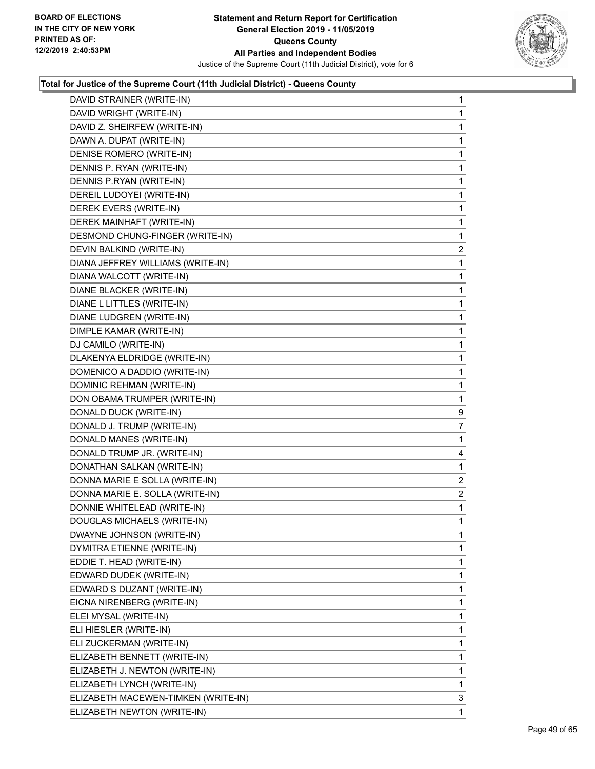**Total for Justice of the Supreme Court (11th Judicial District) - Queens County**

| | |
|---|---|
| DAVID STRAINER (WRITE-IN) | 1 |
| DAVID WRIGHT (WRITE-IN) | 1 |
| DAVID Z. SHEIRFEW (WRITE-IN) | 1 |
| DAWN A. DUPAT (WRITE-IN) | 1 |
| DENISE ROMERO (WRITE-IN) | 1 |
| DENNIS P. RYAN (WRITE-IN) | 1 |
| DENNIS P.RYAN (WRITE-IN) | 1 |
| DEREIL LUDOYEI (WRITE-IN) | 1 |
| DEREK EVERS (WRITE-IN) | 1 |
| DEREK MAINHAFT (WRITE-IN) | 1 |
| DESMOND CHUNG-FINGER (WRITE-IN) | 1 |
| DEVIN BALKIND (WRITE-IN) | 2 |
| DIANA JEFFREY WILLIAMS (WRITE-IN) | 1 |
| DIANA WALCOTT (WRITE-IN) | 1 |
| DIANE BLACKER (WRITE-IN) | 1 |
| DIANE L LITTLES (WRITE-IN) | 1 |
| DIANE LUDGREN (WRITE-IN) | 1 |
| DIMPLE KAMAR (WRITE-IN) | 1 |
| DJ CAMILO (WRITE-IN) | 1 |
| DLAKENYA ELDRIDGE (WRITE-IN) | 1 |
| DOMENICO A DADDIO (WRITE-IN) | 1 |
| DOMINIC REHMAN (WRITE-IN) | 1 |
| DON OBAMA TRUMPER (WRITE-IN) | 1 |
| DONALD DUCK (WRITE-IN) | 9 |
| DONALD J. TRUMP (WRITE-IN) | 7 |
| DONALD MANES (WRITE-IN) | 1 |
| DONALD TRUMP JR. (WRITE-IN) | 4 |
| DONATHAN SALKAN (WRITE-IN) | 1 |
| DONNA MARIE E SOLLA (WRITE-IN) | 2 |
| DONNA MARIE E. SOLLA (WRITE-IN) | 2 |
| DONNIE WHITELEAD (WRITE-IN) | 1 |
| DOUGLAS MICHAELS (WRITE-IN) | 1 |
| DWAYNE JOHNSON (WRITE-IN) | 1 |
| DYMITRA ETIENNE (WRITE-IN) | 1 |
| EDDIE T. HEAD (WRITE-IN) | 1 |
| EDWARD DUDEK (WRITE-IN) | 1 |
| EDWARD S DUZANT (WRITE-IN) | 1 |
| EICNA NIRENBERG (WRITE-IN) | 1 |
| ELEI MYSAL (WRITE-IN) | 1 |
| ELI HIESLER (WRITE-IN) | 1 |
| ELI ZUCKERMAN (WRITE-IN) | 1 |
| ELIZABETH BENNETT (WRITE-IN) | 1 |
| ELIZABETH J. NEWTON (WRITE-IN) | 1 |
| ELIZABETH LYNCH (WRITE-IN) | 1 |
| ELIZABETH MACEWEN-TIMKEN (WRITE-IN) | 3 |
| ELIZABETH NEWTON (WRITE-IN) | 1 |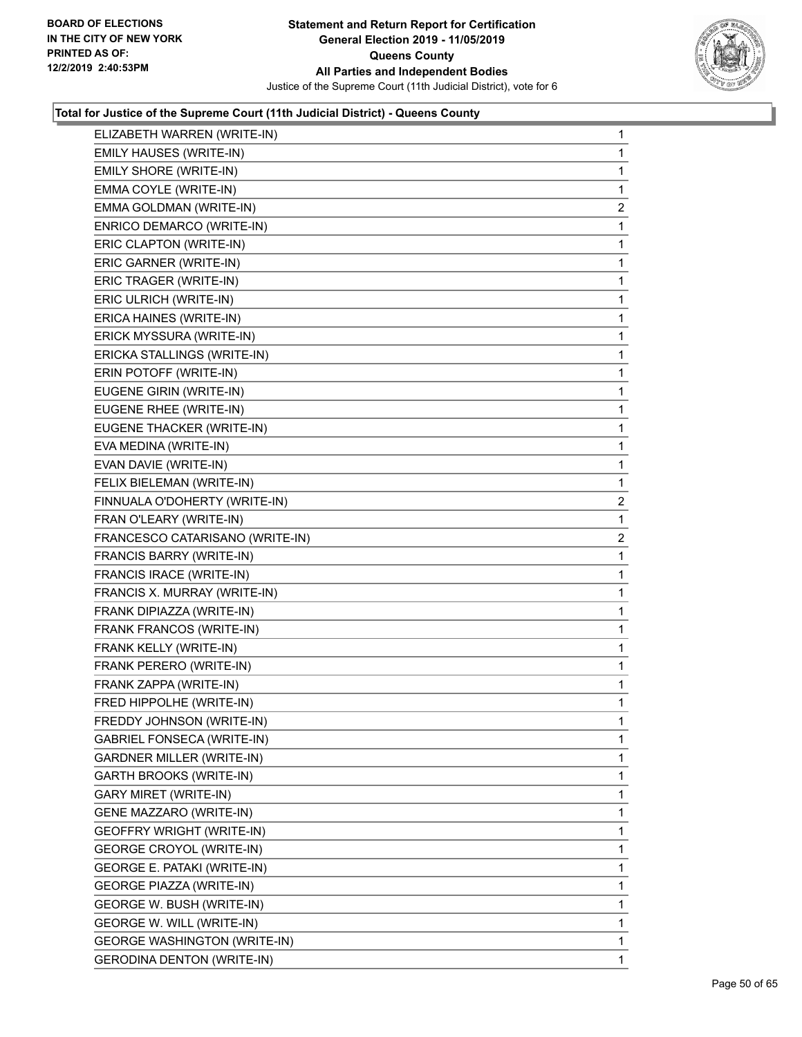**Total for Justice of the Supreme Court (11th Judicial District) - Queens County**

| | |
|---|---|
| ELIZABETH WARREN (WRITE-IN) | 1 |
| EMILY HAUSES (WRITE-IN) | 1 |
| EMILY SHORE (WRITE-IN) | 1 |
| EMMA COYLE (WRITE-IN) | 1 |
| EMMA GOLDMAN (WRITE-IN) | 2 |
| ENRICO DEMARCO (WRITE-IN) | 1 |
| ERIC CLAPTON (WRITE-IN) | 1 |
| ERIC GARNER (WRITE-IN) | 1 |
| ERIC TRAGER (WRITE-IN) | 1 |
| ERIC ULRICH (WRITE-IN) | 1 |
| ERICA HAINES (WRITE-IN) | 1 |
| ERICK MYSSURA (WRITE-IN) | 1 |
| ERICKA STALLINGS (WRITE-IN) | 1 |
| ERIN POTOFF (WRITE-IN) | 1 |
| EUGENE GIRIN (WRITE-IN) | 1 |
| EUGENE RHEE (WRITE-IN) | 1 |
| EUGENE THACKER (WRITE-IN) | 1 |
| EVA MEDINA (WRITE-IN) | 1 |
| EVAN DAVIE (WRITE-IN) | 1 |
| FELIX BIELEMAN (WRITE-IN) | 1 |
| FINNUALA O'DOHERTY (WRITE-IN) | 2 |
| FRAN O'LEARY (WRITE-IN) | 1 |
| FRANCESCO CATARISANO (WRITE-IN) | 2 |
| FRANCIS BARRY (WRITE-IN) | 1 |
| FRANCIS IRACE (WRITE-IN) | 1 |
| FRANCIS X. MURRAY (WRITE-IN) | 1 |
| FRANK DIPIAZZA (WRITE-IN) | 1 |
| FRANK FRANCOS (WRITE-IN) | 1 |
| FRANK KELLY (WRITE-IN) | 1 |
| FRANK PERERO (WRITE-IN) | 1 |
| FRANK ZAPPA (WRITE-IN) | 1 |
| FRED HIPPOLHE (WRITE-IN) | 1 |
| FREDDY JOHNSON (WRITE-IN) | 1 |
| GABRIEL FONSECA (WRITE-IN) | 1 |
| GARDNER MILLER (WRITE-IN) | 1 |
| GARTH BROOKS (WRITE-IN) | 1 |
| GARY MIRET (WRITE-IN) | 1 |
| GENE MAZZARO (WRITE-IN) | 1 |
| GEOFFRY WRIGHT (WRITE-IN) | 1 |
| GEORGE CROYOL (WRITE-IN) | 1 |
| GEORGE E. PATAKI (WRITE-IN) | 1 |
| GEORGE PIAZZA (WRITE-IN) | 1 |
| GEORGE W. BUSH (WRITE-IN) | 1 |
| GEORGE W. WILL (WRITE-IN) | 1 |
| GEORGE WASHINGTON (WRITE-IN) | 1 |
| GERODINA DENTON (WRITE-IN) | 1 |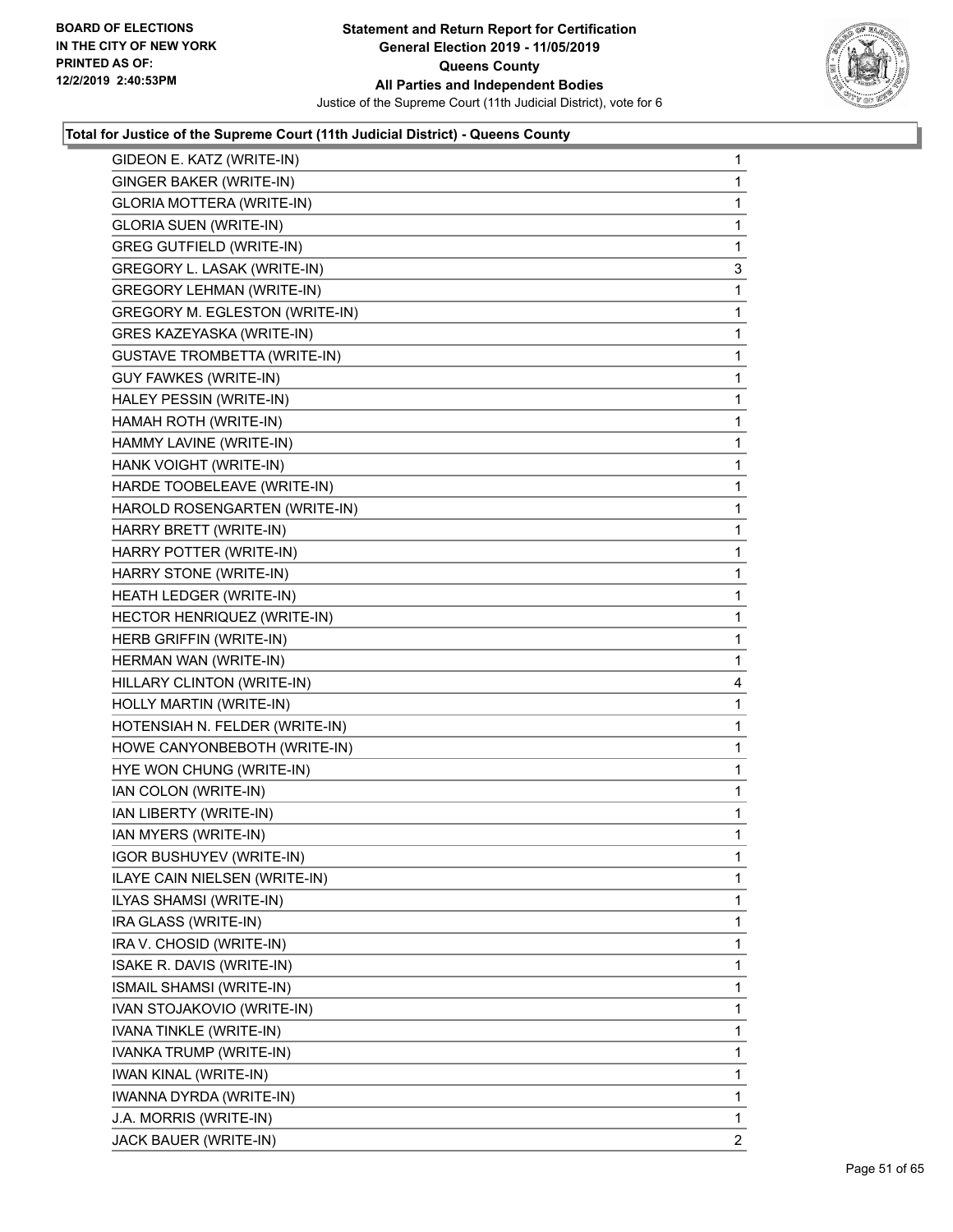**Total for Justice of the Supreme Court (11th Judicial District) - Queens County**

| | |
|---|---|
| GIDEON E. KATZ (WRITE-IN) | 1 |
| GINGER BAKER (WRITE-IN) | 1 |
| GLORIA MOTTERA (WRITE-IN) | 1 |
| GLORIA SUEN (WRITE-IN) | 1 |
| GREG GUTFIELD (WRITE-IN) | 1 |
| GREGORY L. LASAK (WRITE-IN) | 3 |
| GREGORY LEHMAN (WRITE-IN) | 1 |
| GREGORY M. EGLESTON (WRITE-IN) | 1 |
| GRES KAZEYASKA (WRITE-IN) | 1 |
| GUSTAVE TROMBETTA (WRITE-IN) | 1 |
| GUY FAWKES (WRITE-IN) | 1 |
| HALEY PESSIN (WRITE-IN) | 1 |
| HAMAH ROTH (WRITE-IN) | 1 |
| HAMMY LAVINE (WRITE-IN) | 1 |
| HANK VOIGHT (WRITE-IN) | 1 |
| HARDE TOOBELEAVE (WRITE-IN) | 1 |
| HAROLD ROSENGARTEN (WRITE-IN) | 1 |
| HARRY BRETT (WRITE-IN) | 1 |
| HARRY POTTER (WRITE-IN) | 1 |
| HARRY STONE (WRITE-IN) | 1 |
| HEATH LEDGER (WRITE-IN) | 1 |
| HECTOR HENRIQUEZ (WRITE-IN) | 1 |
| HERB GRIFFIN (WRITE-IN) | 1 |
| HERMAN WAN (WRITE-IN) | 1 |
| HILLARY CLINTON (WRITE-IN) | 4 |
| HOLLY MARTIN (WRITE-IN) | 1 |
| HOTENSIAH N. FELDER (WRITE-IN) | 1 |
| HOWE CANYONBEBOTH (WRITE-IN) | 1 |
| HYE WON CHUNG (WRITE-IN) | 1 |
| IAN COLON (WRITE-IN) | 1 |
| IAN LIBERTY (WRITE-IN) | 1 |
| IAN MYERS (WRITE-IN) | 1 |
| IGOR BUSHUYEV (WRITE-IN) | 1 |
| ILAYE CAIN NIELSEN (WRITE-IN) | 1 |
| ILYAS SHAMSI (WRITE-IN) | 1 |
| IRA GLASS (WRITE-IN) | 1 |
| IRA V. CHOSID (WRITE-IN) | 1 |
| ISAKE R. DAVIS (WRITE-IN) | 1 |
| ISMAIL SHAMSI (WRITE-IN) | 1 |
| IVAN STOJAKOVIO (WRITE-IN) | 1 |
| IVANA TINKLE (WRITE-IN) | 1 |
| IVANKA TRUMP (WRITE-IN) | 1 |
| IWAN KINAL (WRITE-IN) | 1 |
| IWANNA DYRDA (WRITE-IN) | 1 |
| J.A. MORRIS (WRITE-IN) | 1 |
| JACK BAUER (WRITE-IN) | 2 |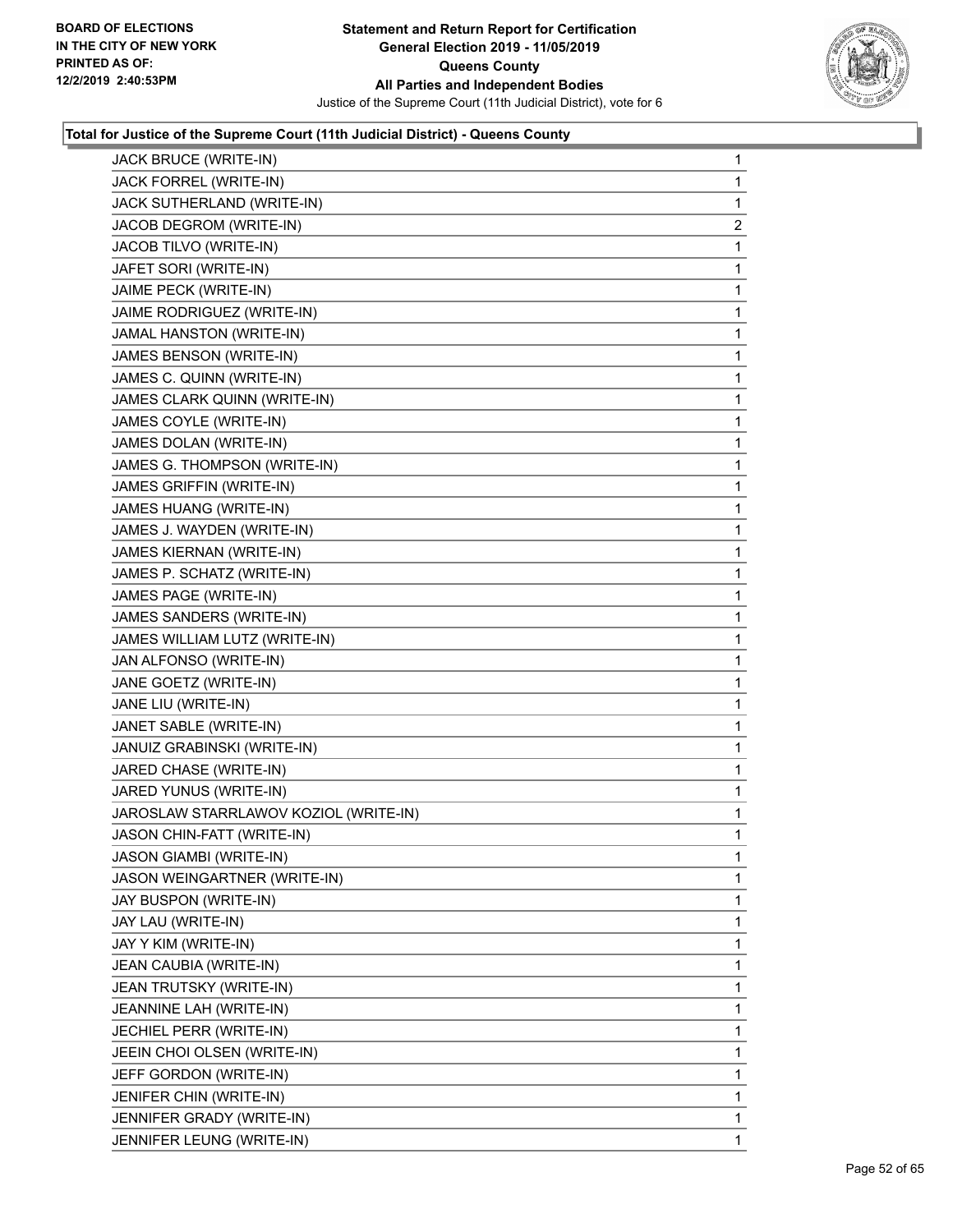### Total for Justice of the Supreme Court (11th Judicial District) - Queens County

| Candidate | Votes |
|---|---|
| JACK BRUCE (WRITE-IN) | 1 |
| JACK FORREL (WRITE-IN) | 1 |
| JACK SUTHERLAND (WRITE-IN) | 1 |
| JACOB DEGROM (WRITE-IN) | 2 |
| JACOB TILVO (WRITE-IN) | 1 |
| JAFET SORI (WRITE-IN) | 1 |
| JAIME PECK (WRITE-IN) | 1 |
| JAIME RODRIGUEZ (WRITE-IN) | 1 |
| JAMAL HANSTON (WRITE-IN) | 1 |
| JAMES BENSON (WRITE-IN) | 1 |
| JAMES C. QUINN (WRITE-IN) | 1 |
| JAMES CLARK QUINN (WRITE-IN) | 1 |
| JAMES COYLE (WRITE-IN) | 1 |
| JAMES DOLAN (WRITE-IN) | 1 |
| JAMES G. THOMPSON (WRITE-IN) | 1 |
| JAMES GRIFFIN (WRITE-IN) | 1 |
| JAMES HUANG (WRITE-IN) | 1 |
| JAMES J. WAYDEN (WRITE-IN) | 1 |
| JAMES KIERNAN (WRITE-IN) | 1 |
| JAMES P. SCHATZ (WRITE-IN) | 1 |
| JAMES PAGE (WRITE-IN) | 1 |
| JAMES SANDERS (WRITE-IN) | 1 |
| JAMES WILLIAM LUTZ (WRITE-IN) | 1 |
| JAN ALFONSO (WRITE-IN) | 1 |
| JANE GOETZ (WRITE-IN) | 1 |
| JANE LIU (WRITE-IN) | 1 |
| JANET SABLE (WRITE-IN) | 1 |
| JANUIZ GRABINSKI (WRITE-IN) | 1 |
| JARED CHASE (WRITE-IN) | 1 |
| JARED YUNUS (WRITE-IN) | 1 |
| JAROSLAW STARRLAWOV KOZIOL (WRITE-IN) | 1 |
| JASON CHIN-FATT (WRITE-IN) | 1 |
| JASON GIAMBI (WRITE-IN) | 1 |
| JASON WEINGARTNER (WRITE-IN) | 1 |
| JAY BUSPON (WRITE-IN) | 1 |
| JAY LAU (WRITE-IN) | 1 |
| JAY Y KIM (WRITE-IN) | 1 |
| JEAN CAUBIA (WRITE-IN) | 1 |
| JEAN TRUTSKY (WRITE-IN) | 1 |
| JEANNINE LAH (WRITE-IN) | 1 |
| JECHIEL PERR (WRITE-IN) | 1 |
| JEEIN CHOI OLSEN (WRITE-IN) | 1 |
| JEFF GORDON (WRITE-IN) | 1 |
| JENIFER CHIN (WRITE-IN) | 1 |
| JENNIFER GRADY (WRITE-IN) | 1 |
| JENNIFER LEUNG (WRITE-IN) | 1 |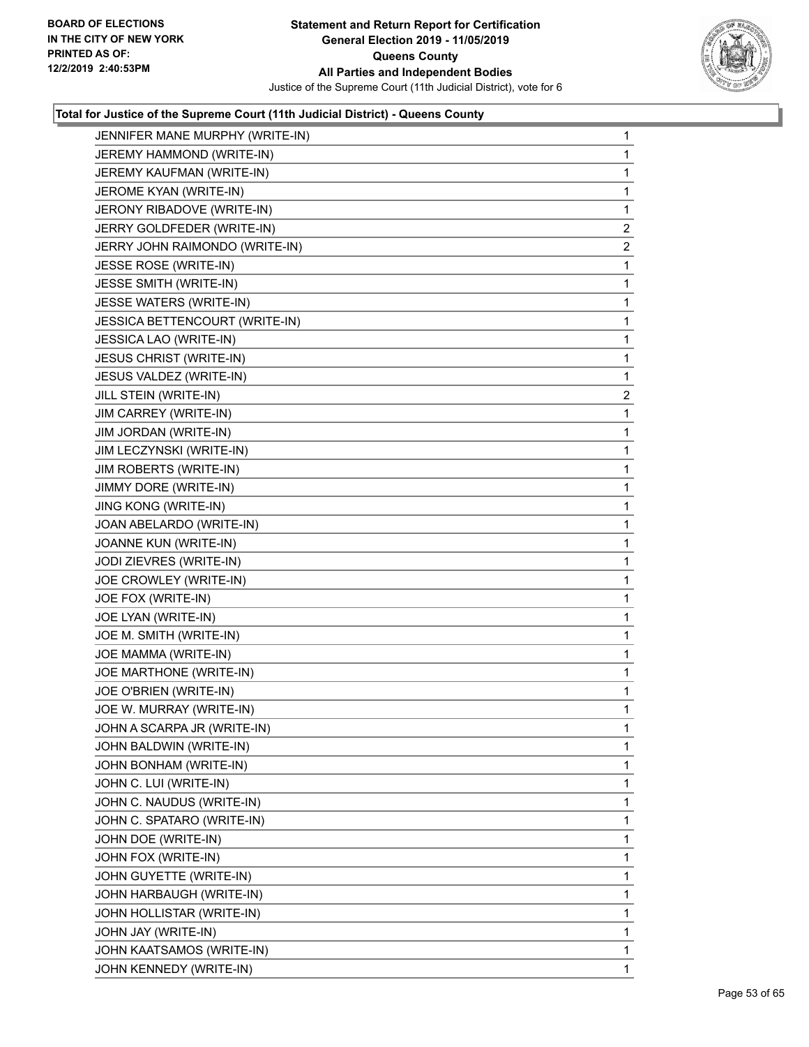**Statement and Return Report for Certification**
**General Election 2019 - 11/05/2019**
**Queens County**
**All Parties and Independent Bodies**
Justice of the Supreme Court (11th Judicial District), vote for 6

BOARD OF ELECTIONS
IN THE CITY OF NEW YORK
PRINTED AS OF:
12/2/2019 2:40:53PM

### Total for Justice of the Supreme Court (11th Judicial District) - Queens County

| | |
|---|---|
| JENNIFER MANE MURPHY (WRITE-IN) | 1 |
| JEREMY HAMMOND (WRITE-IN) | 1 |
| JEREMY KAUFMAN (WRITE-IN) | 1 |
| JEROME KYAN (WRITE-IN) | 1 |
| JERONY RIBADOVE (WRITE-IN) | 1 |
| JERRY GOLDFEDER (WRITE-IN) | 2 |
| JERRY JOHN RAIMONDO (WRITE-IN) | 2 |
| JESSE ROSE (WRITE-IN) | 1 |
| JESSE SMITH (WRITE-IN) | 1 |
| JESSE WATERS (WRITE-IN) | 1 |
| JESSICA BETTENCOURT (WRITE-IN) | 1 |
| JESSICA LAO (WRITE-IN) | 1 |
| JESUS CHRIST (WRITE-IN) | 1 |
| JESUS VALDEZ (WRITE-IN) | 1 |
| JILL STEIN (WRITE-IN) | 2 |
| JIM CARREY (WRITE-IN) | 1 |
| JIM JORDAN (WRITE-IN) | 1 |
| JIM LECZYNSKI (WRITE-IN) | 1 |
| JIM ROBERTS (WRITE-IN) | 1 |
| JIMMY DORE (WRITE-IN) | 1 |
| JING KONG (WRITE-IN) | 1 |
| JOAN ABELARDO (WRITE-IN) | 1 |
| JOANNE KUN (WRITE-IN) | 1 |
| JODI ZIEVRES (WRITE-IN) | 1 |
| JOE CROWLEY (WRITE-IN) | 1 |
| JOE FOX (WRITE-IN) | 1 |
| JOE LYAN (WRITE-IN) | 1 |
| JOE M. SMITH (WRITE-IN) | 1 |
| JOE MAMMA (WRITE-IN) | 1 |
| JOE MARTHONE (WRITE-IN) | 1 |
| JOE O'BRIEN (WRITE-IN) | 1 |
| JOE W. MURRAY (WRITE-IN) | 1 |
| JOHN A SCARPA JR (WRITE-IN) | 1 |
| JOHN BALDWIN (WRITE-IN) | 1 |
| JOHN BONHAM (WRITE-IN) | 1 |
| JOHN C. LUI (WRITE-IN) | 1 |
| JOHN C. NAUDUS (WRITE-IN) | 1 |
| JOHN C. SPATARO (WRITE-IN) | 1 |
| JOHN DOE (WRITE-IN) | 1 |
| JOHN FOX (WRITE-IN) | 1 |
| JOHN GUYETTE (WRITE-IN) | 1 |
| JOHN HARBAUGH (WRITE-IN) | 1 |
| JOHN HOLLISTAR (WRITE-IN) | 1 |
| JOHN JAY (WRITE-IN) | 1 |
| JOHN KAATSAMOS (WRITE-IN) | 1 |
| JOHN KENNEDY (WRITE-IN) | 1 |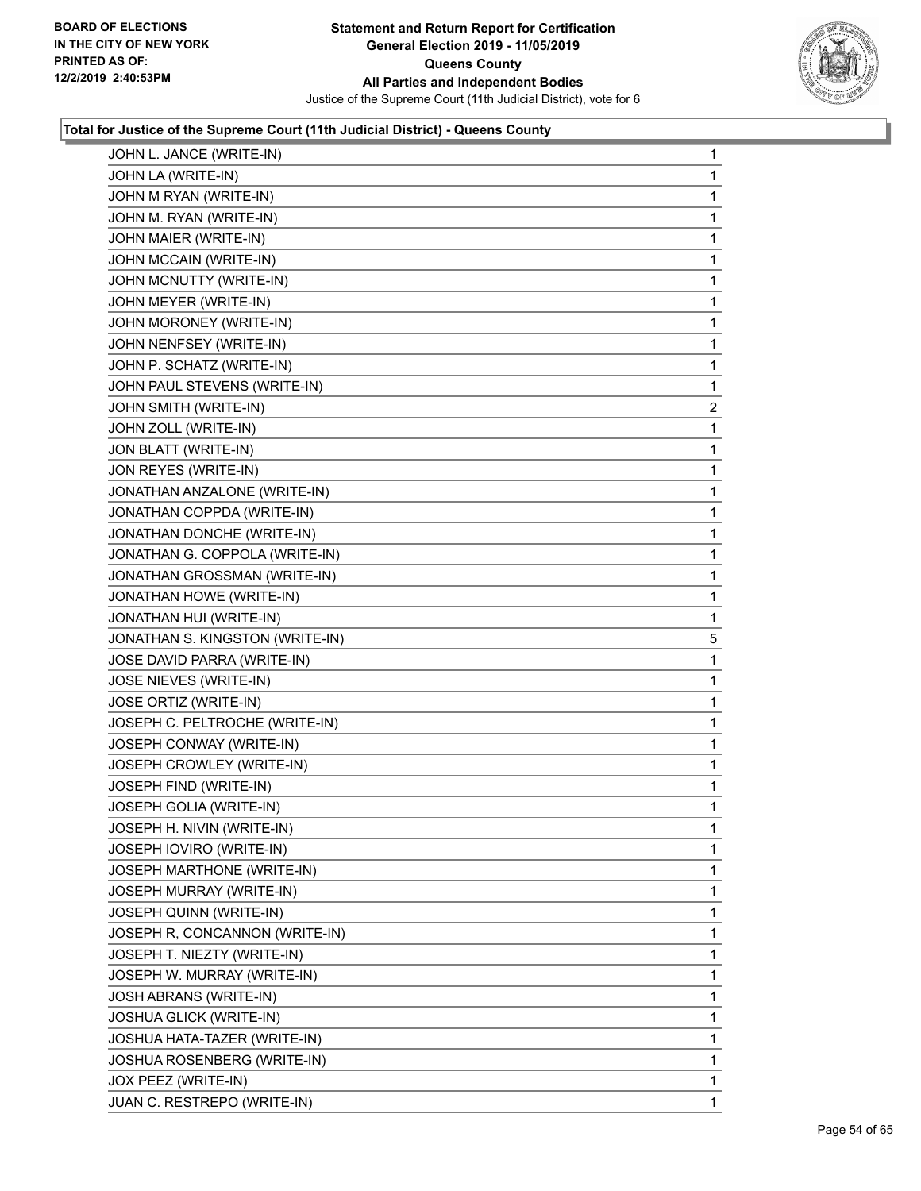**Total for Justice of the Supreme Court (11th Judicial District) - Queens County**

| | |
|---|---|
| JOHN L. JANCE (WRITE-IN) | 1 |
| JOHN LA (WRITE-IN) | 1 |
| JOHN M RYAN (WRITE-IN) | 1 |
| JOHN M. RYAN (WRITE-IN) | 1 |
| JOHN MAIER (WRITE-IN) | 1 |
| JOHN MCCAIN (WRITE-IN) | 1 |
| JOHN MCNUTTY (WRITE-IN) | 1 |
| JOHN MEYER (WRITE-IN) | 1 |
| JOHN MORONEY (WRITE-IN) | 1 |
| JOHN NENFSEY (WRITE-IN) | 1 |
| JOHN P. SCHATZ (WRITE-IN) | 1 |
| JOHN PAUL STEVENS (WRITE-IN) | 1 |
| JOHN SMITH (WRITE-IN) | 2 |
| JOHN ZOLL (WRITE-IN) | 1 |
| JON BLATT (WRITE-IN) | 1 |
| JON REYES (WRITE-IN) | 1 |
| JONATHAN ANZALONE (WRITE-IN) | 1 |
| JONATHAN COPPDA (WRITE-IN) | 1 |
| JONATHAN DONCHE (WRITE-IN) | 1 |
| JONATHAN G. COPPOLA (WRITE-IN) | 1 |
| JONATHAN GROSSMAN (WRITE-IN) | 1 |
| JONATHAN HOWE (WRITE-IN) | 1 |
| JONATHAN HUI (WRITE-IN) | 1 |
| JONATHAN S. KINGSTON (WRITE-IN) | 5 |
| JOSE DAVID PARRA (WRITE-IN) | 1 |
| JOSE NIEVES (WRITE-IN) | 1 |
| JOSE ORTIZ (WRITE-IN) | 1 |
| JOSEPH C. PELTROCHE (WRITE-IN) | 1 |
| JOSEPH CONWAY (WRITE-IN) | 1 |
| JOSEPH CROWLEY (WRITE-IN) | 1 |
| JOSEPH FIND (WRITE-IN) | 1 |
| JOSEPH GOLIA (WRITE-IN) | 1 |
| JOSEPH H. NIVIN (WRITE-IN) | 1 |
| JOSEPH IOVIRO (WRITE-IN) | 1 |
| JOSEPH MARTHONE (WRITE-IN) | 1 |
| JOSEPH MURRAY (WRITE-IN) | 1 |
| JOSEPH QUINN (WRITE-IN) | 1 |
| JOSEPH R, CONCANNON (WRITE-IN) | 1 |
| JOSEPH T. NIEZTY (WRITE-IN) | 1 |
| JOSEPH W. MURRAY (WRITE-IN) | 1 |
| JOSH ABRANS (WRITE-IN) | 1 |
| JOSHUA GLICK (WRITE-IN) | 1 |
| JOSHUA HATA-TAZER (WRITE-IN) | 1 |
| JOSHUA ROSENBERG (WRITE-IN) | 1 |
| JOX PEEZ (WRITE-IN) | 1 |
| JUAN C. RESTREPO (WRITE-IN) | 1 |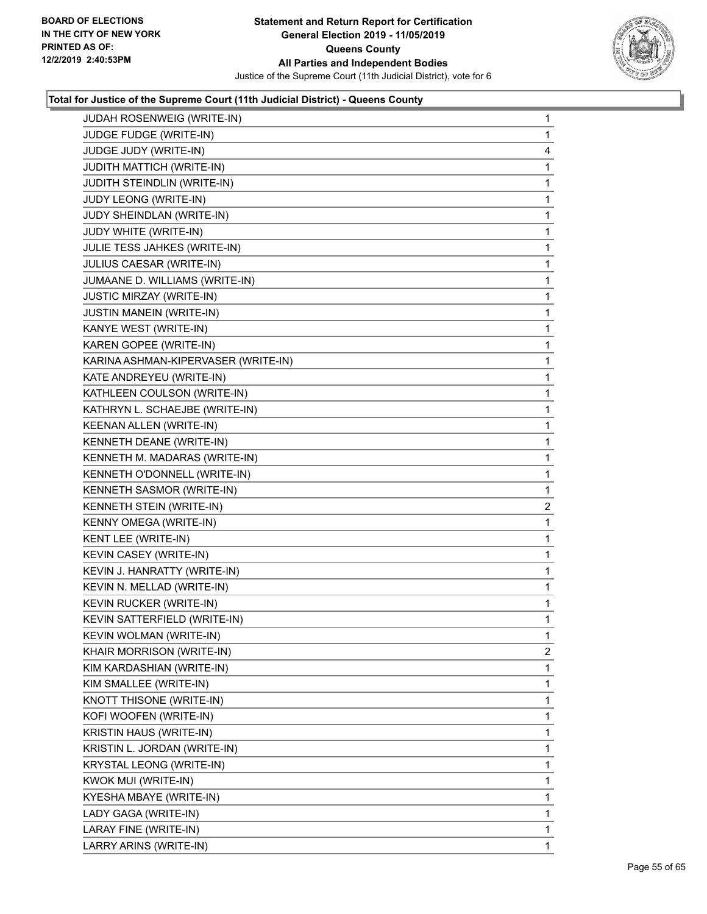### Total for Justice of the Supreme Court (11th Judicial District) - Queens County

| | |
|---|---|
| JUDAH ROSENWEIG (WRITE-IN) | 1 |
| JUDGE FUDGE (WRITE-IN) | 1 |
| JUDGE JUDY (WRITE-IN) | 4 |
| JUDITH MATTICH (WRITE-IN) | 1 |
| JUDITH STEINDLIN (WRITE-IN) | 1 |
| JUDY LEONG (WRITE-IN) | 1 |
| JUDY SHEINDLAN (WRITE-IN) | 1 |
| JUDY WHITE (WRITE-IN) | 1 |
| JULIE TESS JAHKES (WRITE-IN) | 1 |
| JULIUS CAESAR (WRITE-IN) | 1 |
| JUMAANE D. WILLIAMS (WRITE-IN) | 1 |
| JUSTIC MIRZAY (WRITE-IN) | 1 |
| JUSTIN MANEIN (WRITE-IN) | 1 |
| KANYE WEST (WRITE-IN) | 1 |
| KAREN GOPEE (WRITE-IN) | 1 |
| KARINA ASHMAN-KIPERVASER (WRITE-IN) | 1 |
| KATE ANDREYEU (WRITE-IN) | 1 |
| KATHLEEN COULSON (WRITE-IN) | 1 |
| KATHRYN L. SCHAEJBE (WRITE-IN) | 1 |
| KEENAN ALLEN (WRITE-IN) | 1 |
| KENNETH DEANE (WRITE-IN) | 1 |
| KENNETH M. MADARAS (WRITE-IN) | 1 |
| KENNETH O'DONNELL (WRITE-IN) | 1 |
| KENNETH SASMOR (WRITE-IN) | 1 |
| KENNETH STEIN (WRITE-IN) | 2 |
| KENNY OMEGA (WRITE-IN) | 1 |
| KENT LEE (WRITE-IN) | 1 |
| KEVIN CASEY (WRITE-IN) | 1 |
| KEVIN J. HANRATTY (WRITE-IN) | 1 |
| KEVIN N. MELLAD (WRITE-IN) | 1 |
| KEVIN RUCKER (WRITE-IN) | 1 |
| KEVIN SATTERFIELD (WRITE-IN) | 1 |
| KEVIN WOLMAN (WRITE-IN) | 1 |
| KHAIR MORRISON (WRITE-IN) | 2 |
| KIM KARDASHIAN (WRITE-IN) | 1 |
| KIM SMALLEE (WRITE-IN) | 1 |
| KNOTT THISONE (WRITE-IN) | 1 |
| KOFI WOOFEN (WRITE-IN) | 1 |
| KRISTIN HAUS (WRITE-IN) | 1 |
| KRISTIN L. JORDAN (WRITE-IN) | 1 |
| KRYSTAL LEONG (WRITE-IN) | 1 |
| KWOK MUI (WRITE-IN) | 1 |
| KYESHA MBAYE (WRITE-IN) | 1 |
| LADY GAGA (WRITE-IN) | 1 |
| LARAY FINE (WRITE-IN) | 1 |
| LARRY ARINS (WRITE-IN) | 1 |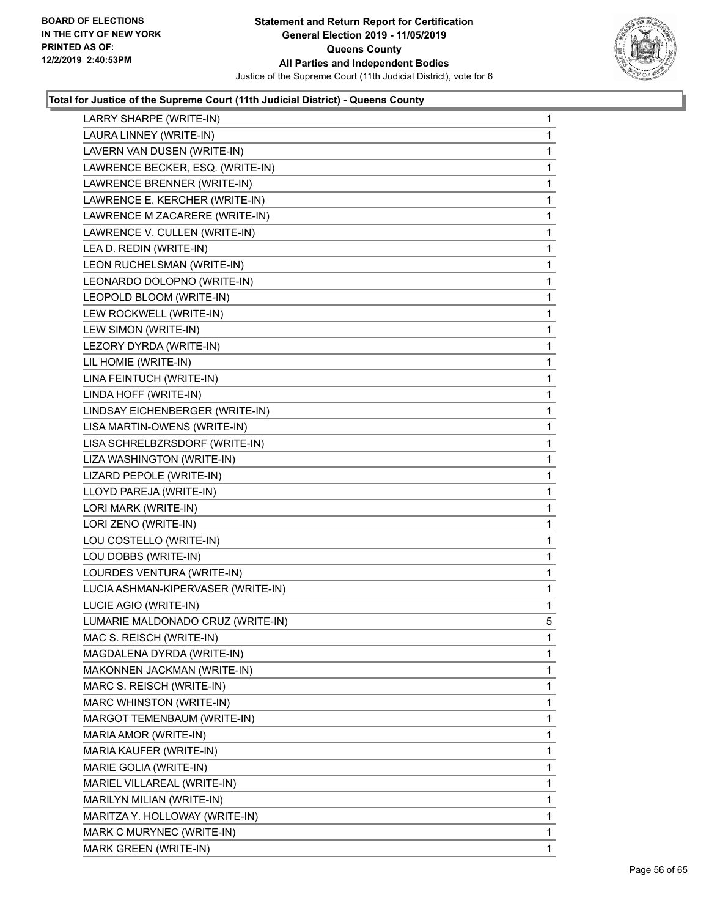**Total for Justice of the Supreme Court (11th Judicial District) - Queens County**

| | |
|---|---|
| LARRY SHARPE (WRITE-IN) | 1 |
| LAURA LINNEY (WRITE-IN) | 1 |
| LAVERN VAN DUSEN (WRITE-IN) | 1 |
| LAWRENCE BECKER, ESQ. (WRITE-IN) | 1 |
| LAWRENCE BRENNER (WRITE-IN) | 1 |
| LAWRENCE E. KERCHER (WRITE-IN) | 1 |
| LAWRENCE M ZACARERE (WRITE-IN) | 1 |
| LAWRENCE V. CULLEN (WRITE-IN) | 1 |
| LEA D. REDIN (WRITE-IN) | 1 |
| LEON RUCHELSMAN (WRITE-IN) | 1 |
| LEONARDO DOLOPNO (WRITE-IN) | 1 |
| LEOPOLD BLOOM (WRITE-IN) | 1 |
| LEW ROCKWELL (WRITE-IN) | 1 |
| LEW SIMON (WRITE-IN) | 1 |
| LEZORY DYRDA (WRITE-IN) | 1 |
| LIL HOMIE (WRITE-IN) | 1 |
| LINA FEINTUCH (WRITE-IN) | 1 |
| LINDA HOFF (WRITE-IN) | 1 |
| LINDSAY EICHENBERGER (WRITE-IN) | 1 |
| LISA MARTIN-OWENS (WRITE-IN) | 1 |
| LISA SCHRELBZRSDORF (WRITE-IN) | 1 |
| LIZA WASHINGTON (WRITE-IN) | 1 |
| LIZARD PEPOLE (WRITE-IN) | 1 |
| LLOYD PAREJA (WRITE-IN) | 1 |
| LORI MARK (WRITE-IN) | 1 |
| LORI ZENO (WRITE-IN) | 1 |
| LOU COSTELLO (WRITE-IN) | 1 |
| LOU DOBBS (WRITE-IN) | 1 |
| LOURDES VENTURA (WRITE-IN) | 1 |
| LUCIA ASHMAN-KIPERVASER (WRITE-IN) | 1 |
| LUCIE AGIO (WRITE-IN) | 1 |
| LUMARIE MALDONADO CRUZ (WRITE-IN) | 5 |
| MAC S. REISCH (WRITE-IN) | 1 |
| MAGDALENA DYRDA (WRITE-IN) | 1 |
| MAKONNEN JACKMAN (WRITE-IN) | 1 |
| MARC S. REISCH (WRITE-IN) | 1 |
| MARC WHINSTON (WRITE-IN) | 1 |
| MARGOT TEMENBAUM (WRITE-IN) | 1 |
| MARIA AMOR (WRITE-IN) | 1 |
| MARIA KAUFER (WRITE-IN) | 1 |
| MARIE GOLIA (WRITE-IN) | 1 |
| MARIEL VILLAREAL (WRITE-IN) | 1 |
| MARILYN MILIAN (WRITE-IN) | 1 |
| MARITZA Y. HOLLOWAY (WRITE-IN) | 1 |
| MARK C MURYNEC (WRITE-IN) | 1 |
| MARK GREEN (WRITE-IN) | 1 |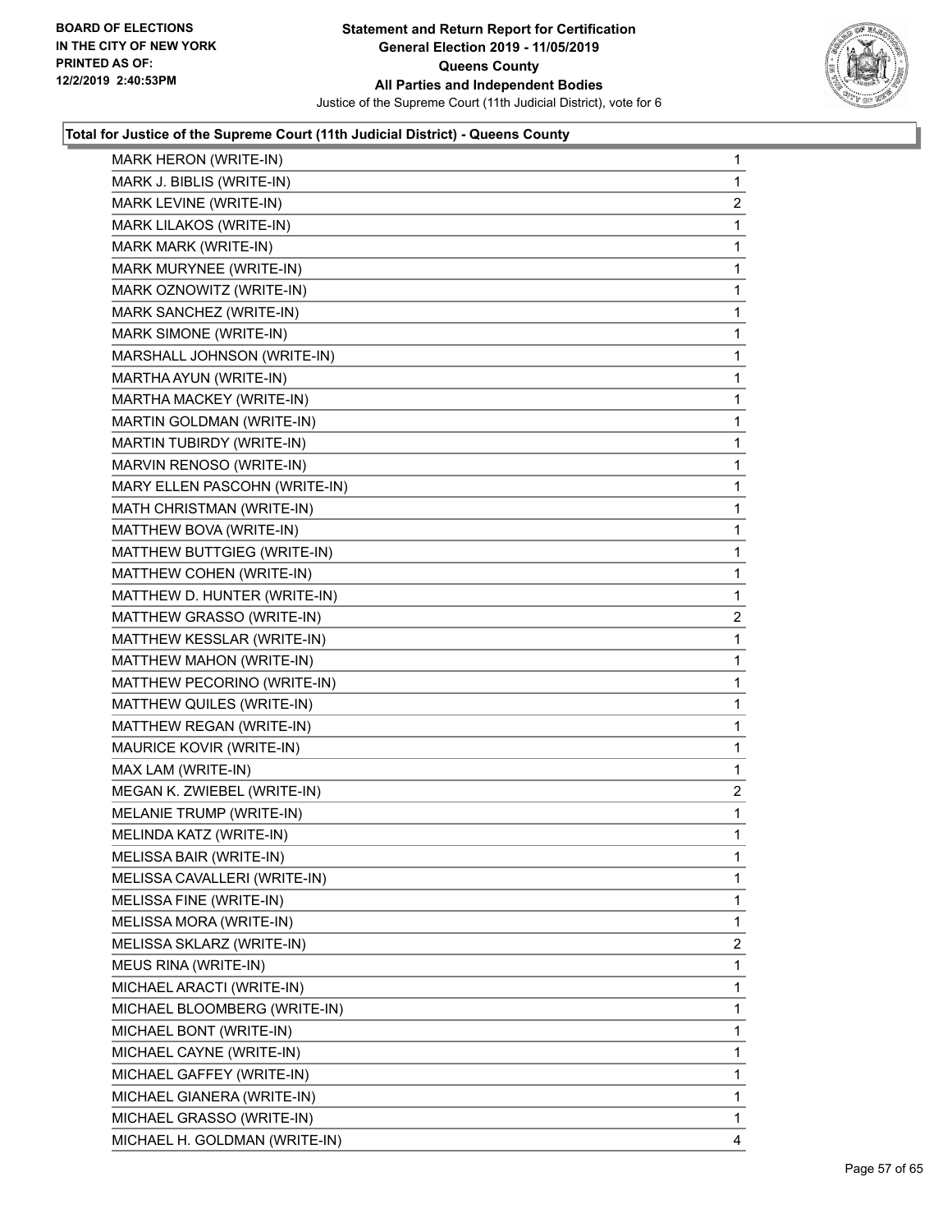### Total for Justice of the Supreme Court (11th Judicial District) - Queens County

| | |
|---|---|
| MARK HERON (WRITE-IN) | 1 |
| MARK J. BIBLIS (WRITE-IN) | 1 |
| MARK LEVINE (WRITE-IN) | 2 |
| MARK LILAKOS (WRITE-IN) | 1 |
| MARK MARK (WRITE-IN) | 1 |
| MARK MURYNEE (WRITE-IN) | 1 |
| MARK OZNOWITZ (WRITE-IN) | 1 |
| MARK SANCHEZ (WRITE-IN) | 1 |
| MARK SIMONE (WRITE-IN) | 1 |
| MARSHALL JOHNSON (WRITE-IN) | 1 |
| MARTHA AYUN (WRITE-IN) | 1 |
| MARTHA MACKEY (WRITE-IN) | 1 |
| MARTIN GOLDMAN (WRITE-IN) | 1 |
| MARTIN TUBIRDY (WRITE-IN) | 1 |
| MARVIN RENOSO (WRITE-IN) | 1 |
| MARY ELLEN PASCOHN (WRITE-IN) | 1 |
| MATH CHRISTMAN (WRITE-IN) | 1 |
| MATTHEW BOVA (WRITE-IN) | 1 |
| MATTHEW BUTTGIEG (WRITE-IN) | 1 |
| MATTHEW COHEN (WRITE-IN) | 1 |
| MATTHEW D. HUNTER (WRITE-IN) | 1 |
| MATTHEW GRASSO (WRITE-IN) | 2 |
| MATTHEW KESSLAR (WRITE-IN) | 1 |
| MATTHEW MAHON (WRITE-IN) | 1 |
| MATTHEW PECORINO (WRITE-IN) | 1 |
| MATTHEW QUILES (WRITE-IN) | 1 |
| MATTHEW REGAN (WRITE-IN) | 1 |
| MAURICE KOVIR (WRITE-IN) | 1 |
| MAX LAM (WRITE-IN) | 1 |
| MEGAN K. ZWIEBEL (WRITE-IN) | 2 |
| MELANIE TRUMP (WRITE-IN) | 1 |
| MELINDA KATZ (WRITE-IN) | 1 |
| MELISSA BAIR (WRITE-IN) | 1 |
| MELISSA CAVALLERI (WRITE-IN) | 1 |
| MELISSA FINE (WRITE-IN) | 1 |
| MELISSA MORA (WRITE-IN) | 1 |
| MELISSA SKLARZ (WRITE-IN) | 2 |
| MEUS RINA (WRITE-IN) | 1 |
| MICHAEL ARACTI (WRITE-IN) | 1 |
| MICHAEL BLOOMBERG (WRITE-IN) | 1 |
| MICHAEL BONT (WRITE-IN) | 1 |
| MICHAEL CAYNE (WRITE-IN) | 1 |
| MICHAEL GAFFEY (WRITE-IN) | 1 |
| MICHAEL GIANERA (WRITE-IN) | 1 |
| MICHAEL GRASSO (WRITE-IN) | 1 |
| MICHAEL H. GOLDMAN (WRITE-IN) | 4 |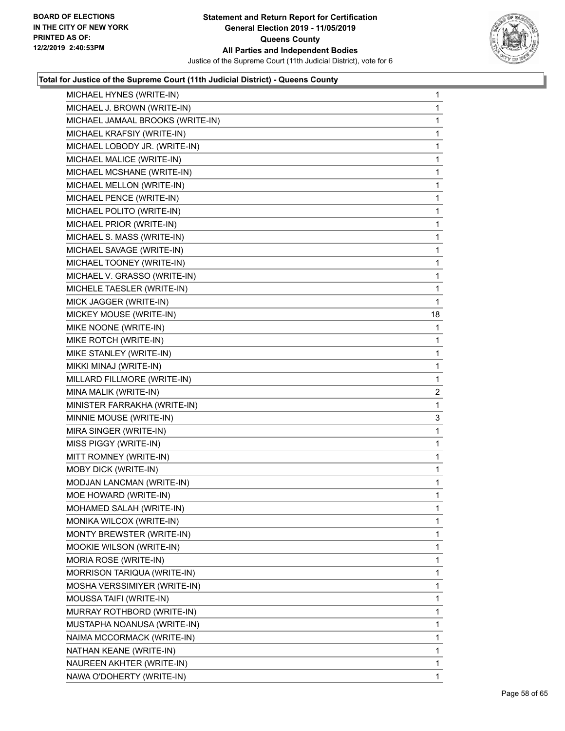**Total for Justice of the Supreme Court (11th Judicial District) - Queens County**

| | |
|---|---|
| MICHAEL HYNES (WRITE-IN) | 1 |
| MICHAEL J. BROWN (WRITE-IN) | 1 |
| MICHAEL JAMAAL BROOKS (WRITE-IN) | 1 |
| MICHAEL KRAFSIY (WRITE-IN) | 1 |
| MICHAEL LOBODY JR. (WRITE-IN) | 1 |
| MICHAEL MALICE (WRITE-IN) | 1 |
| MICHAEL MCSHANE (WRITE-IN) | 1 |
| MICHAEL MELLON (WRITE-IN) | 1 |
| MICHAEL PENCE (WRITE-IN) | 1 |
| MICHAEL POLITO (WRITE-IN) | 1 |
| MICHAEL PRIOR (WRITE-IN) | 1 |
| MICHAEL S. MASS (WRITE-IN) | 1 |
| MICHAEL SAVAGE (WRITE-IN) | 1 |
| MICHAEL TOONEY (WRITE-IN) | 1 |
| MICHAEL V. GRASSO (WRITE-IN) | 1 |
| MICHELE TAESLER (WRITE-IN) | 1 |
| MICK JAGGER (WRITE-IN) | 1 |
| MICKEY MOUSE (WRITE-IN) | 18 |
| MIKE NOONE (WRITE-IN) | 1 |
| MIKE ROTCH (WRITE-IN) | 1 |
| MIKE STANLEY (WRITE-IN) | 1 |
| MIKKI MINAJ (WRITE-IN) | 1 |
| MILLARD FILLMORE (WRITE-IN) | 1 |
| MINA MALIK (WRITE-IN) | 2 |
| MINISTER FARRAKHA (WRITE-IN) | 1 |
| MINNIE MOUSE (WRITE-IN) | 3 |
| MIRA SINGER (WRITE-IN) | 1 |
| MISS PIGGY (WRITE-IN) | 1 |
| MITT ROMNEY (WRITE-IN) | 1 |
| MOBY DICK (WRITE-IN) | 1 |
| MODJAN LANCMAN (WRITE-IN) | 1 |
| MOE HOWARD (WRITE-IN) | 1 |
| MOHAMED SALAH (WRITE-IN) | 1 |
| MONIKA WILCOX (WRITE-IN) | 1 |
| MONTY BREWSTER (WRITE-IN) | 1 |
| MOOKIE WILSON (WRITE-IN) | 1 |
| MORIA ROSE (WRITE-IN) | 1 |
| MORRISON TARIQUA (WRITE-IN) | 1 |
| MOSHA VERSSIMIYER (WRITE-IN) | 1 |
| MOUSSA TAIFI (WRITE-IN) | 1 |
| MURRAY ROTHBORD (WRITE-IN) | 1 |
| MUSTAPHA NOANUSA (WRITE-IN) | 1 |
| NAIMA MCCORMACK (WRITE-IN) | 1 |
| NATHAN KEANE (WRITE-IN) | 1 |
| NAUREEN AKHTER (WRITE-IN) | 1 |
| NAWA O'DOHERTY (WRITE-IN) | 1 |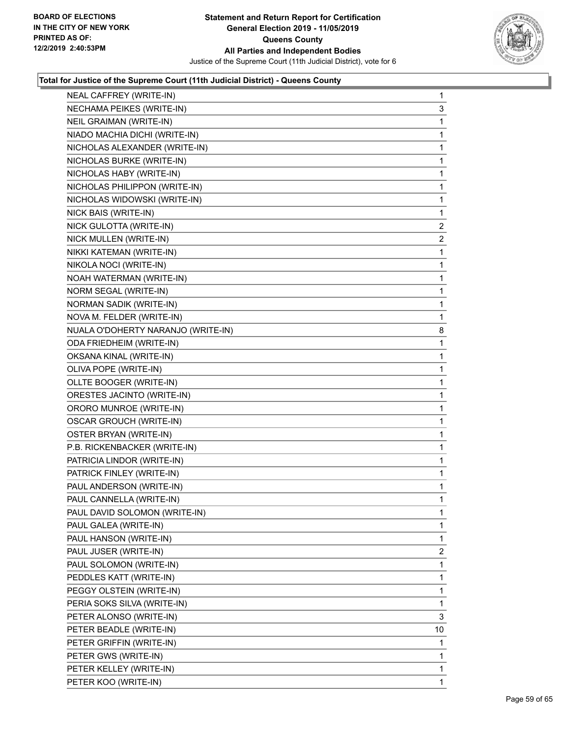**Total for Justice of the Supreme Court (11th Judicial District) - Queens County**

| | |
|---|---|
| NEAL CAFFREY (WRITE-IN) | 1 |
| NECHAMA PEIKES (WRITE-IN) | 3 |
| NEIL GRAIMAN (WRITE-IN) | 1 |
| NIADO MACHIA DICHI (WRITE-IN) | 1 |
| NICHOLAS ALEXANDER (WRITE-IN) | 1 |
| NICHOLAS BURKE (WRITE-IN) | 1 |
| NICHOLAS HABY (WRITE-IN) | 1 |
| NICHOLAS PHILIPPON (WRITE-IN) | 1 |
| NICHOLAS WIDOWSKI (WRITE-IN) | 1 |
| NICK BAIS (WRITE-IN) | 1 |
| NICK GULOTTA (WRITE-IN) | 2 |
| NICK MULLEN (WRITE-IN) | 2 |
| NIKKI KATEMAN (WRITE-IN) | 1 |
| NIKOLA NOCI (WRITE-IN) | 1 |
| NOAH WATERMAN (WRITE-IN) | 1 |
| NORM SEGAL (WRITE-IN) | 1 |
| NORMAN SADIK (WRITE-IN) | 1 |
| NOVA M. FELDER (WRITE-IN) | 1 |
| NUALA O'DOHERTY NARANJO (WRITE-IN) | 8 |
| ODA FRIEDHEIM (WRITE-IN) | 1 |
| OKSANA KINAL (WRITE-IN) | 1 |
| OLIVA POPE (WRITE-IN) | 1 |
| OLLTE BOOGER (WRITE-IN) | 1 |
| ORESTES JACINTO (WRITE-IN) | 1 |
| ORORO MUNROE (WRITE-IN) | 1 |
| OSCAR GROUCH (WRITE-IN) | 1 |
| OSTER BRYAN (WRITE-IN) | 1 |
| P.B. RICKENBACKER (WRITE-IN) | 1 |
| PATRICIA LINDOR (WRITE-IN) | 1 |
| PATRICK FINLEY (WRITE-IN) | 1 |
| PAUL ANDERSON (WRITE-IN) | 1 |
| PAUL CANNELLA (WRITE-IN) | 1 |
| PAUL DAVID SOLOMON (WRITE-IN) | 1 |
| PAUL GALEA (WRITE-IN) | 1 |
| PAUL HANSON (WRITE-IN) | 1 |
| PAUL JUSER (WRITE-IN) | 2 |
| PAUL SOLOMON (WRITE-IN) | 1 |
| PEDDLES KATT (WRITE-IN) | 1 |
| PEGGY OLSTEIN (WRITE-IN) | 1 |
| PERIA SOKS SILVA (WRITE-IN) | 1 |
| PETER ALONSO (WRITE-IN) | 3 |
| PETER BEADLE (WRITE-IN) | 10 |
| PETER GRIFFIN (WRITE-IN) | 1 |
| PETER GWS (WRITE-IN) | 1 |
| PETER KELLEY (WRITE-IN) | 1 |
| PETER KOO (WRITE-IN) | 1 |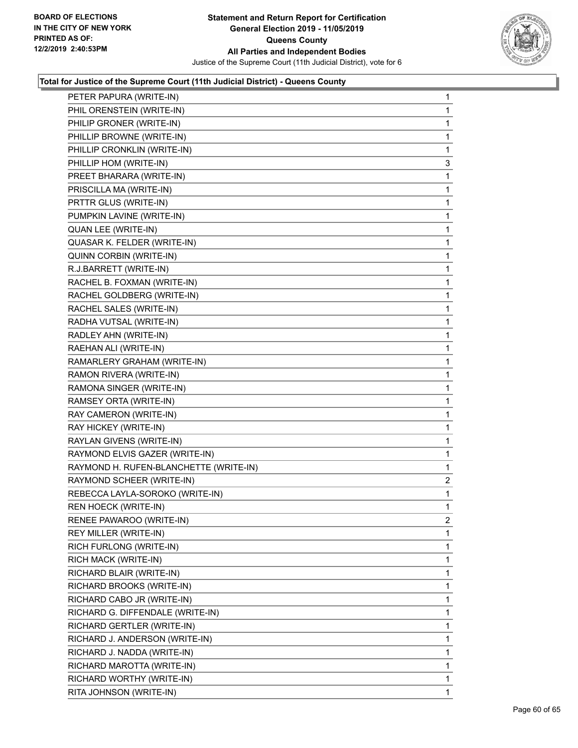**Total for Justice of the Supreme Court (11th Judicial District) - Queens County**

| | |
|---|---|
| PETER PAPURA (WRITE-IN) | 1 |
| PHIL ORENSTEIN (WRITE-IN) | 1 |
| PHILIP GRONER (WRITE-IN) | 1 |
| PHILLIP BROWNE (WRITE-IN) | 1 |
| PHILLIP CRONKLIN (WRITE-IN) | 1 |
| PHILLIP HOM (WRITE-IN) | 3 |
| PREET BHARARA (WRITE-IN) | 1 |
| PRISCILLA MA (WRITE-IN) | 1 |
| PRTTR GLUS (WRITE-IN) | 1 |
| PUMPKIN LAVINE (WRITE-IN) | 1 |
| QUAN LEE (WRITE-IN) | 1 |
| QUASAR K. FELDER (WRITE-IN) | 1 |
| QUINN CORBIN (WRITE-IN) | 1 |
| R.J.BARRETT (WRITE-IN) | 1 |
| RACHEL B. FOXMAN (WRITE-IN) | 1 |
| RACHEL GOLDBERG (WRITE-IN) | 1 |
| RACHEL SALES (WRITE-IN) | 1 |
| RADHA VUTSAL (WRITE-IN) | 1 |
| RADLEY AHN (WRITE-IN) | 1 |
| RAEHAN ALI (WRITE-IN) | 1 |
| RAMARLERY GRAHAM (WRITE-IN) | 1 |
| RAMON RIVERA (WRITE-IN) | 1 |
| RAMONA SINGER (WRITE-IN) | 1 |
| RAMSEY ORTA (WRITE-IN) | 1 |
| RAY CAMERON (WRITE-IN) | 1 |
| RAY HICKEY (WRITE-IN) | 1 |
| RAYLAN GIVENS (WRITE-IN) | 1 |
| RAYMOND ELVIS GAZER (WRITE-IN) | 1 |
| RAYMOND H. RUFEN-BLANCHETTE (WRITE-IN) | 1 |
| RAYMOND SCHEER (WRITE-IN) | 2 |
| REBECCA LAYLA-SOROKO (WRITE-IN) | 1 |
| REN HOECK (WRITE-IN) | 1 |
| RENEE PAWAROO (WRITE-IN) | 2 |
| REY MILLER (WRITE-IN) | 1 |
| RICH FURLONG (WRITE-IN) | 1 |
| RICH MACK (WRITE-IN) | 1 |
| RICHARD BLAIR (WRITE-IN) | 1 |
| RICHARD BROOKS (WRITE-IN) | 1 |
| RICHARD CABO JR (WRITE-IN) | 1 |
| RICHARD G. DIFFENDALE (WRITE-IN) | 1 |
| RICHARD GERTLER (WRITE-IN) | 1 |
| RICHARD J. ANDERSON (WRITE-IN) | 1 |
| RICHARD J. NADDA (WRITE-IN) | 1 |
| RICHARD MAROTTA (WRITE-IN) | 1 |
| RICHARD WORTHY (WRITE-IN) | 1 |
| RITA JOHNSON (WRITE-IN) | 1 |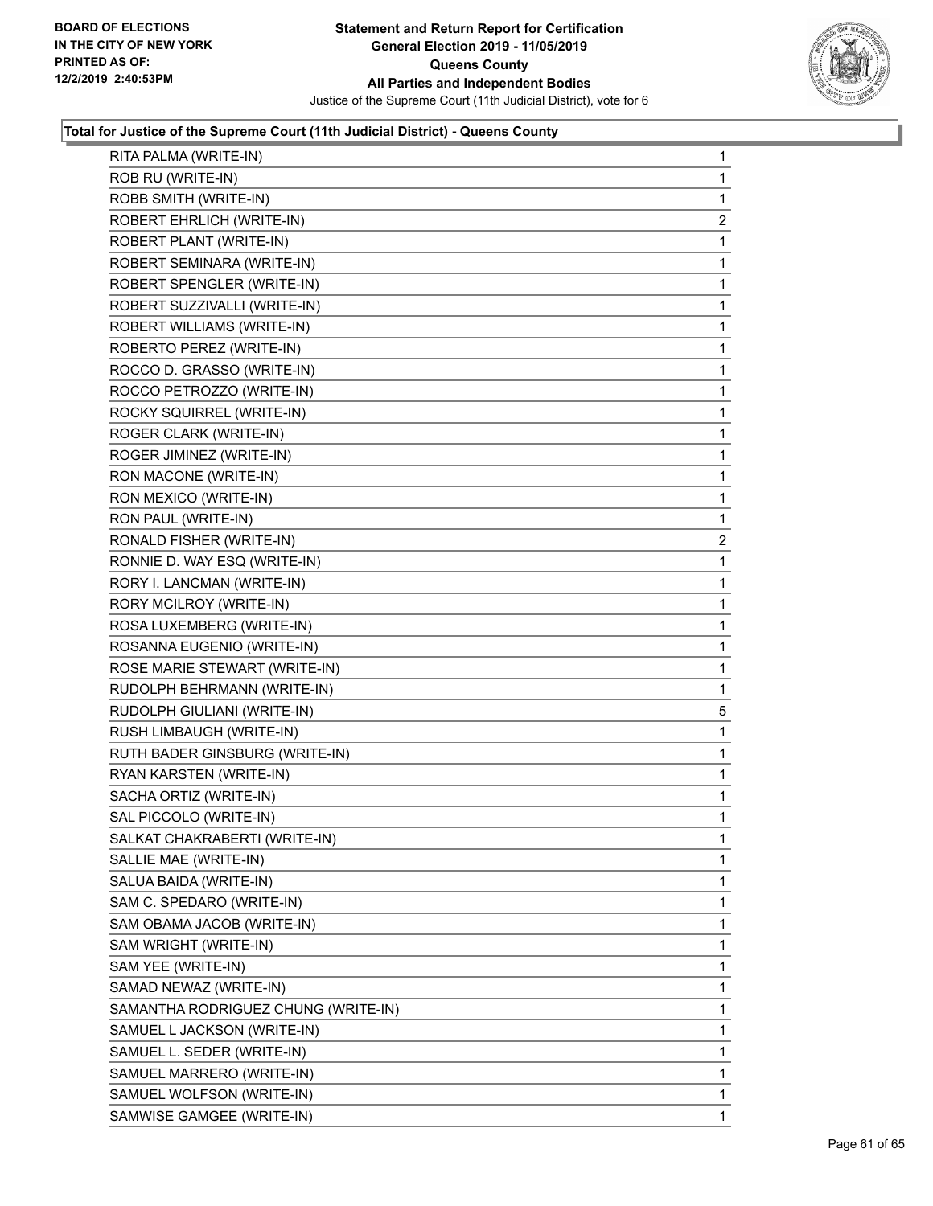**Total for Justice of the Supreme Court (11th Judicial District) - Queens County**

| | |
|---|---|
| RITA PALMA (WRITE-IN) | 1 |
| ROB RU (WRITE-IN) | 1 |
| ROBB SMITH (WRITE-IN) | 1 |
| ROBERT EHRLICH (WRITE-IN) | 2 |
| ROBERT PLANT (WRITE-IN) | 1 |
| ROBERT SEMINARA (WRITE-IN) | 1 |
| ROBERT SPENGLER (WRITE-IN) | 1 |
| ROBERT SUZZIVALLI (WRITE-IN) | 1 |
| ROBERT WILLIAMS (WRITE-IN) | 1 |
| ROBERTO PEREZ (WRITE-IN) | 1 |
| ROCCO D. GRASSO (WRITE-IN) | 1 |
| ROCCO PETROZZO (WRITE-IN) | 1 |
| ROCKY SQUIRREL (WRITE-IN) | 1 |
| ROGER CLARK (WRITE-IN) | 1 |
| ROGER JIMINEZ (WRITE-IN) | 1 |
| RON MACONE (WRITE-IN) | 1 |
| RON MEXICO (WRITE-IN) | 1 |
| RON PAUL (WRITE-IN) | 1 |
| RONALD FISHER (WRITE-IN) | 2 |
| RONNIE D. WAY ESQ (WRITE-IN) | 1 |
| RORY I. LANCMAN (WRITE-IN) | 1 |
| RORY MCILROY (WRITE-IN) | 1 |
| ROSA LUXEMBERG (WRITE-IN) | 1 |
| ROSANNA EUGENIO (WRITE-IN) | 1 |
| ROSE MARIE STEWART (WRITE-IN) | 1 |
| RUDOLPH BEHRMANN (WRITE-IN) | 1 |
| RUDOLPH GIULIANI (WRITE-IN) | 5 |
| RUSH LIMBAUGH (WRITE-IN) | 1 |
| RUTH BADER GINSBURG (WRITE-IN) | 1 |
| RYAN KARSTEN (WRITE-IN) | 1 |
| SACHA ORTIZ (WRITE-IN) | 1 |
| SAL PICCOLO (WRITE-IN) | 1 |
| SALKAT CHAKRABERTI (WRITE-IN) | 1 |
| SALLIE MAE (WRITE-IN) | 1 |
| SALUA BAIDA (WRITE-IN) | 1 |
| SAM C. SPEDARO (WRITE-IN) | 1 |
| SAM OBAMA JACOB (WRITE-IN) | 1 |
| SAM WRIGHT (WRITE-IN) | 1 |
| SAM YEE (WRITE-IN) | 1 |
| SAMAD NEWAZ (WRITE-IN) | 1 |
| SAMANTHA RODRIGUEZ CHUNG (WRITE-IN) | 1 |
| SAMUEL L JACKSON (WRITE-IN) | 1 |
| SAMUEL L. SEDER (WRITE-IN) | 1 |
| SAMUEL MARRERO (WRITE-IN) | 1 |
| SAMUEL WOLFSON (WRITE-IN) | 1 |
| SAMWISE GAMGEE (WRITE-IN) | 1 |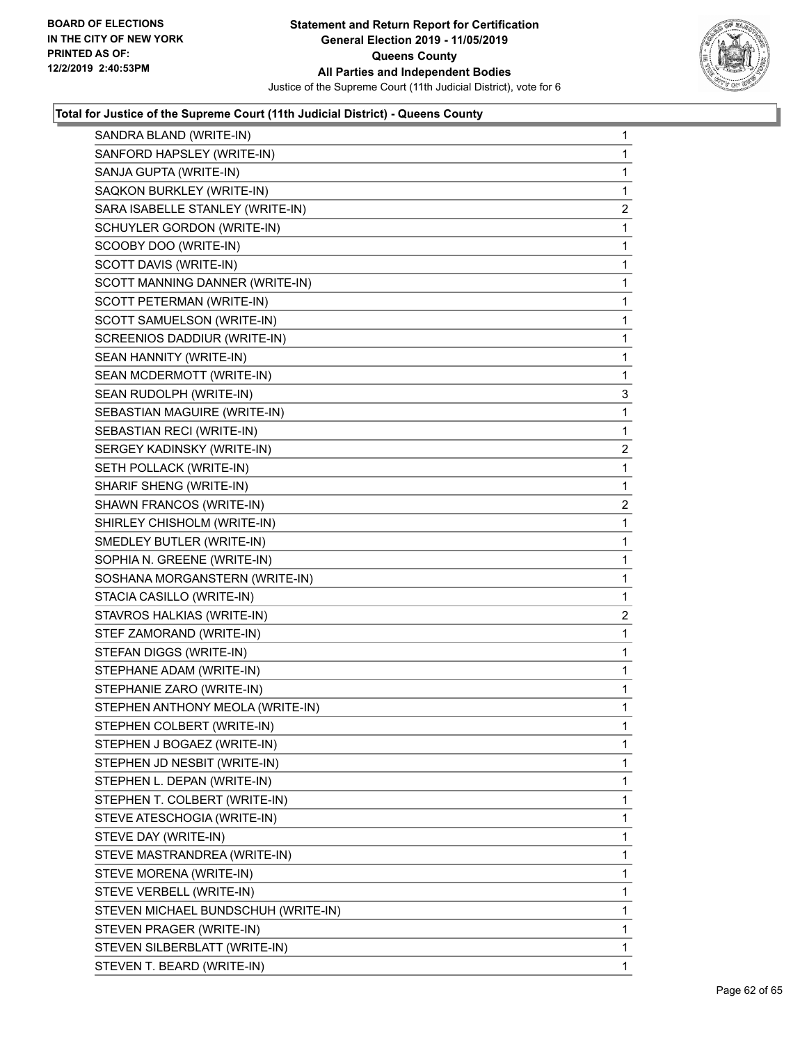**Total for Justice of the Supreme Court (11th Judicial District) - Queens County**

| | |
|---|---|
| SANDRA BLAND (WRITE-IN) | 1 |
| SANFORD HAPSLEY (WRITE-IN) | 1 |
| SANJA GUPTA (WRITE-IN) | 1 |
| SAQKON BURKLEY (WRITE-IN) | 1 |
| SARA ISABELLE STANLEY (WRITE-IN) | 2 |
| SCHUYLER GORDON (WRITE-IN) | 1 |
| SCOOBY DOO (WRITE-IN) | 1 |
| SCOTT DAVIS (WRITE-IN) | 1 |
| SCOTT MANNING DANNER (WRITE-IN) | 1 |
| SCOTT PETERMAN (WRITE-IN) | 1 |
| SCOTT SAMUELSON (WRITE-IN) | 1 |
| SCREENIOS DADDIUR (WRITE-IN) | 1 |
| SEAN HANNITY (WRITE-IN) | 1 |
| SEAN MCDERMOTT (WRITE-IN) | 1 |
| SEAN RUDOLPH (WRITE-IN) | 3 |
| SEBASTIAN MAGUIRE (WRITE-IN) | 1 |
| SEBASTIAN RECI (WRITE-IN) | 1 |
| SERGEY KADINSKY (WRITE-IN) | 2 |
| SETH POLLACK (WRITE-IN) | 1 |
| SHARIF SHENG (WRITE-IN) | 1 |
| SHAWN FRANCOS (WRITE-IN) | 2 |
| SHIRLEY CHISHOLM (WRITE-IN) | 1 |
| SMEDLEY BUTLER (WRITE-IN) | 1 |
| SOPHIA N. GREENE (WRITE-IN) | 1 |
| SOSHANA MORGANSTERN (WRITE-IN) | 1 |
| STACIA CASILLO (WRITE-IN) | 1 |
| STAVROS HALKIAS (WRITE-IN) | 2 |
| STEF ZAMORAND (WRITE-IN) | 1 |
| STEFAN DIGGS (WRITE-IN) | 1 |
| STEPHANE ADAM (WRITE-IN) | 1 |
| STEPHANIE ZARO (WRITE-IN) | 1 |
| STEPHEN ANTHONY MEOLA (WRITE-IN) | 1 |
| STEPHEN COLBERT (WRITE-IN) | 1 |
| STEPHEN J BOGAEZ (WRITE-IN) | 1 |
| STEPHEN JD NESBIT (WRITE-IN) | 1 |
| STEPHEN L. DEPAN (WRITE-IN) | 1 |
| STEPHEN T. COLBERT (WRITE-IN) | 1 |
| STEVE ATESCHOGIA (WRITE-IN) | 1 |
| STEVE DAY (WRITE-IN) | 1 |
| STEVE MASTRANDREA (WRITE-IN) | 1 |
| STEVE MORENA (WRITE-IN) | 1 |
| STEVE VERBELL (WRITE-IN) | 1 |
| STEVEN MICHAEL BUNDSCHUH (WRITE-IN) | 1 |
| STEVEN PRAGER (WRITE-IN) | 1 |
| STEVEN SILBERBLATT (WRITE-IN) | 1 |
| STEVEN T. BEARD (WRITE-IN) | 1 |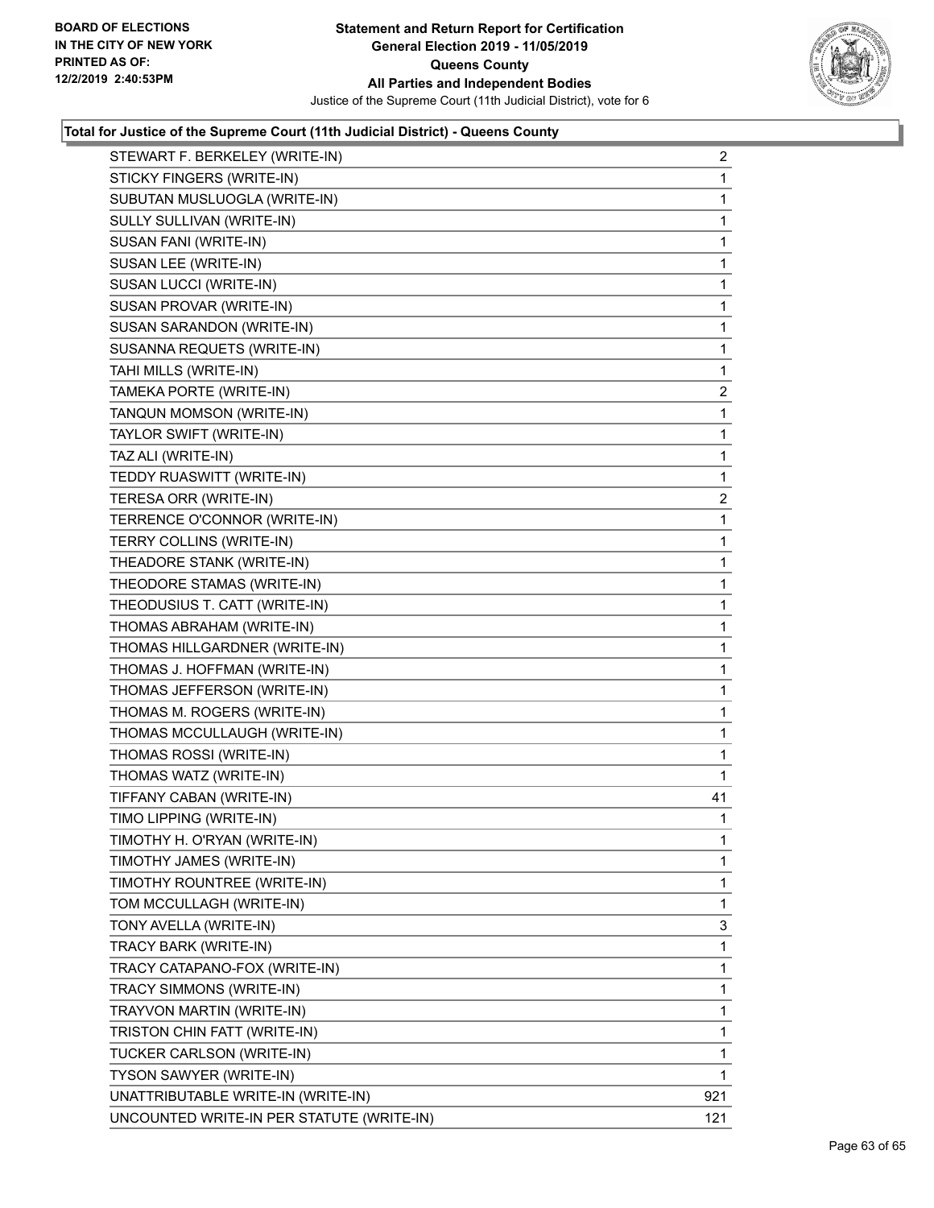**Statement and Return Report for Certification**
**General Election 2019 - 11/05/2019**
**Queens County**
**All Parties and Independent Bodies**
Justice of the Supreme Court (11th Judicial District), vote for 6

BOARD OF ELECTIONS
IN THE CITY OF NEW YORK
PRINTED AS OF:
12/2/2019 2:40:53PM

**Total for Justice of the Supreme Court (11th Judicial District) - Queens County**

| | |
|---|---|
| STEWART F. BERKELEY (WRITE-IN) | 2 |
| STICKY FINGERS (WRITE-IN) | 1 |
| SUBUTAN MUSLUOGLA (WRITE-IN) | 1 |
| SULLY SULLIVAN (WRITE-IN) | 1 |
| SUSAN FANI (WRITE-IN) | 1 |
| SUSAN LEE (WRITE-IN) | 1 |
| SUSAN LUCCI (WRITE-IN) | 1 |
| SUSAN PROVAR (WRITE-IN) | 1 |
| SUSAN SARANDON (WRITE-IN) | 1 |
| SUSANNA REQUETS (WRITE-IN) | 1 |
| TAHI MILLS (WRITE-IN) | 1 |
| TAMEKA PORTE (WRITE-IN) | 2 |
| TANQUN MOMSON (WRITE-IN) | 1 |
| TAYLOR SWIFT (WRITE-IN) | 1 |
| TAZ ALI (WRITE-IN) | 1 |
| TEDDY RUASWITT (WRITE-IN) | 1 |
| TERESA ORR (WRITE-IN) | 2 |
| TERRENCE O'CONNOR (WRITE-IN) | 1 |
| TERRY COLLINS (WRITE-IN) | 1 |
| THEADORE STANK (WRITE-IN) | 1 |
| THEODORE STAMAS (WRITE-IN) | 1 |
| THEODUSIUS T. CATT (WRITE-IN) | 1 |
| THOMAS ABRAHAM (WRITE-IN) | 1 |
| THOMAS HILLGARDNER (WRITE-IN) | 1 |
| THOMAS J. HOFFMAN (WRITE-IN) | 1 |
| THOMAS JEFFERSON (WRITE-IN) | 1 |
| THOMAS M. ROGERS (WRITE-IN) | 1 |
| THOMAS MCCULLAUGH (WRITE-IN) | 1 |
| THOMAS ROSSI (WRITE-IN) | 1 |
| THOMAS WATZ (WRITE-IN) | 1 |
| TIFFANY CABAN (WRITE-IN) | 41 |
| TIMO LIPPING (WRITE-IN) | 1 |
| TIMOTHY H. O'RYAN (WRITE-IN) | 1 |
| TIMOTHY JAMES (WRITE-IN) | 1 |
| TIMOTHY ROUNTREE (WRITE-IN) | 1 |
| TOM MCCULLAGH (WRITE-IN) | 1 |
| TONY AVELLA (WRITE-IN) | 3 |
| TRACY BARK (WRITE-IN) | 1 |
| TRACY CATAPANO-FOX (WRITE-IN) | 1 |
| TRACY SIMMONS (WRITE-IN) | 1 |
| TRAYVON MARTIN (WRITE-IN) | 1 |
| TRISTON CHIN FATT (WRITE-IN) | 1 |
| TUCKER CARLSON (WRITE-IN) | 1 |
| TYSON SAWYER (WRITE-IN) | 1 |
| UNATTRIBUTABLE WRITE-IN (WRITE-IN) | 921 |
| UNCOUNTED WRITE-IN PER STATUTE (WRITE-IN) | 121 |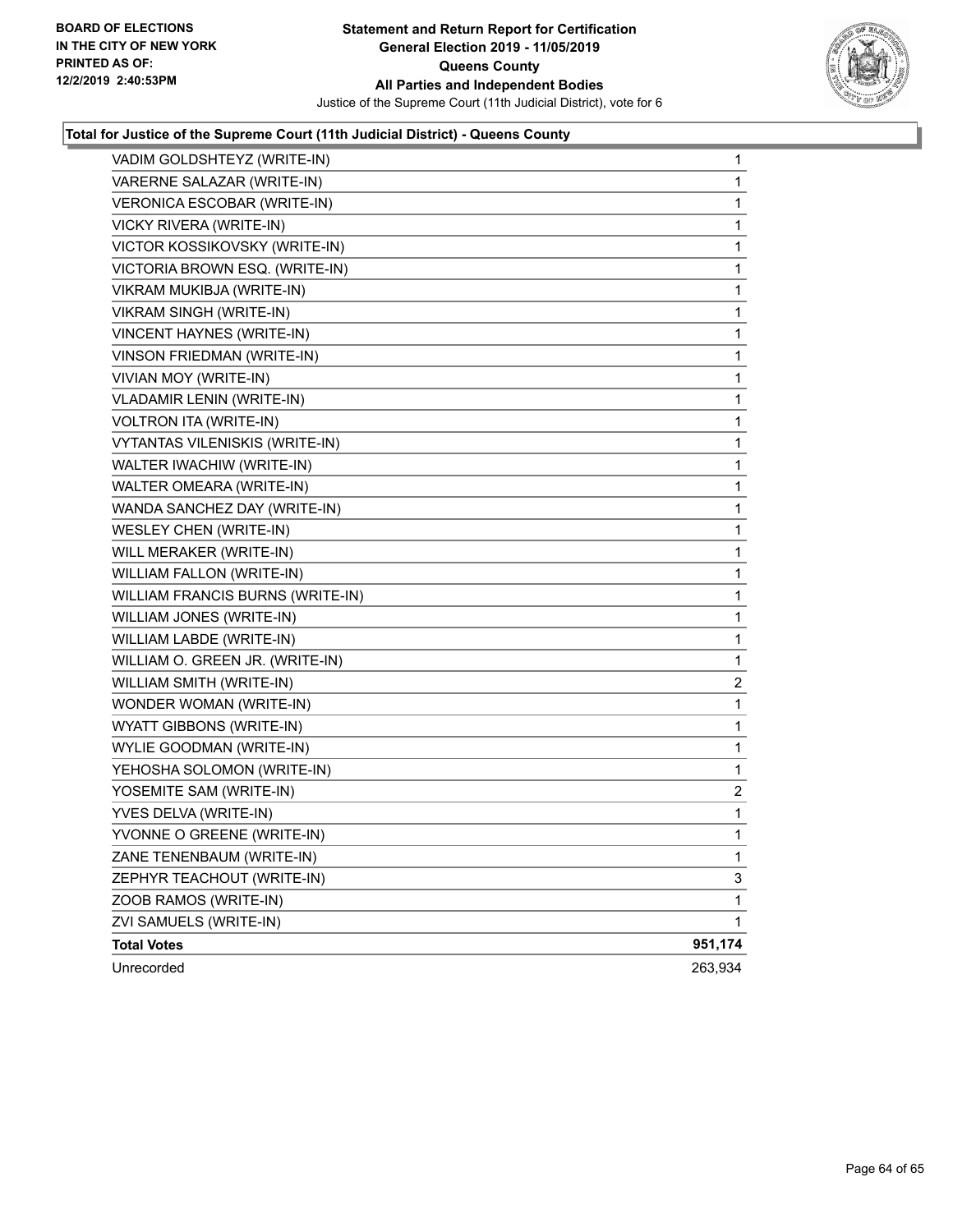**BOARD OF ELECTIONS IN THE CITY OF NEW YORK PRINTED AS OF: 12/2/2019 2:40:53PM**

**Statement and Return Report for Certification General Election 2019 - 11/05/2019 Queens County All Parties and Independent Bodies**

Justice of the Supreme Court (11th Judicial District), vote for 6

**Total for Justice of the Supreme Court (11th Judicial District) - Queens County**

| | |
|---|---|
| VADIM GOLDSHTEYZ (WRITE-IN) | 1 |
| VARERNE SALAZAR (WRITE-IN) | 1 |
| VERONICA ESCOBAR (WRITE-IN) | 1 |
| VICKY RIVERA (WRITE-IN) | 1 |
| VICTOR KOSSIKOVSKY (WRITE-IN) | 1 |
| VICTORIA BROWN ESQ. (WRITE-IN) | 1 |
| VIKRAM MUKIBJA (WRITE-IN) | 1 |
| VIKRAM SINGH (WRITE-IN) | 1 |
| VINCENT HAYNES (WRITE-IN) | 1 |
| VINSON FRIEDMAN (WRITE-IN) | 1 |
| VIVIAN MOY (WRITE-IN) | 1 |
| VLADAMIR LENIN (WRITE-IN) | 1 |
| VOLTRON ITA (WRITE-IN) | 1 |
| VYTANTAS VILENISKIS (WRITE-IN) | 1 |
| WALTER IWACHIW (WRITE-IN) | 1 |
| WALTER OMEARA (WRITE-IN) | 1 |
| WANDA SANCHEZ DAY (WRITE-IN) | 1 |
| WESLEY CHEN (WRITE-IN) | 1 |
| WILL MERAKER (WRITE-IN) | 1 |
| WILLIAM FALLON (WRITE-IN) | 1 |
| WILLIAM FRANCIS BURNS (WRITE-IN) | 1 |
| WILLIAM JONES (WRITE-IN) | 1 |
| WILLIAM LABDE (WRITE-IN) | 1 |
| WILLIAM O. GREEN JR. (WRITE-IN) | 1 |
| WILLIAM SMITH (WRITE-IN) | 2 |
| WONDER WOMAN (WRITE-IN) | 1 |
| WYATT GIBBONS (WRITE-IN) | 1 |
| WYLIE GOODMAN (WRITE-IN) | 1 |
| YEHOSHA SOLOMON (WRITE-IN) | 1 |
| YOSEMITE SAM (WRITE-IN) | 2 |
| YVES DELVA (WRITE-IN) | 1 |
| YVONNE O GREENE (WRITE-IN) | 1 |
| ZANE TENENBAUM (WRITE-IN) | 1 |
| ZEPHYR TEACHOUT (WRITE-IN) | 3 |
| ZOOB RAMOS (WRITE-IN) | 1 |
| ZVI SAMUELS (WRITE-IN) | 1 |
| **Total Votes** | **951,174** |
| Unrecorded | 263,934 |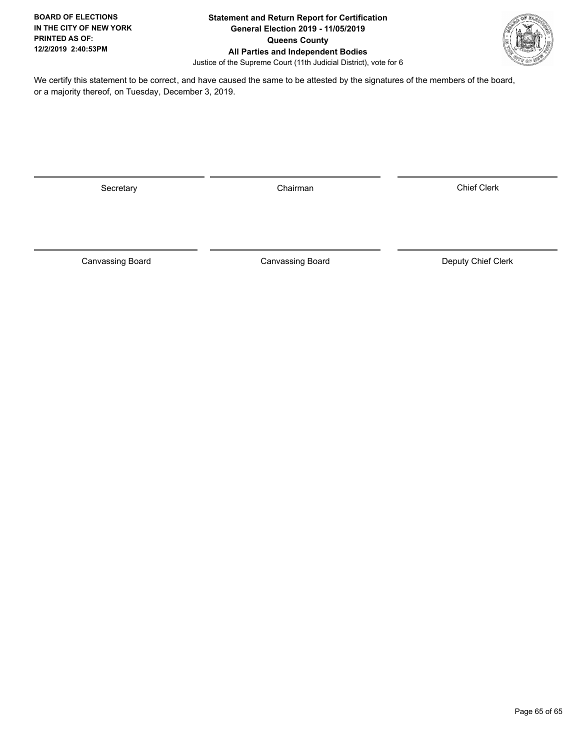We certify this statement to be correct, and have caused the same to be attested by the signatures of the members of the board, or a majority thereof, on Tuesday, December 3, 2019.

| | | |
|---|---|---|
| Secretary | Chairman | Chief Clerk |
| Canvassing Board | Canvassing Board | Deputy Chief Clerk |